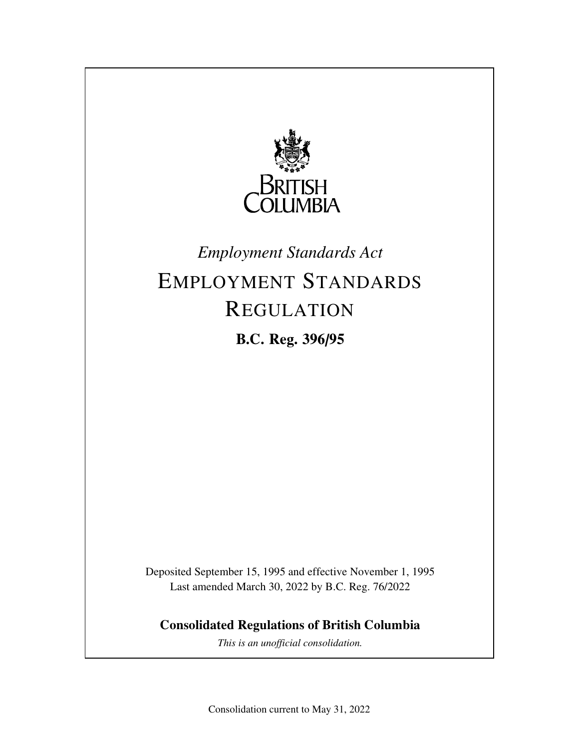BRITISH COLUMBIA

*Employment Standards Act*

# EMPLOYMENT STANDARDS REGULATION

**B.C. Reg. 396/95**

Deposited September 15, 1995 and effective November 1, 1995
Last amended March 30, 2022 by B.C. Reg. 76/2022

**Consolidated Regulations of British Columbia**

*This is an unofficial consolidation.*

Consolidation current to May 31, 2022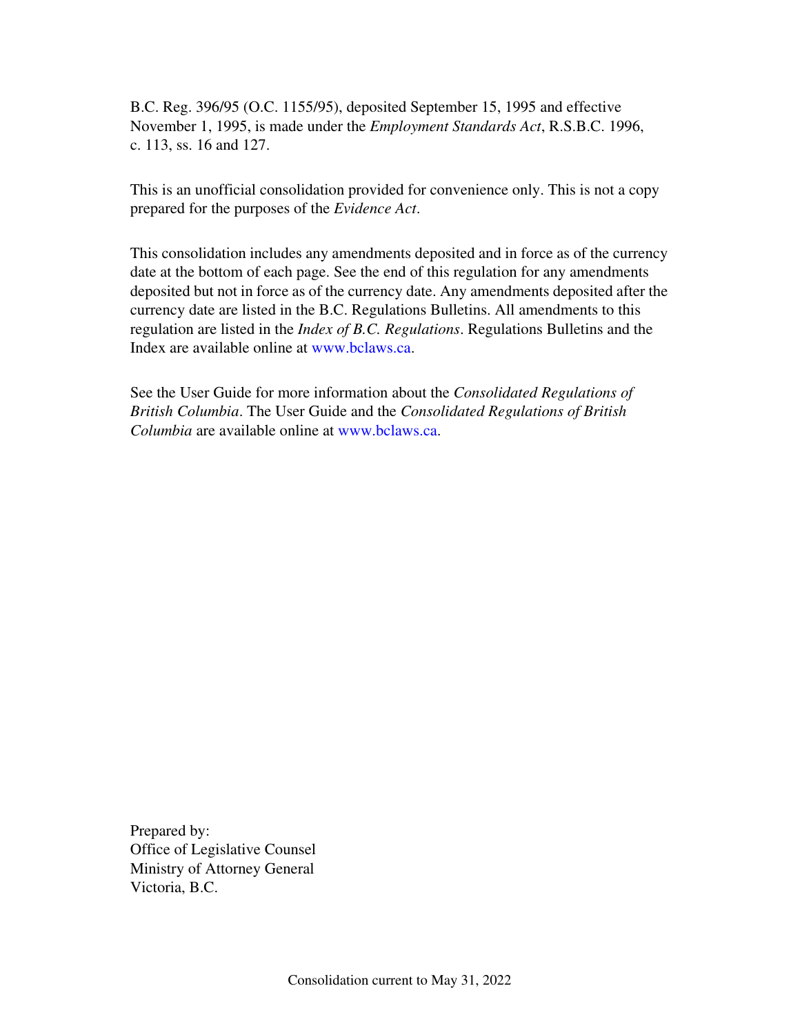B.C. Reg. 396/95 (O.C. 1155/95), deposited September 15, 1995 and effective November 1, 1995, is made under the *Employment Standards Act*, R.S.B.C. 1996, c. 113, ss. 16 and 127.

This is an unofficial consolidation provided for convenience only. This is not a copy prepared for the purposes of the *Evidence Act*.

This consolidation includes any amendments deposited and in force as of the currency date at the bottom of each page. See the end of this regulation for any amendments deposited but not in force as of the currency date. Any amendments deposited after the currency date are listed in the B.C. Regulations Bulletins. All amendments to this regulation are listed in the *Index of B.C. Regulations*. Regulations Bulletins and the Index are available online at www.bclaws.ca.

See the User Guide for more information about the *Consolidated Regulations of British Columbia*. The User Guide and the *Consolidated Regulations of British Columbia* are available online at www.bclaws.ca.

Prepared by:
Office of Legislative Counsel
Ministry of Attorney General
Victoria, B.C.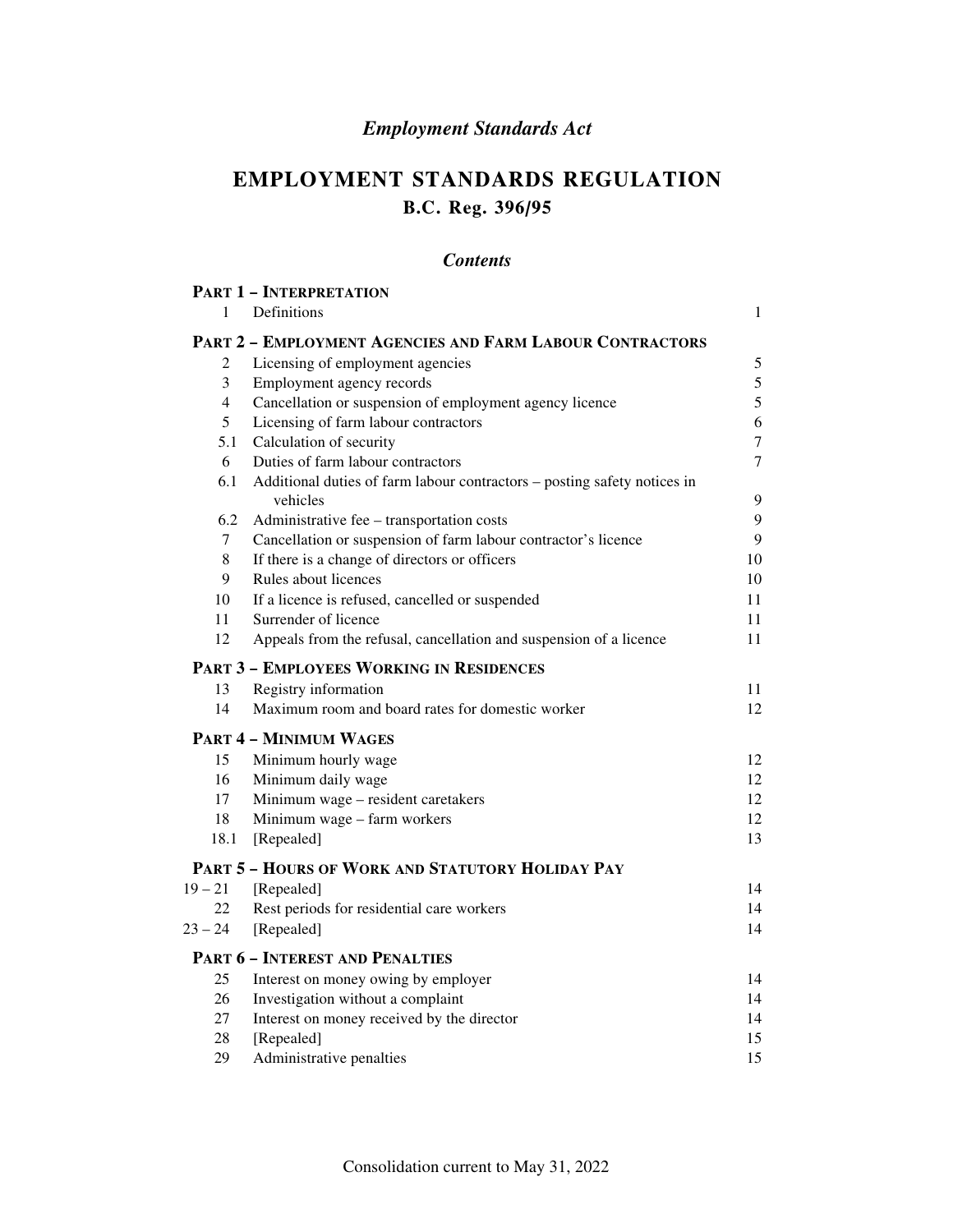*Employment Standards Act*

# EMPLOYMENT STANDARDS REGULATION

## B.C. Reg. 396/95

### *Contents*

**PART 1 – INTERPRETATION**

| | | |
|---|---|---|
| 1 | Definitions | 1 |

**PART 2 – EMPLOYMENT AGENCIES AND FARM LABOUR CONTRACTORS**

| | | |
|---|---|---|
| 2 | Licensing of employment agencies | 5 |
| 3 | Employment agency records | 5 |
| 4 | Cancellation or suspension of employment agency licence | 5 |
| 5 | Licensing of farm labour contractors | 6 |
| 5.1 | Calculation of security | 7 |
| 6 | Duties of farm labour contractors | 7 |
| 6.1 | Additional duties of farm labour contractors – posting safety notices in vehicles | 9 |
| 6.2 | Administrative fee – transportation costs | 9 |
| 7 | Cancellation or suspension of farm labour contractor's licence | 9 |
| 8 | If there is a change of directors or officers | 10 |
| 9 | Rules about licences | 10 |
| 10 | If a licence is refused, cancelled or suspended | 11 |
| 11 | Surrender of licence | 11 |
| 12 | Appeals from the refusal, cancellation and suspension of a licence | 11 |

**PART 3 – EMPLOYEES WORKING IN RESIDENCES**

| | | |
|---|---|---|
| 13 | Registry information | 11 |
| 14 | Maximum room and board rates for domestic worker | 12 |

**PART 4 – MINIMUM WAGES**

| | | |
|---|---|---|
| 15 | Minimum hourly wage | 12 |
| 16 | Minimum daily wage | 12 |
| 17 | Minimum wage – resident caretakers | 12 |
| 18 | Minimum wage – farm workers | 12 |
| 18.1 | [Repealed] | 13 |

**PART 5 – HOURS OF WORK AND STATUTORY HOLIDAY PAY**

| | | |
|---|---|---|
| 19 – 21 | [Repealed] | 14 |
| 22 | Rest periods for residential care workers | 14 |
| 23 – 24 | [Repealed] | 14 |

**PART 6 – INTEREST AND PENALTIES**

| | | |
|---|---|---|
| 25 | Interest on money owing by employer | 14 |
| 26 | Investigation without a complaint | 14 |
| 27 | Interest on money received by the director | 14 |
| 28 | [Repealed] | 15 |
| 29 | Administrative penalties | 15 |

Consolidation current to May 31, 2022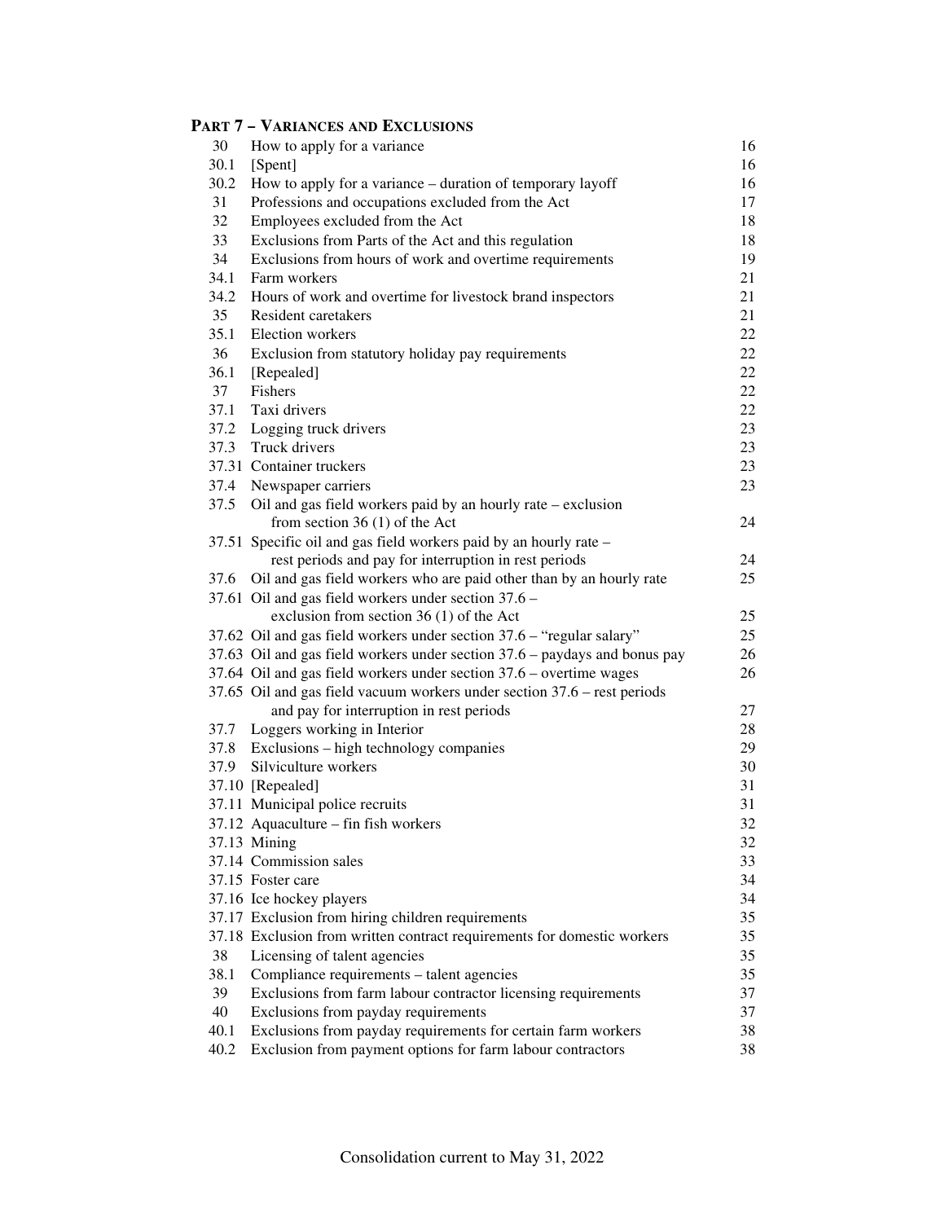## PART 7 – VARIANCES AND EXCLUSIONS

| | | |
|---|---|---|
| 30 | How to apply for a variance | 16 |
| 30.1 | [Spent] | 16 |
| 30.2 | How to apply for a variance – duration of temporary layoff | 16 |
| 31 | Professions and occupations excluded from the Act | 17 |
| 32 | Employees excluded from the Act | 18 |
| 33 | Exclusions from Parts of the Act and this regulation | 18 |
| 34 | Exclusions from hours of work and overtime requirements | 19 |
| 34.1 | Farm workers | 21 |
| 34.2 | Hours of work and overtime for livestock brand inspectors | 21 |
| 35 | Resident caretakers | 21 |
| 35.1 | Election workers | 22 |
| 36 | Exclusion from statutory holiday pay requirements | 22 |
| 36.1 | [Repealed] | 22 |
| 37 | Fishers | 22 |
| 37.1 | Taxi drivers | 22 |
| 37.2 | Logging truck drivers | 23 |
| 37.3 | Truck drivers | 23 |
| 37.31 | Container truckers | 23 |
| 37.4 | Newspaper carriers | 23 |
| 37.5 | Oil and gas field workers paid by an hourly rate – exclusion from section 36 (1) of the Act | 24 |
| 37.51 | Specific oil and gas field workers paid by an hourly rate – rest periods and pay for interruption in rest periods | 24 |
| 37.6 | Oil and gas field workers who are paid other than by an hourly rate | 25 |
| 37.61 | Oil and gas field workers under section 37.6 – exclusion from section 36 (1) of the Act | 25 |
| 37.62 | Oil and gas field workers under section 37.6 – "regular salary" | 25 |
| 37.63 | Oil and gas field workers under section 37.6 – paydays and bonus pay | 26 |
| 37.64 | Oil and gas field workers under section 37.6 – overtime wages | 26 |
| 37.65 | Oil and gas field vacuum workers under section 37.6 – rest periods and pay for interruption in rest periods | 27 |
| 37.7 | Loggers working in Interior | 28 |
| 37.8 | Exclusions – high technology companies | 29 |
| 37.9 | Silviculture workers | 30 |
| 37.10 | [Repealed] | 31 |
| 37.11 | Municipal police recruits | 31 |
| 37.12 | Aquaculture – fin fish workers | 32 |
| 37.13 | Mining | 32 |
| 37.14 | Commission sales | 33 |
| 37.15 | Foster care | 34 |
| 37.16 | Ice hockey players | 34 |
| 37.17 | Exclusion from hiring children requirements | 35 |
| 37.18 | Exclusion from written contract requirements for domestic workers | 35 |
| 38 | Licensing of talent agencies | 35 |
| 38.1 | Compliance requirements – talent agencies | 35 |
| 39 | Exclusions from farm labour contractor licensing requirements | 37 |
| 40 | Exclusions from payday requirements | 37 |
| 40.1 | Exclusions from payday requirements for certain farm workers | 38 |
| 40.2 | Exclusion from payment options for farm labour contractors | 38 |

Consolidation current to May 31, 2022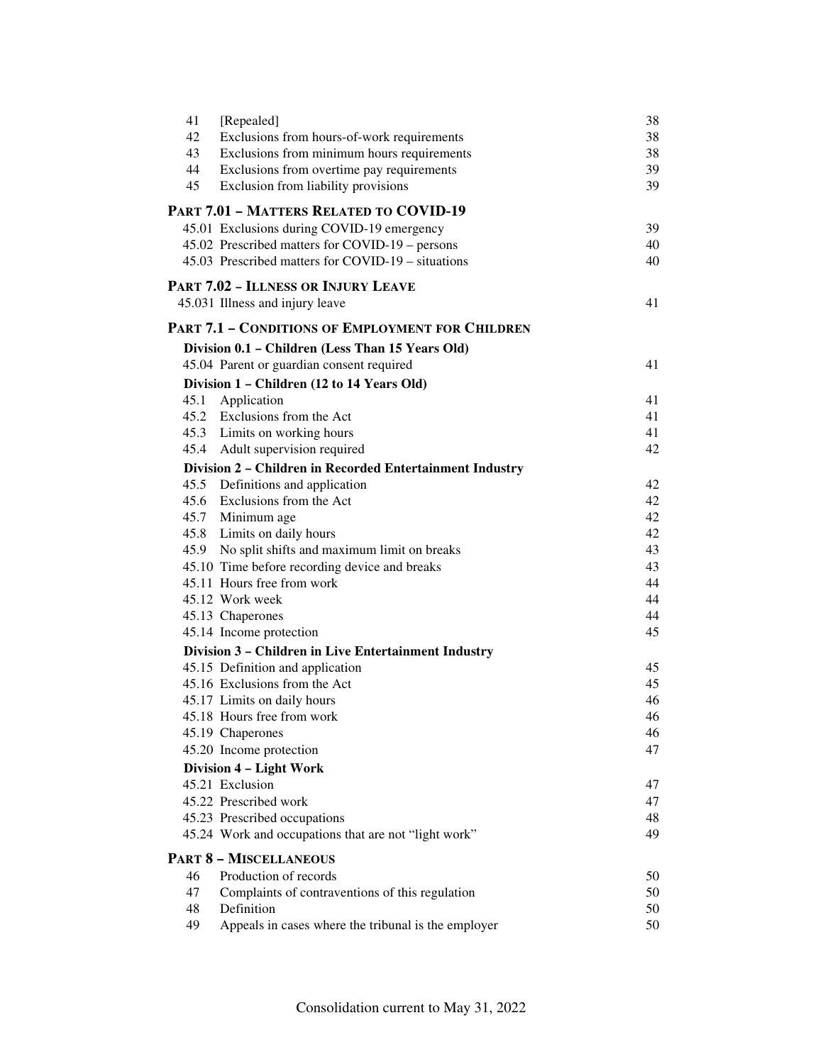| | | |
|---|---|---|
| 41 | [Repealed] | 38 |
| 42 | Exclusions from hours-of-work requirements | 38 |
| 43 | Exclusions from minimum hours requirements | 38 |
| 44 | Exclusions from overtime pay requirements | 39 |
| 45 | Exclusion from liability provisions | 39 |

**PART 7.01 – MATTERS RELATED TO COVID-19**

| | | |
|---|---|---|
| 45.01 | Exclusions during COVID-19 emergency | 39 |
| 45.02 | Prescribed matters for COVID-19 – persons | 40 |
| 45.03 | Prescribed matters for COVID-19 – situations | 40 |

**PART 7.02 – ILLNESS OR INJURY LEAVE**

| | | |
|---|---|---|
| 45.031 | Illness and injury leave | 41 |

**PART 7.1 – CONDITIONS OF EMPLOYMENT FOR CHILDREN**

**Division 0.1 – Children (Less Than 15 Years Old)**

| | | |
|---|---|---|
| 45.04 | Parent or guardian consent required | 41 |

**Division 1 – Children (12 to 14 Years Old)**

| | | |
|---|---|---|
| 45.1 | Application | 41 |
| 45.2 | Exclusions from the Act | 41 |
| 45.3 | Limits on working hours | 41 |
| 45.4 | Adult supervision required | 42 |

**Division 2 – Children in Recorded Entertainment Industry**

| | | |
|---|---|---|
| 45.5 | Definitions and application | 42 |
| 45.6 | Exclusions from the Act | 42 |
| 45.7 | Minimum age | 42 |
| 45.8 | Limits on daily hours | 42 |
| 45.9 | No split shifts and maximum limit on breaks | 43 |
| 45.10 | Time before recording device and breaks | 43 |
| 45.11 | Hours free from work | 44 |
| 45.12 | Work week | 44 |
| 45.13 | Chaperones | 44 |
| 45.14 | Income protection | 45 |

**Division 3 – Children in Live Entertainment Industry**

| | | |
|---|---|---|
| 45.15 | Definition and application | 45 |
| 45.16 | Exclusions from the Act | 45 |
| 45.17 | Limits on daily hours | 46 |
| 45.18 | Hours free from work | 46 |
| 45.19 | Chaperones | 46 |
| 45.20 | Income protection | 47 |

**Division 4 – Light Work**

| | | |
|---|---|---|
| 45.21 | Exclusion | 47 |
| 45.22 | Prescribed work | 47 |
| 45.23 | Prescribed occupations | 48 |
| 45.24 | Work and occupations that are not "light work" | 49 |

**PART 8 – MISCELLANEOUS**

| | | |
|---|---|---|
| 46 | Production of records | 50 |
| 47 | Complaints of contraventions of this regulation | 50 |
| 48 | Definition | 50 |
| 49 | Appeals in cases where the tribunal is the employer | 50 |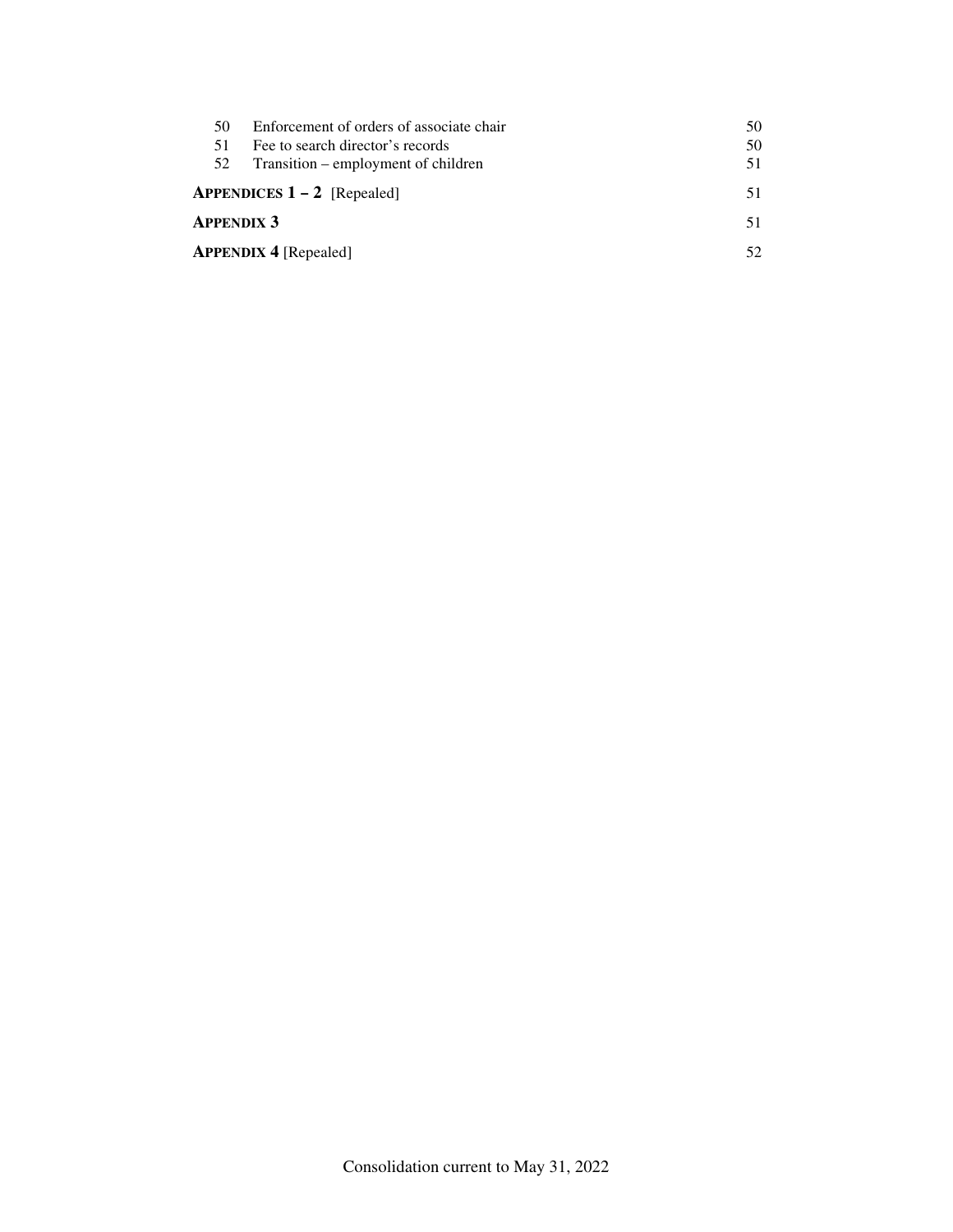| | | |
|---|---|---|
| 50 | Enforcement of orders of associate chair | 50 |
| 51 | Fee to search director's records | 50 |
| 52 | Transition – employment of children | 51 |

**APPENDICES 1 – 2** [Repealed] 51

**APPENDIX 3** 51

**APPENDIX 4** [Repealed] 52

Consolidation current to May 31, 2022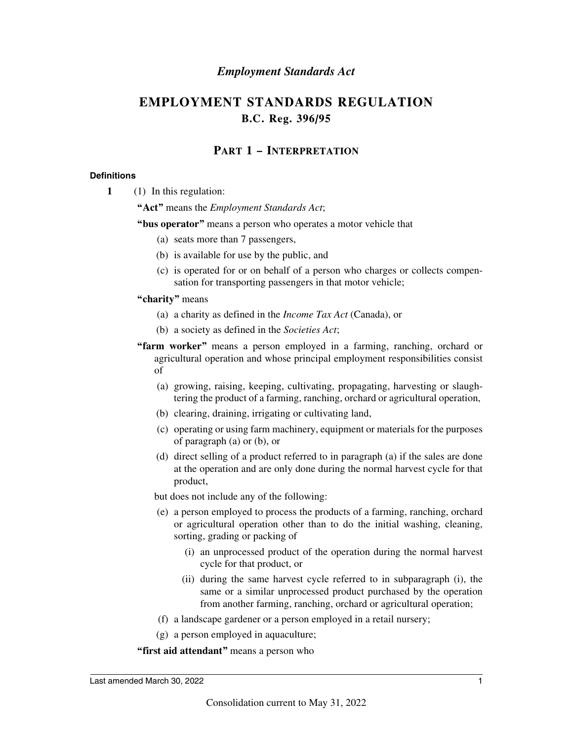*Employment Standards Act*

# EMPLOYMENT STANDARDS REGULATION

## B.C. Reg. 396/95

## PART 1 – INTERPRETATION

#### Definitions

**1** (1) In this regulation:

**"Act"** means the *Employment Standards Act*;

**"bus operator"** means a person who operates a motor vehicle that

(a) seats more than 7 passengers,

(b) is available for use by the public, and

(c) is operated for or on behalf of a person who charges or collects compensation for transporting passengers in that motor vehicle;

**"charity"** means

(a) a charity as defined in the *Income Tax Act* (Canada), or

(b) a society as defined in the *Societies Act*;

**"farm worker"** means a person employed in a farming, ranching, orchard or agricultural operation and whose principal employment responsibilities consist of

(a) growing, raising, keeping, cultivating, propagating, harvesting or slaughtering the product of a farming, ranching, orchard or agricultural operation,

(b) clearing, draining, irrigating or cultivating land,

(c) operating or using farm machinery, equipment or materials for the purposes of paragraph (a) or (b), or

(d) direct selling of a product referred to in paragraph (a) if the sales are done at the operation and are only done during the normal harvest cycle for that product,

but does not include any of the following:

(e) a person employed to process the products of a farming, ranching, orchard or agricultural operation other than to do the initial washing, cleaning, sorting, grading or packing of

(i) an unprocessed product of the operation during the normal harvest cycle for that product, or

(ii) during the same harvest cycle referred to in subparagraph (i), the same or a similar unprocessed product purchased by the operation from another farming, ranching, orchard or agricultural operation;

(f) a landscape gardener or a person employed in a retail nursery;

(g) a person employed in aquaculture;

**"first aid attendant"** means a person who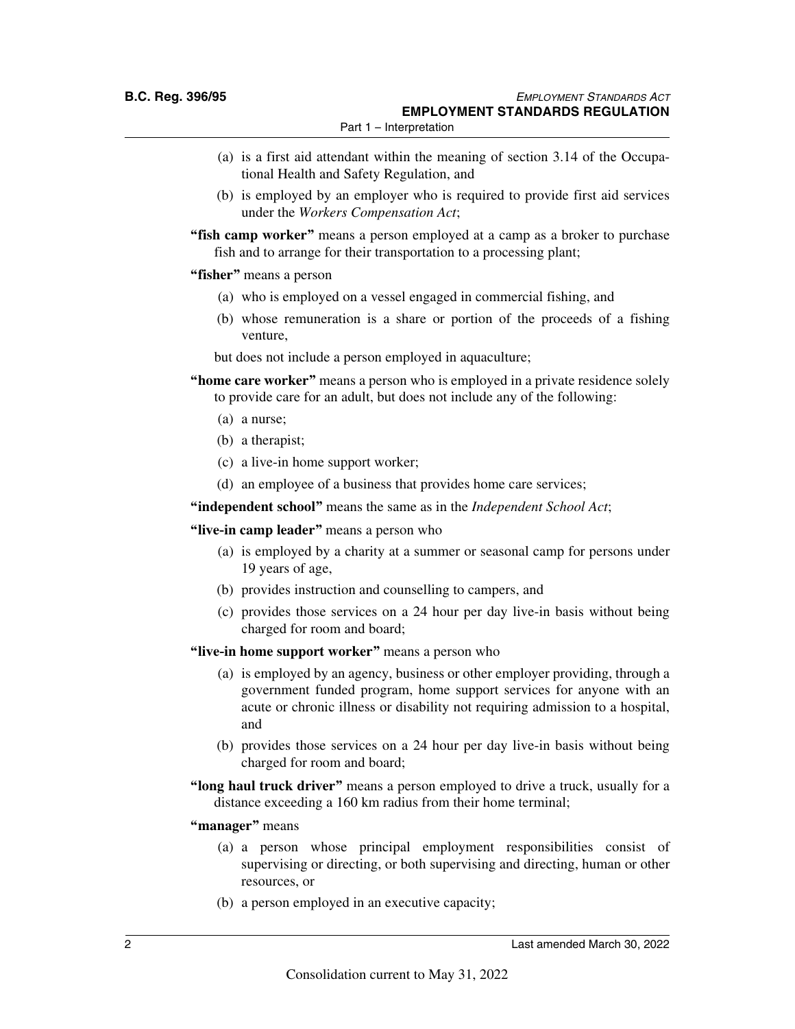(a) is a first aid attendant within the meaning of section 3.14 of the Occupational Health and Safety Regulation, and

(b) is employed by an employer who is required to provide first aid services under the *Workers Compensation Act*;

**"fish camp worker"** means a person employed at a camp as a broker to purchase fish and to arrange for their transportation to a processing plant;

**"fisher"** means a person

(a) who is employed on a vessel engaged in commercial fishing, and

(b) whose remuneration is a share or portion of the proceeds of a fishing venture,

but does not include a person employed in aquaculture;

**"home care worker"** means a person who is employed in a private residence solely to provide care for an adult, but does not include any of the following:

(a) a nurse;

(b) a therapist;

(c) a live-in home support worker;

(d) an employee of a business that provides home care services;

**"independent school"** means the same as in the *Independent School Act*;

**"live-in camp leader"** means a person who

(a) is employed by a charity at a summer or seasonal camp for persons under 19 years of age,

(b) provides instruction and counselling to campers, and

(c) provides those services on a 24 hour per day live-in basis without being charged for room and board;

**"live-in home support worker"** means a person who

(a) is employed by an agency, business or other employer providing, through a government funded program, home support services for anyone with an acute or chronic illness or disability not requiring admission to a hospital, and

(b) provides those services on a 24 hour per day live-in basis without being charged for room and board;

**"long haul truck driver"** means a person employed to drive a truck, usually for a distance exceeding a 160 km radius from their home terminal;

**"manager"** means

(a) a person whose principal employment responsibilities consist of supervising or directing, or both supervising and directing, human or other resources, or

(b) a person employed in an executive capacity;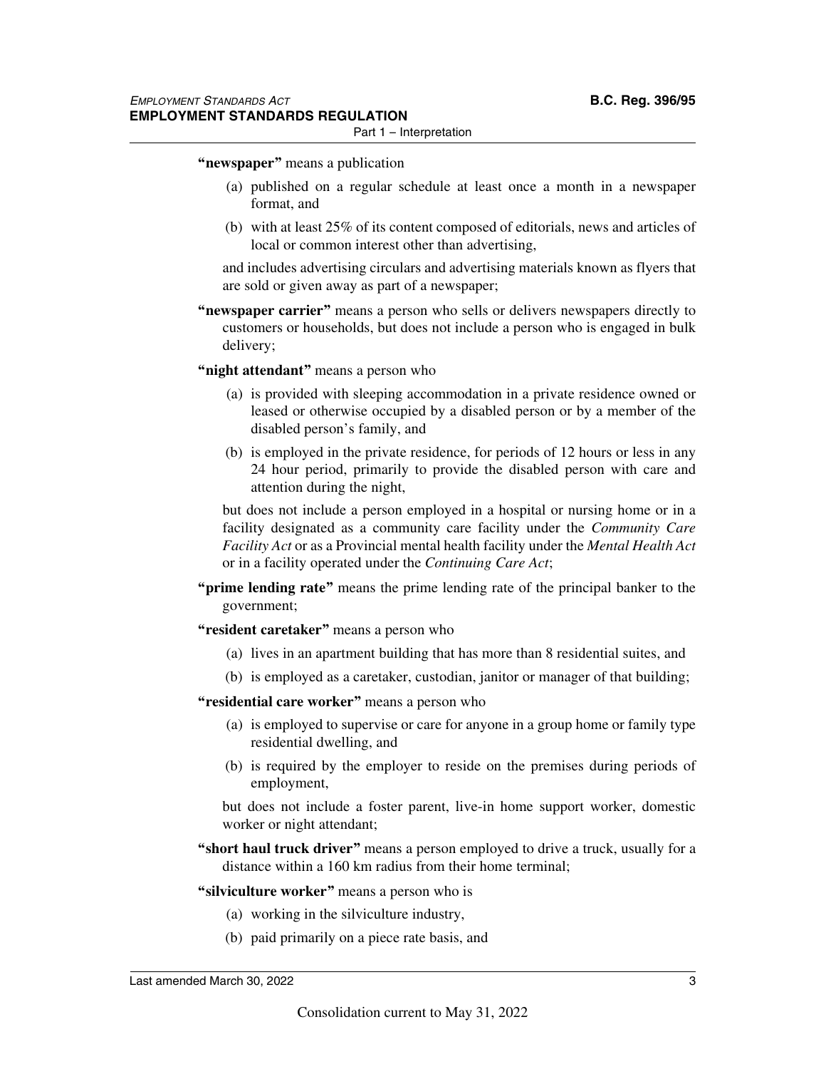**"newspaper"** means a publication

(a) published on a regular schedule at least once a month in a newspaper format, and

(b) with at least 25% of its content composed of editorials, news and articles of local or common interest other than advertising,

and includes advertising circulars and advertising materials known as flyers that are sold or given away as part of a newspaper;

**"newspaper carrier"** means a person who sells or delivers newspapers directly to customers or households, but does not include a person who is engaged in bulk delivery;

**"night attendant"** means a person who

(a) is provided with sleeping accommodation in a private residence owned or leased or otherwise occupied by a disabled person or by a member of the disabled person's family, and

(b) is employed in the private residence, for periods of 12 hours or less in any 24 hour period, primarily to provide the disabled person with care and attention during the night,

but does not include a person employed in a hospital or nursing home or in a facility designated as a community care facility under the *Community Care Facility Act* or as a Provincial mental health facility under the *Mental Health Act* or in a facility operated under the *Continuing Care Act*;

**"prime lending rate"** means the prime lending rate of the principal banker to the government;

**"resident caretaker"** means a person who

(a) lives in an apartment building that has more than 8 residential suites, and

(b) is employed as a caretaker, custodian, janitor or manager of that building;

**"residential care worker"** means a person who

(a) is employed to supervise or care for anyone in a group home or family type residential dwelling, and

(b) is required by the employer to reside on the premises during periods of employment,

but does not include a foster parent, live-in home support worker, domestic worker or night attendant;

**"short haul truck driver"** means a person employed to drive a truck, usually for a distance within a 160 km radius from their home terminal;

**"silviculture worker"** means a person who is

(a) working in the silviculture industry,

(b) paid primarily on a piece rate basis, and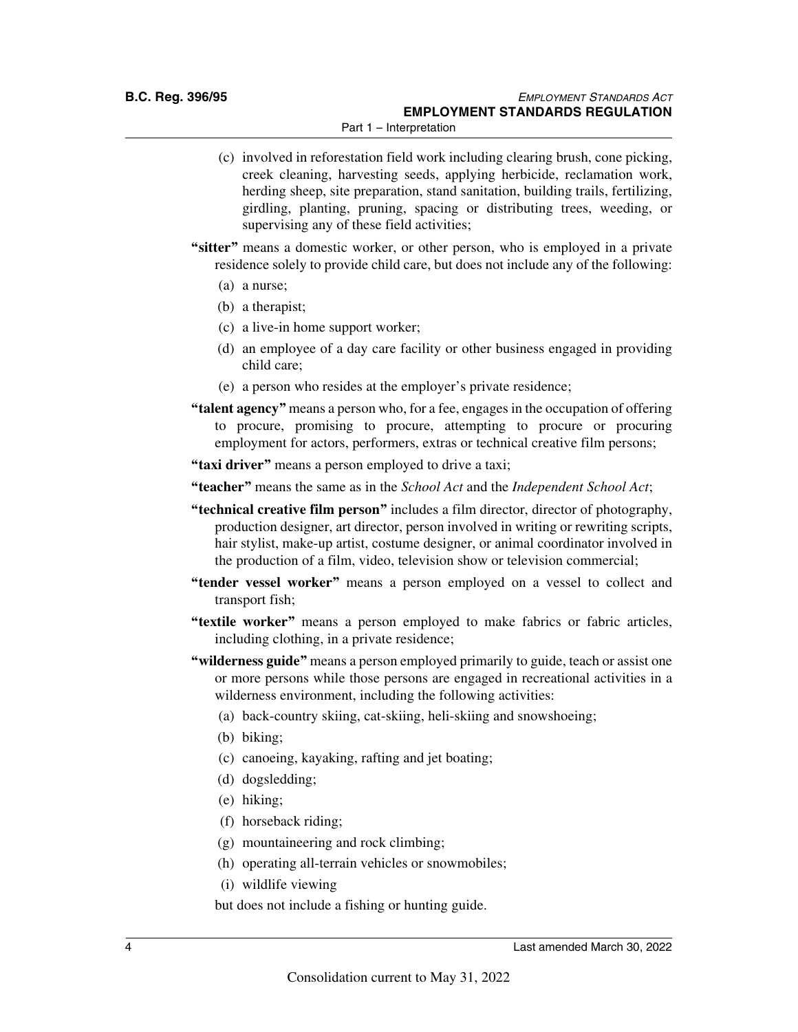(c) involved in reforestation field work including clearing brush, cone picking, creek cleaning, harvesting seeds, applying herbicide, reclamation work, herding sheep, site preparation, stand sanitation, building trails, fertilizing, girdling, planting, pruning, spacing or distributing trees, weeding, or supervising any of these field activities;

**"sitter"** means a domestic worker, or other person, who is employed in a private residence solely to provide child care, but does not include any of the following:

(a) a nurse;

(b) a therapist;

(c) a live-in home support worker;

(d) an employee of a day care facility or other business engaged in providing child care;

(e) a person who resides at the employer's private residence;

**"talent agency"** means a person who, for a fee, engages in the occupation of offering to procure, promising to procure, attempting to procure or procuring employment for actors, performers, extras or technical creative film persons;

**"taxi driver"** means a person employed to drive a taxi;

**"teacher"** means the same as in the *School Act* and the *Independent School Act*;

**"technical creative film person"** includes a film director, director of photography, production designer, art director, person involved in writing or rewriting scripts, hair stylist, make-up artist, costume designer, or animal coordinator involved in the production of a film, video, television show or television commercial;

**"tender vessel worker"** means a person employed on a vessel to collect and transport fish;

**"textile worker"** means a person employed to make fabrics or fabric articles, including clothing, in a private residence;

**"wilderness guide"** means a person employed primarily to guide, teach or assist one or more persons while those persons are engaged in recreational activities in a wilderness environment, including the following activities:

(a) back-country skiing, cat-skiing, heli-skiing and snowshoeing;

(b) biking;

(c) canoeing, kayaking, rafting and jet boating;

(d) dogsledding;

(e) hiking;

(f) horseback riding;

(g) mountaineering and rock climbing;

(h) operating all-terrain vehicles or snowmobiles;

(i) wildlife viewing

but does not include a fishing or hunting guide.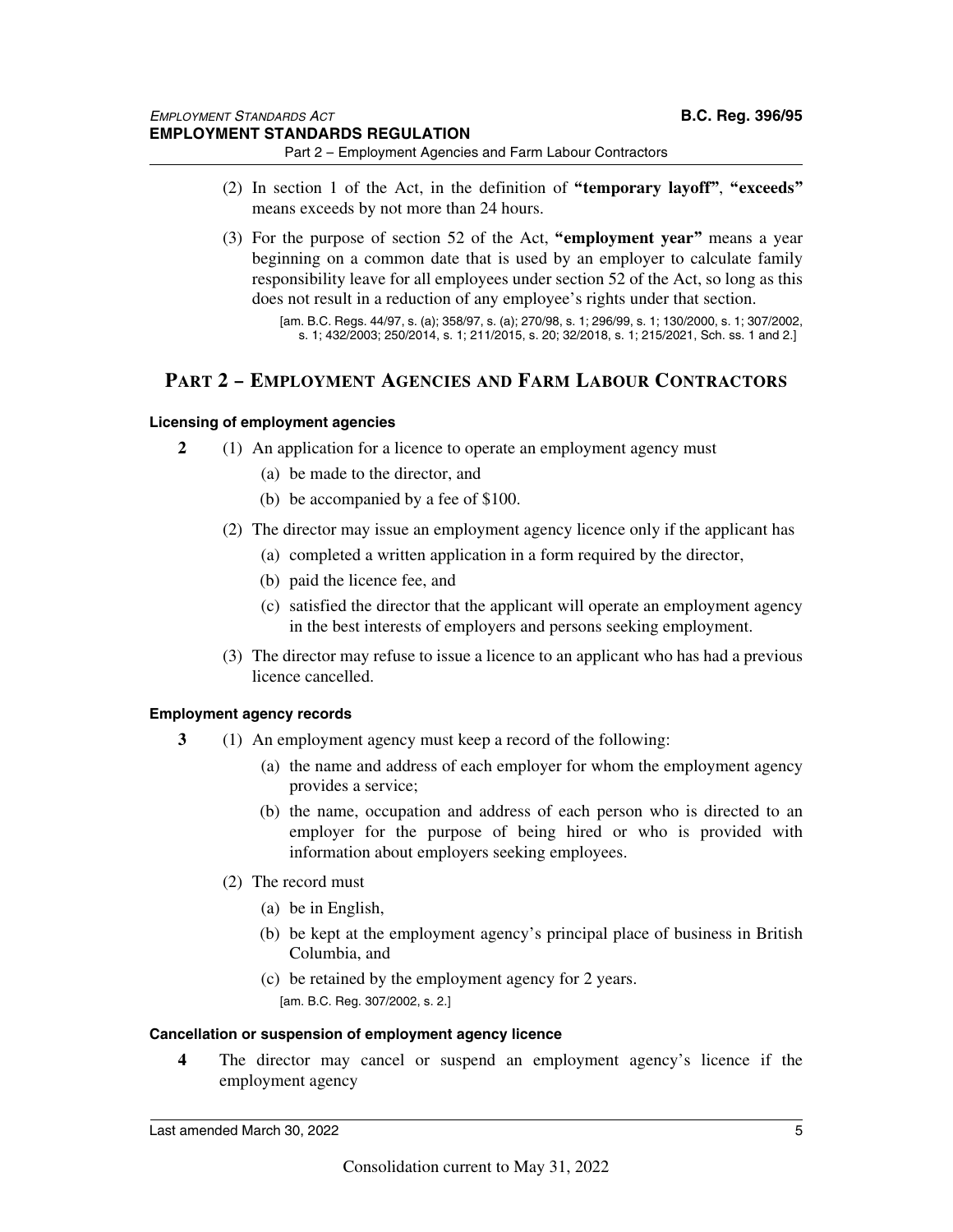(2) In section 1 of the Act, in the definition of **"temporary layoff"**, **"exceeds"** means exceeds by not more than 24 hours.

(3) For the purpose of section 52 of the Act, **"employment year"** means a year beginning on a common date that is used by an employer to calculate family responsibility leave for all employees under section 52 of the Act, so long as this does not result in a reduction of any employee's rights under that section.

[am. B.C. Regs. 44/97, s. (a); 358/97, s. (a); 270/98, s. 1; 296/99, s. 1; 130/2000, s. 1; 307/2002, s. 1; 432/2003; 250/2014, s. 1; 211/2015, s. 20; 32/2018, s. 1; 215/2021, Sch. ss. 1 and 2.]

## PART 2 – EMPLOYMENT AGENCIES AND FARM LABOUR CONTRACTORS

#### Licensing of employment agencies

**2** (1) An application for a licence to operate an employment agency must

(a) be made to the director, and

(b) be accompanied by a fee of $100.

(2) The director may issue an employment agency licence only if the applicant has

(a) completed a written application in a form required by the director,

(b) paid the licence fee, and

(c) satisfied the director that the applicant will operate an employment agency in the best interests of employers and persons seeking employment.

(3) The director may refuse to issue a licence to an applicant who has had a previous licence cancelled.

#### Employment agency records

**3** (1) An employment agency must keep a record of the following:

(a) the name and address of each employer for whom the employment agency provides a service;

(b) the name, occupation and address of each person who is directed to an employer for the purpose of being hired or who is provided with information about employers seeking employees.

(2) The record must

(a) be in English,

(b) be kept at the employment agency's principal place of business in British Columbia, and

(c) be retained by the employment agency for 2 years.

[am. B.C. Reg. 307/2002, s. 2.]

#### Cancellation or suspension of employment agency licence

**4** The director may cancel or suspend an employment agency's licence if the employment agency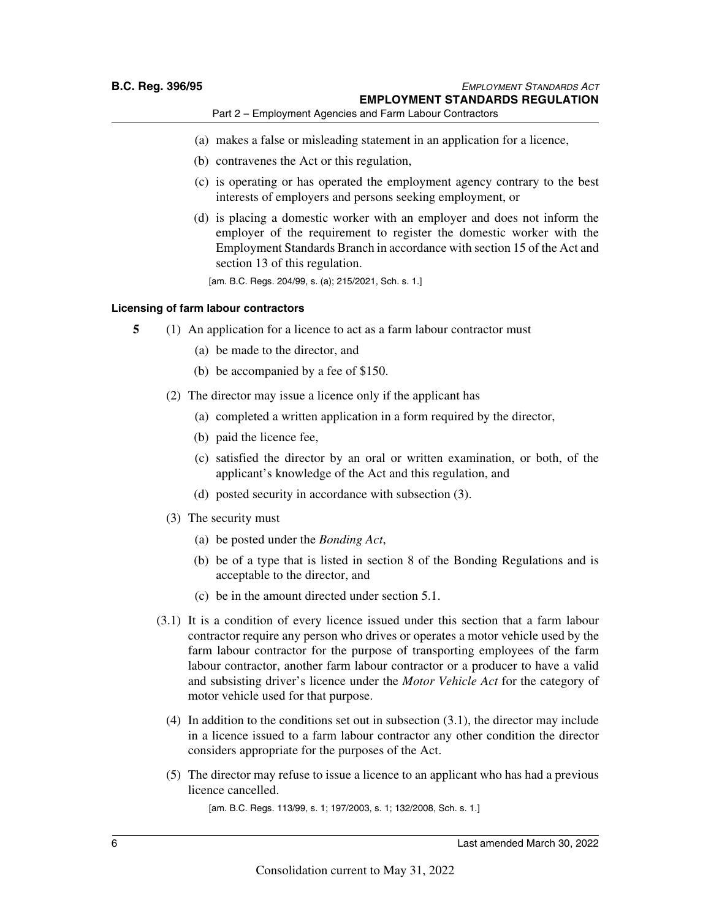(a) makes a false or misleading statement in an application for a licence,

(b) contravenes the Act or this regulation,

(c) is operating or has operated the employment agency contrary to the best interests of employers and persons seeking employment, or

(d) is placing a domestic worker with an employer and does not inform the employer of the requirement to register the domestic worker with the Employment Standards Branch in accordance with section 15 of the Act and section 13 of this regulation.

[am. B.C. Regs. 204/99, s. (a); 215/2021, Sch. s. 1.]

### Licensing of farm labour contractors

**5** (1) An application for a licence to act as a farm labour contractor must

(a) be made to the director, and

(b) be accompanied by a fee of $150.

(2) The director may issue a licence only if the applicant has

(a) completed a written application in a form required by the director,

(b) paid the licence fee,

(c) satisfied the director by an oral or written examination, or both, of the applicant's knowledge of the Act and this regulation, and

(d) posted security in accordance with subsection (3).

(3) The security must

(a) be posted under the *Bonding Act*,

(b) be of a type that is listed in section 8 of the Bonding Regulations and is acceptable to the director, and

(c) be in the amount directed under section 5.1.

(3.1) It is a condition of every licence issued under this section that a farm labour contractor require any person who drives or operates a motor vehicle used by the farm labour contractor for the purpose of transporting employees of the farm labour contractor, another farm labour contractor or a producer to have a valid and subsisting driver's licence under the *Motor Vehicle Act* for the category of motor vehicle used for that purpose.

(4) In addition to the conditions set out in subsection (3.1), the director may include in a licence issued to a farm labour contractor any other condition the director considers appropriate for the purposes of the Act.

(5) The director may refuse to issue a licence to an applicant who has had a previous licence cancelled.

[am. B.C. Regs. 113/99, s. 1; 197/2003, s. 1; 132/2008, Sch. s. 1.]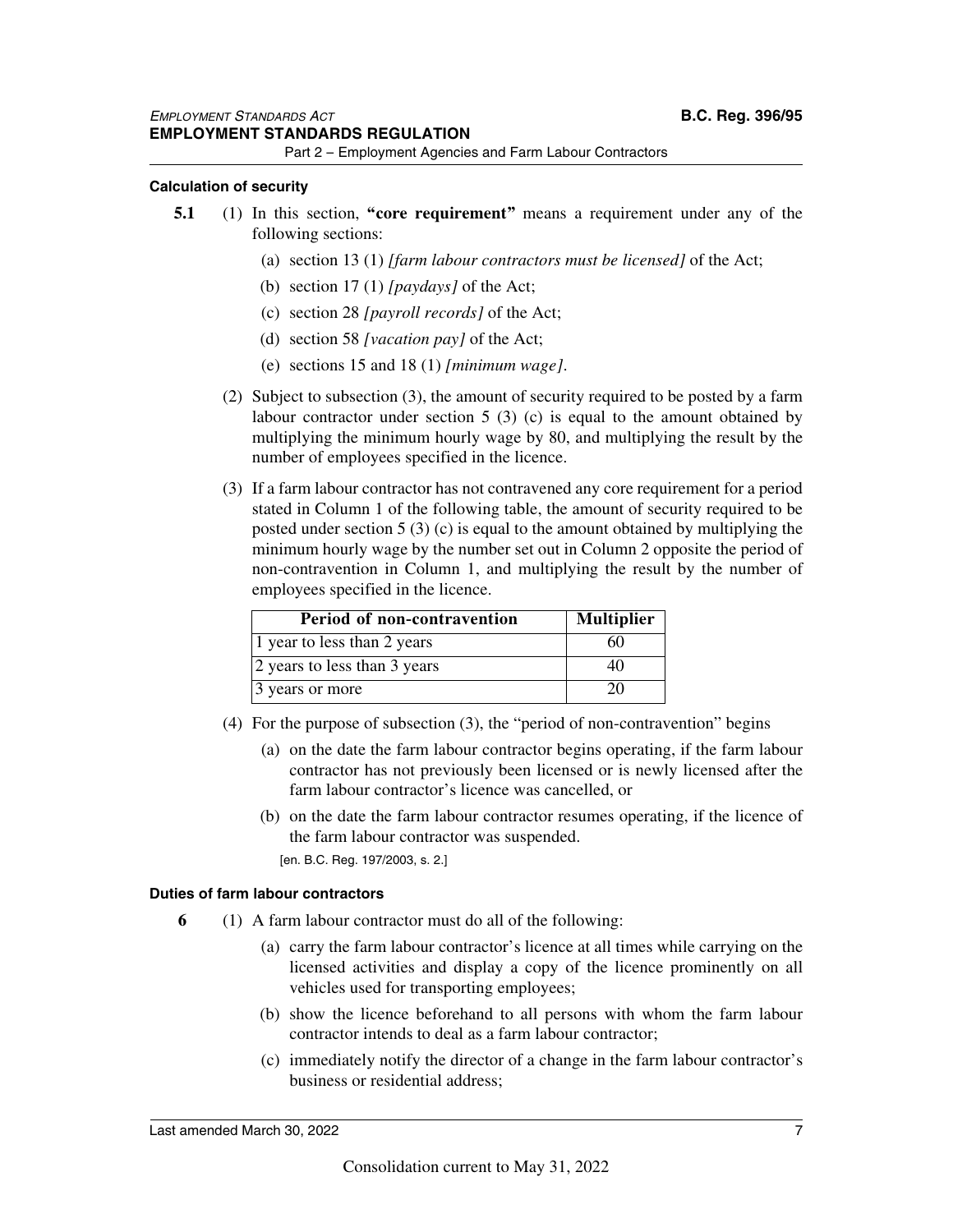#### Calculation of security

**5.1** (1) In this section, **"core requirement"** means a requirement under any of the following sections:

(a) section 13 (1) *[farm labour contractors must be licensed]* of the Act;

(b) section 17 (1) *[paydays]* of the Act;

(c) section 28 *[payroll records]* of the Act;

(d) section 58 *[vacation pay]* of the Act;

(e) sections 15 and 18 (1) *[minimum wage]*.

(2) Subject to subsection (3), the amount of security required to be posted by a farm labour contractor under section 5 (3) (c) is equal to the amount obtained by multiplying the minimum hourly wage by 80, and multiplying the result by the number of employees specified in the licence.

(3) If a farm labour contractor has not contravened any core requirement for a period stated in Column 1 of the following table, the amount of security required to be posted under section 5 (3) (c) is equal to the amount obtained by multiplying the minimum hourly wage by the number set out in Column 2 opposite the period of non-contravention in Column 1, and multiplying the result by the number of employees specified in the licence.

| Period of non-contravention | Multiplier |
| --- | --- |
| 1 year to less than 2 years | 60 |
| 2 years to less than 3 years | 40 |
| 3 years or more | 20 |

(4) For the purpose of subsection (3), the "period of non-contravention" begins

(a) on the date the farm labour contractor begins operating, if the farm labour contractor has not previously been licensed or is newly licensed after the farm labour contractor's licence was cancelled, or

(b) on the date the farm labour contractor resumes operating, if the licence of the farm labour contractor was suspended.

[en. B.C. Reg. 197/2003, s. 2.]

#### Duties of farm labour contractors

**6** (1) A farm labour contractor must do all of the following:

(a) carry the farm labour contractor's licence at all times while carrying on the licensed activities and display a copy of the licence prominently on all vehicles used for transporting employees;

(b) show the licence beforehand to all persons with whom the farm labour contractor intends to deal as a farm labour contractor;

(c) immediately notify the director of a change in the farm labour contractor's business or residential address;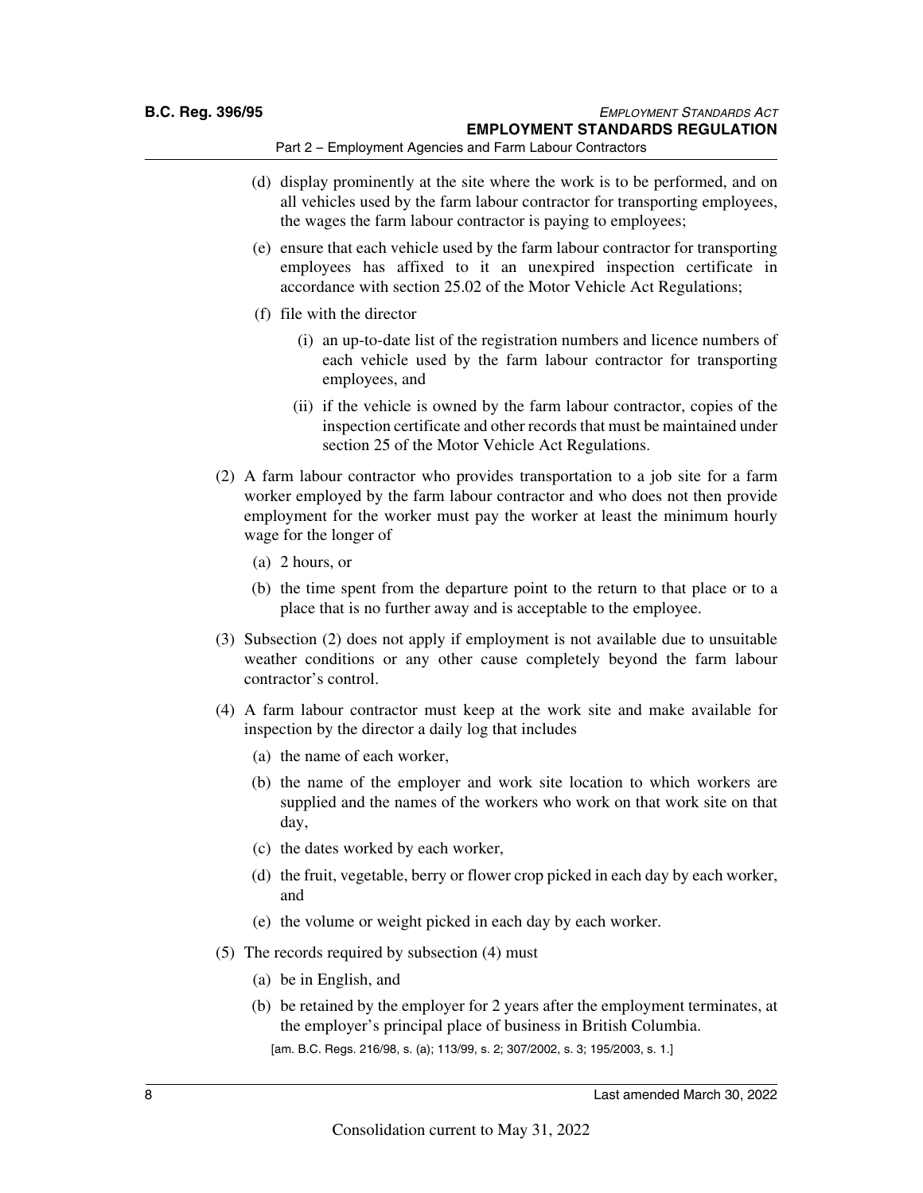(d) display prominently at the site where the work is to be performed, and on all vehicles used by the farm labour contractor for transporting employees, the wages the farm labour contractor is paying to employees;

(e) ensure that each vehicle used by the farm labour contractor for transporting employees has affixed to it an unexpired inspection certificate in accordance with section 25.02 of the Motor Vehicle Act Regulations;

(f) file with the director

(i) an up-to-date list of the registration numbers and licence numbers of each vehicle used by the farm labour contractor for transporting employees, and

(ii) if the vehicle is owned by the farm labour contractor, copies of the inspection certificate and other records that must be maintained under section 25 of the Motor Vehicle Act Regulations.

(2) A farm labour contractor who provides transportation to a job site for a farm worker employed by the farm labour contractor and who does not then provide employment for the worker must pay the worker at least the minimum hourly wage for the longer of

(a) 2 hours, or

(b) the time spent from the departure point to the return to that place or to a place that is no further away and is acceptable to the employee.

(3) Subsection (2) does not apply if employment is not available due to unsuitable weather conditions or any other cause completely beyond the farm labour contractor's control.

(4) A farm labour contractor must keep at the work site and make available for inspection by the director a daily log that includes

(a) the name of each worker,

(b) the name of the employer and work site location to which workers are supplied and the names of the workers who work on that work site on that day,

(c) the dates worked by each worker,

(d) the fruit, vegetable, berry or flower crop picked in each day by each worker, and

(e) the volume or weight picked in each day by each worker.

(5) The records required by subsection (4) must

(a) be in English, and

(b) be retained by the employer for 2 years after the employment terminates, at the employer's principal place of business in British Columbia.

[am. B.C. Regs. 216/98, s. (a); 113/99, s. 2; 307/2002, s. 3; 195/2003, s. 1.]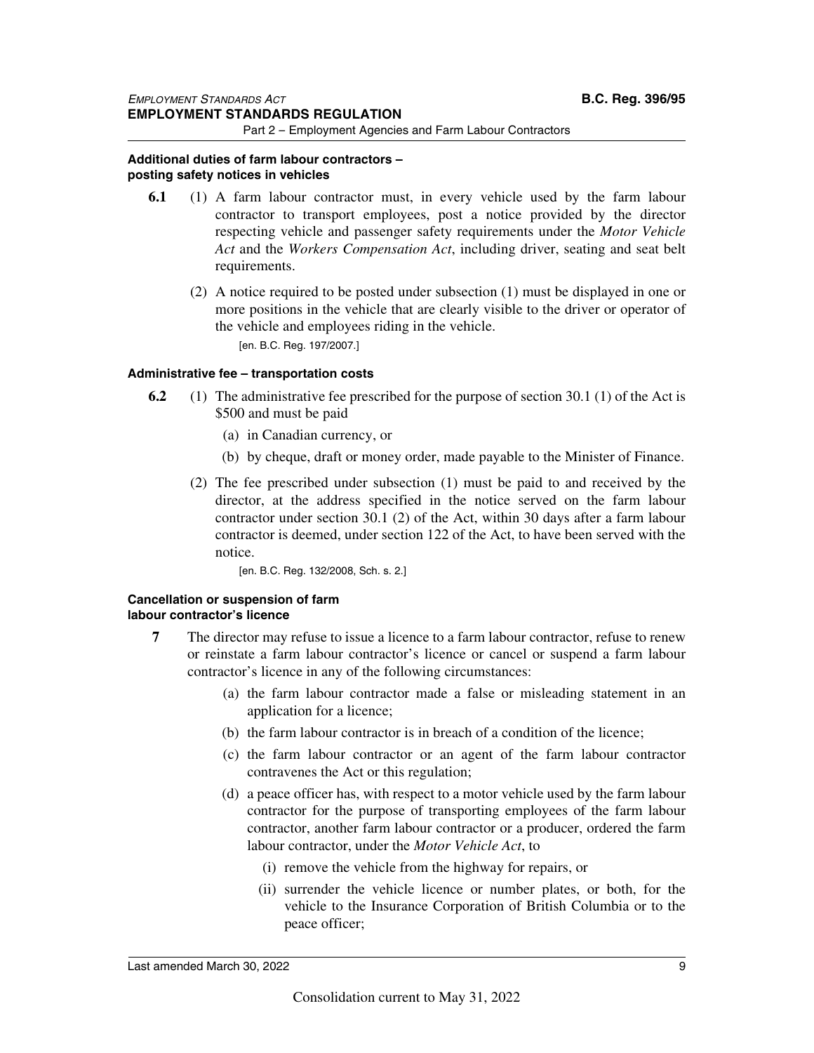**Additional duties of farm labour contractors – posting safety notices in vehicles**

**6.1** (1) A farm labour contractor must, in every vehicle used by the farm labour contractor to transport employees, post a notice provided by the director respecting vehicle and passenger safety requirements under the *Motor Vehicle Act* and the *Workers Compensation Act*, including driver, seating and seat belt requirements.

(2) A notice required to be posted under subsection (1) must be displayed in one or more positions in the vehicle that are clearly visible to the driver or operator of the vehicle and employees riding in the vehicle.

[en. B.C. Reg. 197/2007.]

**Administrative fee – transportation costs**

**6.2** (1) The administrative fee prescribed for the purpose of section 30.1 (1) of the Act is $500 and must be paid

(a) in Canadian currency, or

(b) by cheque, draft or money order, made payable to the Minister of Finance.

(2) The fee prescribed under subsection (1) must be paid to and received by the director, at the address specified in the notice served on the farm labour contractor under section 30.1 (2) of the Act, within 30 days after a farm labour contractor is deemed, under section 122 of the Act, to have been served with the notice.

[en. B.C. Reg. 132/2008, Sch. s. 2.]

**Cancellation or suspension of farm labour contractor's licence**

**7** The director may refuse to issue a licence to a farm labour contractor, refuse to renew or reinstate a farm labour contractor's licence or cancel or suspend a farm labour contractor's licence in any of the following circumstances:

(a) the farm labour contractor made a false or misleading statement in an application for a licence;

(b) the farm labour contractor is in breach of a condition of the licence;

(c) the farm labour contractor or an agent of the farm labour contractor contravenes the Act or this regulation;

(d) a peace officer has, with respect to a motor vehicle used by the farm labour contractor for the purpose of transporting employees of the farm labour contractor, another farm labour contractor or a producer, ordered the farm labour contractor, under the *Motor Vehicle Act*, to

(i) remove the vehicle from the highway for repairs, or

(ii) surrender the vehicle licence or number plates, or both, for the vehicle to the Insurance Corporation of British Columbia or to the peace officer;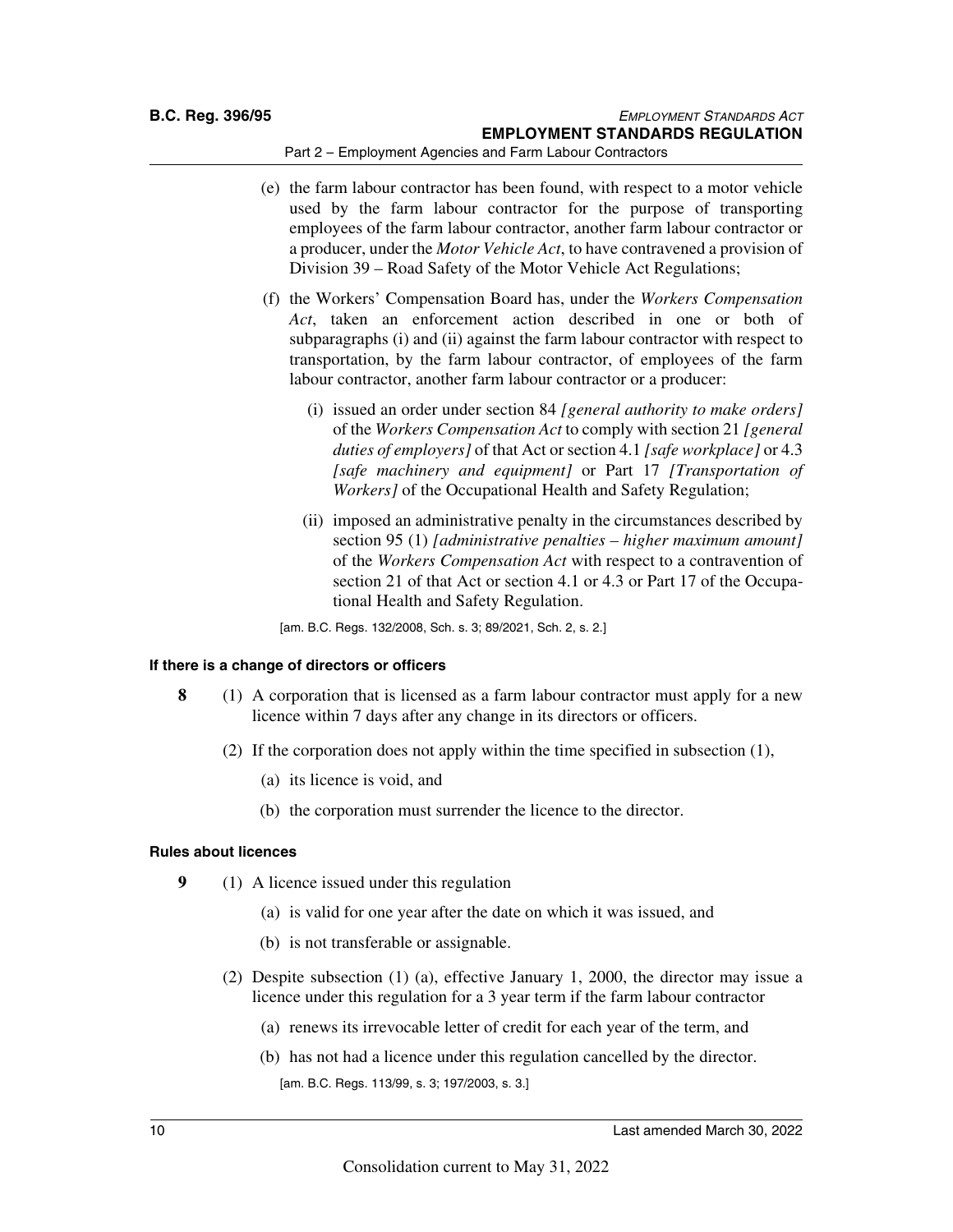(e) the farm labour contractor has been found, with respect to a motor vehicle used by the farm labour contractor for the purpose of transporting employees of the farm labour contractor, another farm labour contractor or a producer, under the *Motor Vehicle Act*, to have contravened a provision of Division 39 – Road Safety of the Motor Vehicle Act Regulations;

(f) the Workers' Compensation Board has, under the *Workers Compensation Act*, taken an enforcement action described in one or both of subparagraphs (i) and (ii) against the farm labour contractor with respect to transportation, by the farm labour contractor, of employees of the farm labour contractor, another farm labour contractor or a producer:

(i) issued an order under section 84 *[general authority to make orders]* of the *Workers Compensation Act* to comply with section 21 *[general duties of employers]* of that Act or section 4.1 *[safe workplace]* or 4.3 *[safe machinery and equipment]* or Part 17 *[Transportation of Workers]* of the Occupational Health and Safety Regulation;

(ii) imposed an administrative penalty in the circumstances described by section 95 (1) *[administrative penalties – higher maximum amount]* of the *Workers Compensation Act* with respect to a contravention of section 21 of that Act or section 4.1 or 4.3 or Part 17 of the Occupational Health and Safety Regulation.

[am. B.C. Regs. 132/2008, Sch. s. 3; 89/2021, Sch. 2, s. 2.]

#### If there is a change of directors or officers

**8** (1) A corporation that is licensed as a farm labour contractor must apply for a new licence within 7 days after any change in its directors or officers.

(2) If the corporation does not apply within the time specified in subsection (1),

(a) its licence is void, and

(b) the corporation must surrender the licence to the director.

#### Rules about licences

**9** (1) A licence issued under this regulation

(a) is valid for one year after the date on which it was issued, and

(b) is not transferable or assignable.

(2) Despite subsection (1) (a), effective January 1, 2000, the director may issue a licence under this regulation for a 3 year term if the farm labour contractor

(a) renews its irrevocable letter of credit for each year of the term, and

(b) has not had a licence under this regulation cancelled by the director.

[am. B.C. Regs. 113/99, s. 3; 197/2003, s. 3.]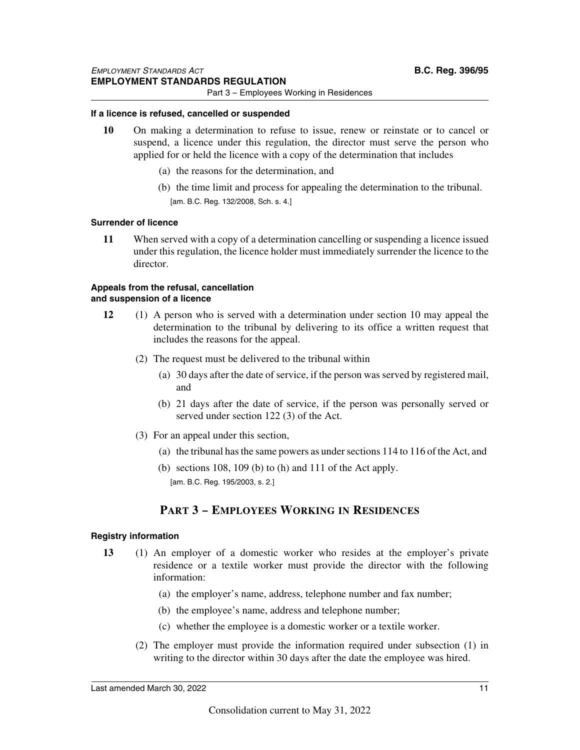#### If a licence is refused, cancelled or suspended

**10** On making a determination to refuse to issue, renew or reinstate or to cancel or suspend, a licence under this regulation, the director must serve the person who applied for or held the licence with a copy of the determination that includes

(a) the reasons for the determination, and

(b) the time limit and process for appealing the determination to the tribunal.

[am. B.C. Reg. 132/2008, Sch. s. 4.]

#### Surrender of licence

**11** When served with a copy of a determination cancelling or suspending a licence issued under this regulation, the licence holder must immediately surrender the licence to the director.

#### Appeals from the refusal, cancellation and suspension of a licence

**12** (1) A person who is served with a determination under section 10 may appeal the determination to the tribunal by delivering to its office a written request that includes the reasons for the appeal.

(2) The request must be delivered to the tribunal within

(a) 30 days after the date of service, if the person was served by registered mail, and

(b) 21 days after the date of service, if the person was personally served or served under section 122 (3) of the Act.

(3) For an appeal under this section,

(a) the tribunal has the same powers as under sections 114 to 116 of the Act, and

(b) sections 108, 109 (b) to (h) and 111 of the Act apply.

[am. B.C. Reg. 195/2003, s. 2.]

## PART 3 – EMPLOYEES WORKING IN RESIDENCES

#### Registry information

**13** (1) An employer of a domestic worker who resides at the employer's private residence or a textile worker must provide the director with the following information:

(a) the employer's name, address, telephone number and fax number;

(b) the employee's name, address and telephone number;

(c) whether the employee is a domestic worker or a textile worker.

(2) The employer must provide the information required under subsection (1) in writing to the director within 30 days after the date the employee was hired.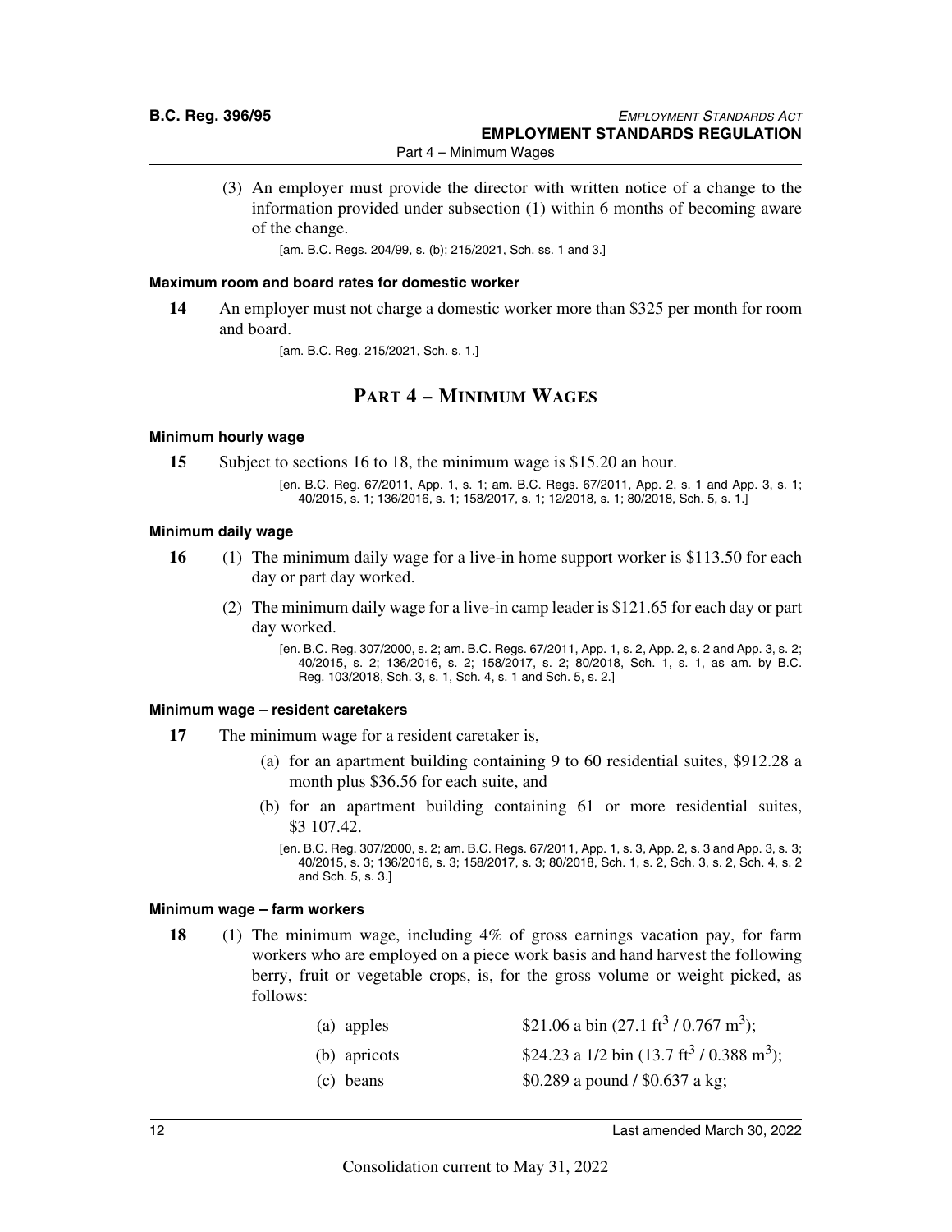(3) An employer must provide the director with written notice of a change to the information provided under subsection (1) within 6 months of becoming aware of the change.

[am. B.C. Regs. 204/99, s. (b); 215/2021, Sch. ss. 1 and 3.]

#### Maximum room and board rates for domestic worker

**14** An employer must not charge a domestic worker more than $325 per month for room and board.

[am. B.C. Reg. 215/2021, Sch. s. 1.]

## PART 4 – MINIMUM WAGES

#### Minimum hourly wage

**15** Subject to sections 16 to 18, the minimum wage is $15.20 an hour.

[en. B.C. Reg. 67/2011, App. 1, s. 1; am. B.C. Regs. 67/2011, App. 2, s. 1 and App. 3, s. 1; 40/2015, s. 1; 136/2016, s. 1; 158/2017, s. 1; 12/2018, s. 1; 80/2018, Sch. 5, s. 1.]

#### Minimum daily wage

**16** (1) The minimum daily wage for a live-in home support worker is $113.50 for each day or part day worked.

(2) The minimum daily wage for a live-in camp leader is $121.65 for each day or part day worked.

[en. B.C. Reg. 307/2000, s. 2; am. B.C. Regs. 67/2011, App. 1, s. 2, App. 2, s. 2 and App. 3, s. 2; 40/2015, s. 2; 136/2016, s. 2; 158/2017, s. 2; 80/2018, Sch. 1, s. 1, as am. by B.C. Reg. 103/2018, Sch. 3, s. 1, Sch. 4, s. 1 and Sch. 5, s. 2.]

#### Minimum wage – resident caretakers

**17** The minimum wage for a resident caretaker is,

(a) for an apartment building containing 9 to 60 residential suites, $912.28 a month plus $36.56 for each suite, and

(b) for an apartment building containing 61 or more residential suites, $3 107.42.

[en. B.C. Reg. 307/2000, s. 2; am. B.C. Regs. 67/2011, App. 1, s. 3, App. 2, s. 3 and App. 3, s. 3; 40/2015, s. 3; 136/2016, s. 3; 158/2017, s. 3; 80/2018, Sch. 1, s. 2, Sch. 3, s. 2, Sch. 4, s. 2 and Sch. 5, s. 3.]

#### Minimum wage – farm workers

**18** (1) The minimum wage, including 4% of gross earnings vacation pay, for farm workers who are employed on a piece work basis and hand harvest the following berry, fruit or vegetable crops, is, for the gross volume or weight picked, as follows:

(a) apples — $21.06 a bin (27.1 $ft^3$ / 0.767 $m^3$);

(b) apricots — $24.23 a 1/2 bin (13.7 $ft^3$ / 0.388 $m^3$);

(c) beans — $0.289 a pound / $0.637 a kg;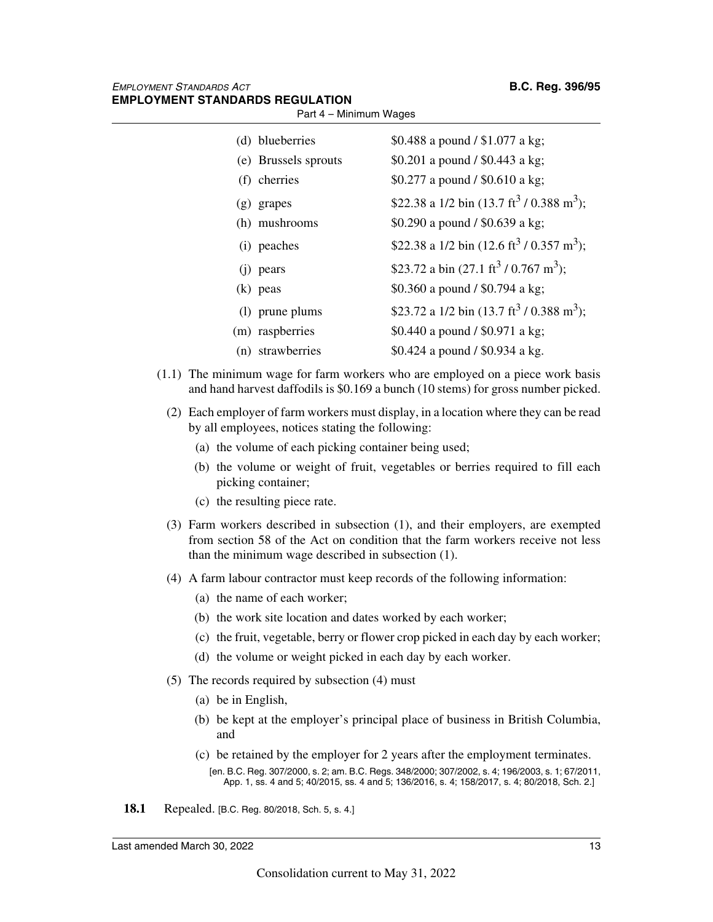| | |
|---|---|
| (d) blueberries | \$0.488 a pound / \$1.077 a kg; |
| (e) Brussels sprouts | \$0.201 a pound / \$0.443 a kg; |
| (f) cherries | \$0.277 a pound / \$0.610 a kg; |
| (g) grapes | \$22.38 a 1/2 bin (13.7 $ft^3$ / 0.388 $m^3$); |
| (h) mushrooms | \$0.290 a pound / \$0.639 a kg; |
| (i) peaches | \$22.38 a 1/2 bin (12.6 $ft^3$ / 0.357 $m^3$); |
| (j) pears | \$23.72 a bin (27.1 $ft^3$ / 0.767 $m^3$); |
| (k) peas | \$0.360 a pound / \$0.794 a kg; |
| (l) prune plums | \$23.72 a 1/2 bin (13.7 $ft^3$ / 0.388 $m^3$); |
| (m) raspberries | \$0.440 a pound / \$0.971 a kg; |
| (n) strawberries | \$0.424 a pound / \$0.934 a kg. |

(1.1) The minimum wage for farm workers who are employed on a piece work basis and hand harvest daffodils is \$0.169 a bunch (10 stems) for gross number picked.

(2) Each employer of farm workers must display, in a location where they can be read by all employees, notices stating the following:

(a) the volume of each picking container being used;

(b) the volume or weight of fruit, vegetables or berries required to fill each picking container;

(c) the resulting piece rate.

(3) Farm workers described in subsection (1), and their employers, are exempted from section 58 of the Act on condition that the farm workers receive not less than the minimum wage described in subsection (1).

(4) A farm labour contractor must keep records of the following information:

(a) the name of each worker;

(b) the work site location and dates worked by each worker;

(c) the fruit, vegetable, berry or flower crop picked in each day by each worker;

(d) the volume or weight picked in each day by each worker.

(5) The records required by subsection (4) must

(a) be in English,

(b) be kept at the employer's principal place of business in British Columbia, and

(c) be retained by the employer for 2 years after the employment terminates.

[en. B.C. Reg. 307/2000, s. 2; am. B.C. Regs. 348/2000; 307/2002, s. 4; 196/2003, s. 1; 67/2011, App. 1, ss. 4 and 5; 40/2015, ss. 4 and 5; 136/2016, s. 4; 158/2017, s. 4; 80/2018, Sch. 2.]

**18.1** Repealed. [B.C. Reg. 80/2018, Sch. 5, s. 4.]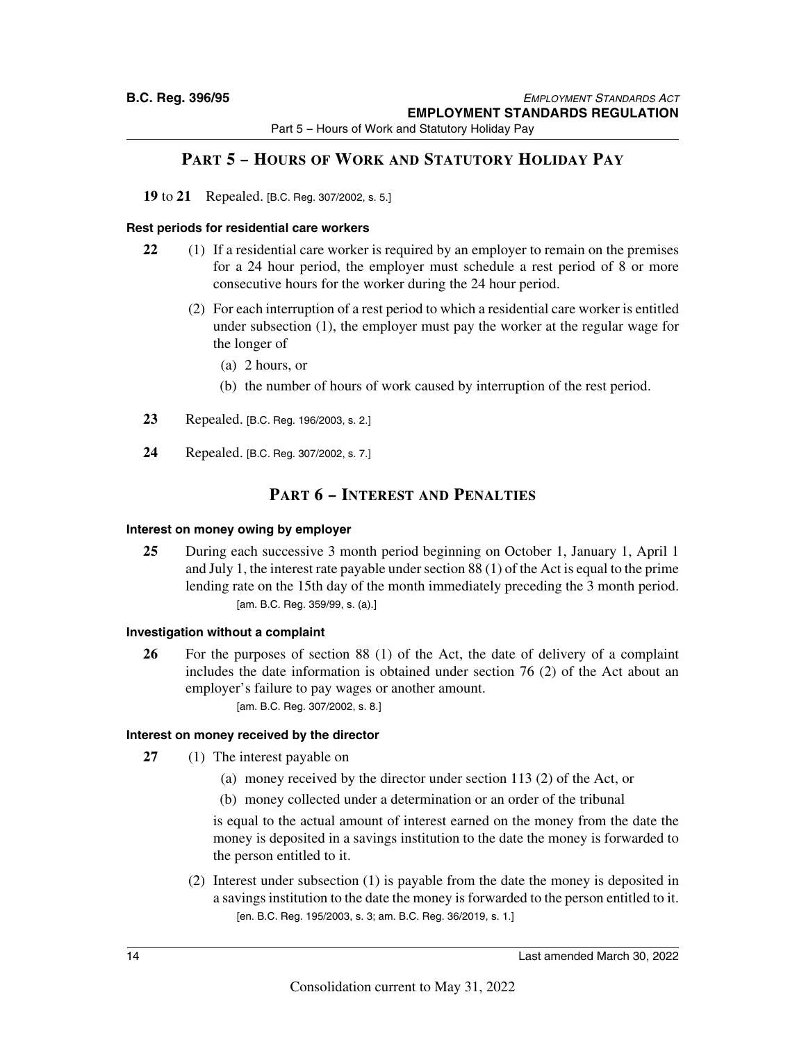## PART 5 – HOURS OF WORK AND STATUTORY HOLIDAY PAY

**19** to **21** Repealed. [B.C. Reg. 307/2002, s. 5.]

#### Rest periods for residential care workers

**22** (1) If a residential care worker is required by an employer to remain on the premises for a 24 hour period, the employer must schedule a rest period of 8 or more consecutive hours for the worker during the 24 hour period.

(2) For each interruption of a rest period to which a residential care worker is entitled under subsection (1), the employer must pay the worker at the regular wage for the longer of

(a) 2 hours, or

(b) the number of hours of work caused by interruption of the rest period.

**23** Repealed. [B.C. Reg. 196/2003, s. 2.]

**24** Repealed. [B.C. Reg. 307/2002, s. 7.]

## PART 6 – INTEREST AND PENALTIES

#### Interest on money owing by employer

**25** During each successive 3 month period beginning on October 1, January 1, April 1 and July 1, the interest rate payable under section 88 (1) of the Act is equal to the prime lending rate on the 15th day of the month immediately preceding the 3 month period.

[am. B.C. Reg. 359/99, s. (a).]

#### Investigation without a complaint

**26** For the purposes of section 88 (1) of the Act, the date of delivery of a complaint includes the date information is obtained under section 76 (2) of the Act about an employer's failure to pay wages or another amount.

[am. B.C. Reg. 307/2002, s. 8.]

#### Interest on money received by the director

**27** (1) The interest payable on

(a) money received by the director under section 113 (2) of the Act, or

(b) money collected under a determination or an order of the tribunal

is equal to the actual amount of interest earned on the money from the date the money is deposited in a savings institution to the date the money is forwarded to the person entitled to it.

(2) Interest under subsection (1) is payable from the date the money is deposited in a savings institution to the date the money is forwarded to the person entitled to it.

[en. B.C. Reg. 195/2003, s. 3; am. B.C. Reg. 36/2019, s. 1.]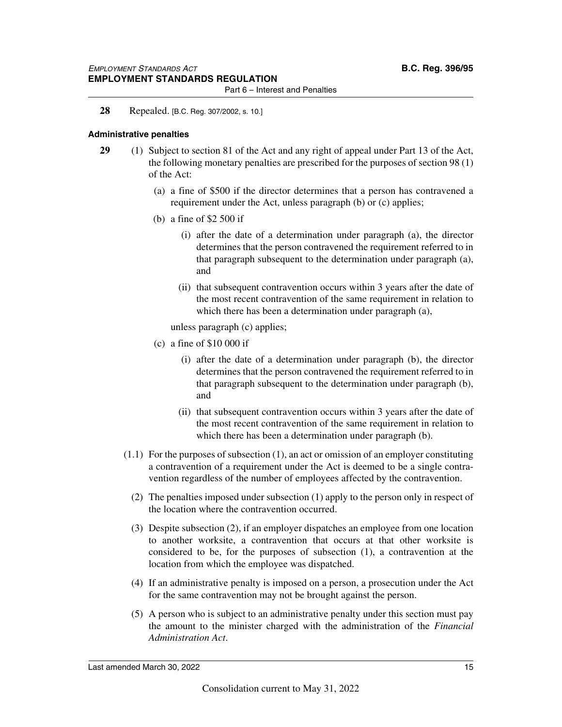**28** Repealed. [B.C. Reg. 307/2002, s. 10.]

### Administrative penalties

**29** (1) Subject to section 81 of the Act and any right of appeal under Part 13 of the Act, the following monetary penalties are prescribed for the purposes of section 98 (1) of the Act:

(a) a fine of $500 if the director determines that a person has contravened a requirement under the Act, unless paragraph (b) or (c) applies;

(b) a fine of $2 500 if

(i) after the date of a determination under paragraph (a), the director determines that the person contravened the requirement referred to in that paragraph subsequent to the determination under paragraph (a), and

(ii) that subsequent contravention occurs within 3 years after the date of the most recent contravention of the same requirement in relation to which there has been a determination under paragraph (a),

unless paragraph (c) applies;

(c) a fine of $10 000 if

(i) after the date of a determination under paragraph (b), the director determines that the person contravened the requirement referred to in that paragraph subsequent to the determination under paragraph (b), and

(ii) that subsequent contravention occurs within 3 years after the date of the most recent contravention of the same requirement in relation to which there has been a determination under paragraph (b).

(1.1) For the purposes of subsection (1), an act or omission of an employer constituting a contravention of a requirement under the Act is deemed to be a single contravention regardless of the number of employees affected by the contravention.

(2) The penalties imposed under subsection (1) apply to the person only in respect of the location where the contravention occurred.

(3) Despite subsection (2), if an employer dispatches an employee from one location to another worksite, a contravention that occurs at that other worksite is considered to be, for the purposes of subsection (1), a contravention at the location from which the employee was dispatched.

(4) If an administrative penalty is imposed on a person, a prosecution under the Act for the same contravention may not be brought against the person.

(5) A person who is subject to an administrative penalty under this section must pay the amount to the minister charged with the administration of the *Financial Administration Act*.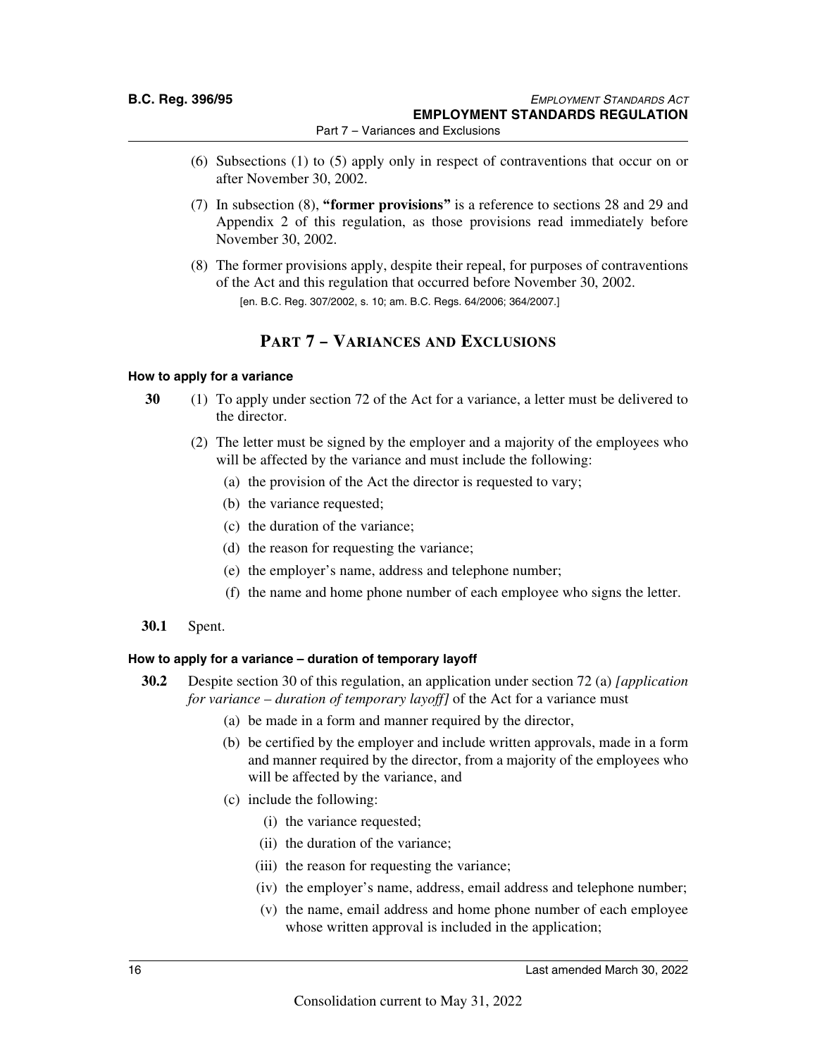(6) Subsections (1) to (5) apply only in respect of contraventions that occur on or after November 30, 2002.

(7) In subsection (8), **"former provisions"** is a reference to sections 28 and 29 and Appendix 2 of this regulation, as those provisions read immediately before November 30, 2002.

(8) The former provisions apply, despite their repeal, for purposes of contraventions of the Act and this regulation that occurred before November 30, 2002.

[en. B.C. Reg. 307/2002, s. 10; am. B.C. Regs. 64/2006; 364/2007.]

## PART 7 – VARIANCES AND EXCLUSIONS

### How to apply for a variance

**30** (1) To apply under section 72 of the Act for a variance, a letter must be delivered to the director.

(2) The letter must be signed by the employer and a majority of the employees who will be affected by the variance and must include the following:

(a) the provision of the Act the director is requested to vary;

(b) the variance requested;

(c) the duration of the variance;

(d) the reason for requesting the variance;

(e) the employer's name, address and telephone number;

(f) the name and home phone number of each employee who signs the letter.

**30.1** Spent.

### How to apply for a variance – duration of temporary layoff

**30.2** Despite section 30 of this regulation, an application under section 72 (a) *[application for variance – duration of temporary layoff]* of the Act for a variance must

(a) be made in a form and manner required by the director,

(b) be certified by the employer and include written approvals, made in a form and manner required by the director, from a majority of the employees who will be affected by the variance, and

(c) include the following:

(i) the variance requested;

(ii) the duration of the variance;

(iii) the reason for requesting the variance;

(iv) the employer's name, address, email address and telephone number;

(v) the name, email address and home phone number of each employee whose written approval is included in the application;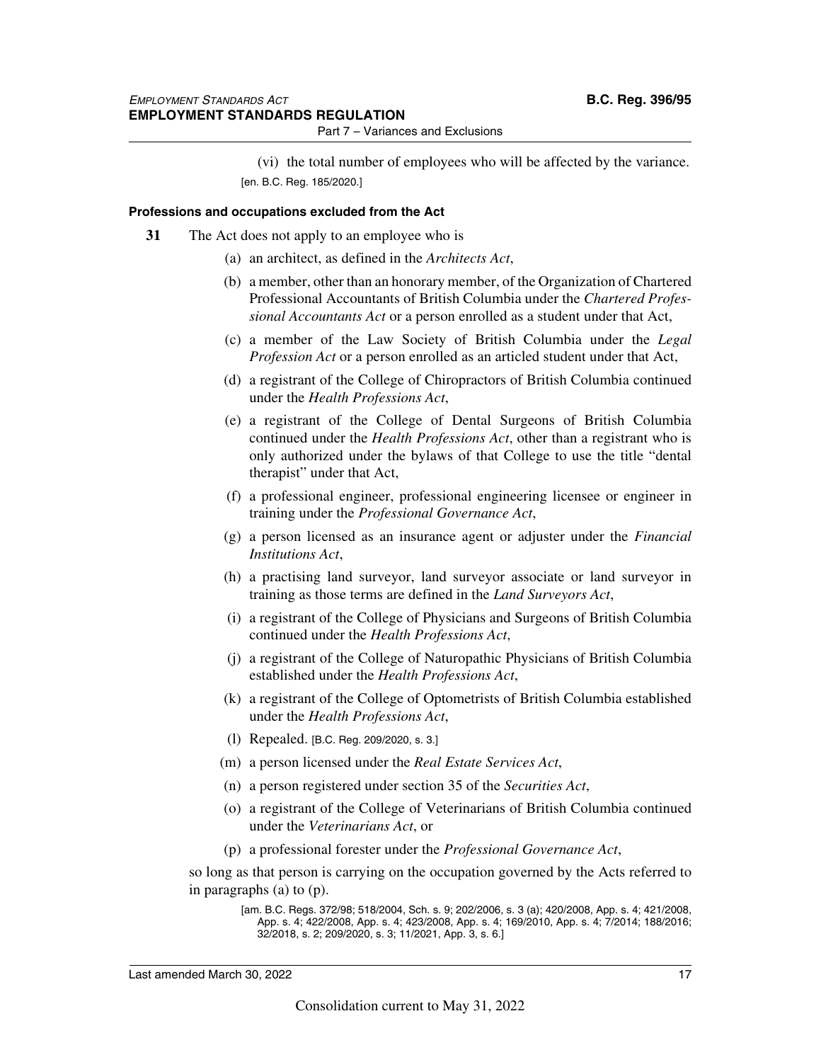(vi) the total number of employees who will be affected by the variance.

[en. B.C. Reg. 185/2020.]

#### Professions and occupations excluded from the Act

**31** The Act does not apply to an employee who is

(a) an architect, as defined in the *Architects Act*,

(b) a member, other than an honorary member, of the Organization of Chartered Professional Accountants of British Columbia under the *Chartered Professional Accountants Act* or a person enrolled as a student under that Act,

(c) a member of the Law Society of British Columbia under the *Legal Profession Act* or a person enrolled as an articled student under that Act,

(d) a registrant of the College of Chiropractors of British Columbia continued under the *Health Professions Act*,

(e) a registrant of the College of Dental Surgeons of British Columbia continued under the *Health Professions Act*, other than a registrant who is only authorized under the bylaws of that College to use the title "dental therapist" under that Act,

(f) a professional engineer, professional engineering licensee or engineer in training under the *Professional Governance Act*,

(g) a person licensed as an insurance agent or adjuster under the *Financial Institutions Act*,

(h) a practising land surveyor, land surveyor associate or land surveyor in training as those terms are defined in the *Land Surveyors Act*,

(i) a registrant of the College of Physicians and Surgeons of British Columbia continued under the *Health Professions Act*,

(j) a registrant of the College of Naturopathic Physicians of British Columbia established under the *Health Professions Act*,

(k) a registrant of the College of Optometrists of British Columbia established under the *Health Professions Act*,

(l) Repealed. [B.C. Reg. 209/2020, s. 3.]

(m) a person licensed under the *Real Estate Services Act*,

(n) a person registered under section 35 of the *Securities Act*,

(o) a registrant of the College of Veterinarians of British Columbia continued under the *Veterinarians Act*, or

(p) a professional forester under the *Professional Governance Act*,

so long as that person is carrying on the occupation governed by the Acts referred to in paragraphs (a) to (p).

[am. B.C. Regs. 372/98; 518/2004, Sch. s. 9; 202/2006, s. 3 (a); 420/2008, App. s. 4; 421/2008, App. s. 4; 422/2008, App. s. 4; 423/2008, App. s. 4; 169/2010, App. s. 4; 7/2014; 188/2016; 32/2018, s. 2; 209/2020, s. 3; 11/2021, App. 3, s. 6.]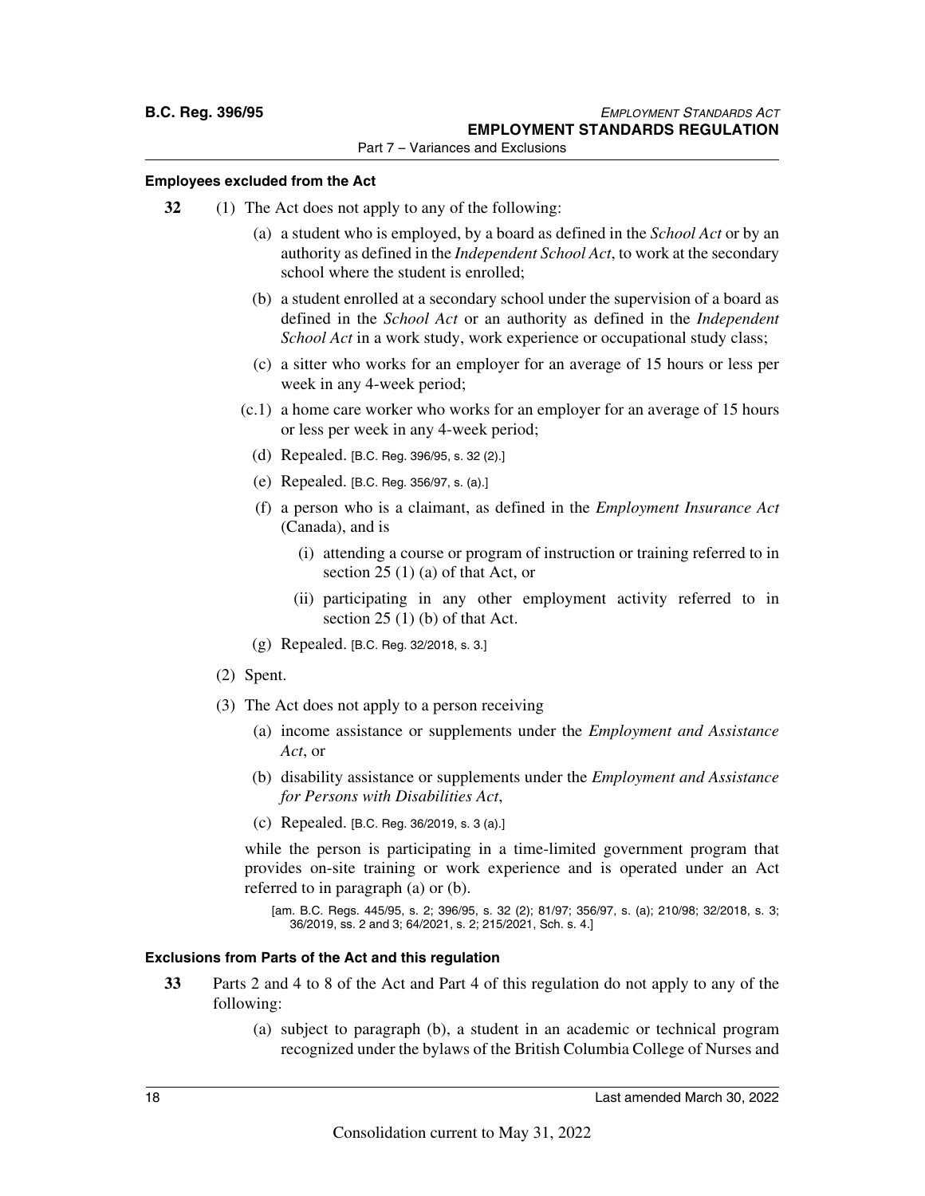#### Employees excluded from the Act

**32** (1) The Act does not apply to any of the following:

(a) a student who is employed, by a board as defined in the *School Act* or by an authority as defined in the *Independent School Act*, to work at the secondary school where the student is enrolled;

(b) a student enrolled at a secondary school under the supervision of a board as defined in the *School Act* or an authority as defined in the *Independent School Act* in a work study, work experience or occupational study class;

(c) a sitter who works for an employer for an average of 15 hours or less per week in any 4-week period;

(c.1) a home care worker who works for an employer for an average of 15 hours or less per week in any 4-week period;

(d) Repealed. [B.C. Reg. 396/95, s. 32 (2).]

(e) Repealed. [B.C. Reg. 356/97, s. (a).]

(f) a person who is a claimant, as defined in the *Employment Insurance Act* (Canada), and is

(i) attending a course or program of instruction or training referred to in section 25 (1) (a) of that Act, or

(ii) participating in any other employment activity referred to in section 25 (1) (b) of that Act.

(g) Repealed. [B.C. Reg. 32/2018, s. 3.]

(2) Spent.

(3) The Act does not apply to a person receiving

(a) income assistance or supplements under the *Employment and Assistance Act*, or

(b) disability assistance or supplements under the *Employment and Assistance for Persons with Disabilities Act*,

(c) Repealed. [B.C. Reg. 36/2019, s. 3 (a).]

while the person is participating in a time-limited government program that provides on-site training or work experience and is operated under an Act referred to in paragraph (a) or (b).

[am. B.C. Regs. 445/95, s. 2; 396/95, s. 32 (2); 81/97; 356/97, s. (a); 210/98; 32/2018, s. 3; 36/2019, ss. 2 and 3; 64/2021, s. 2; 215/2021, Sch. s. 4.]

#### Exclusions from Parts of the Act and this regulation

**33** Parts 2 and 4 to 8 of the Act and Part 4 of this regulation do not apply to any of the following:

(a) subject to paragraph (b), a student in an academic or technical program recognized under the bylaws of the British Columbia College of Nurses and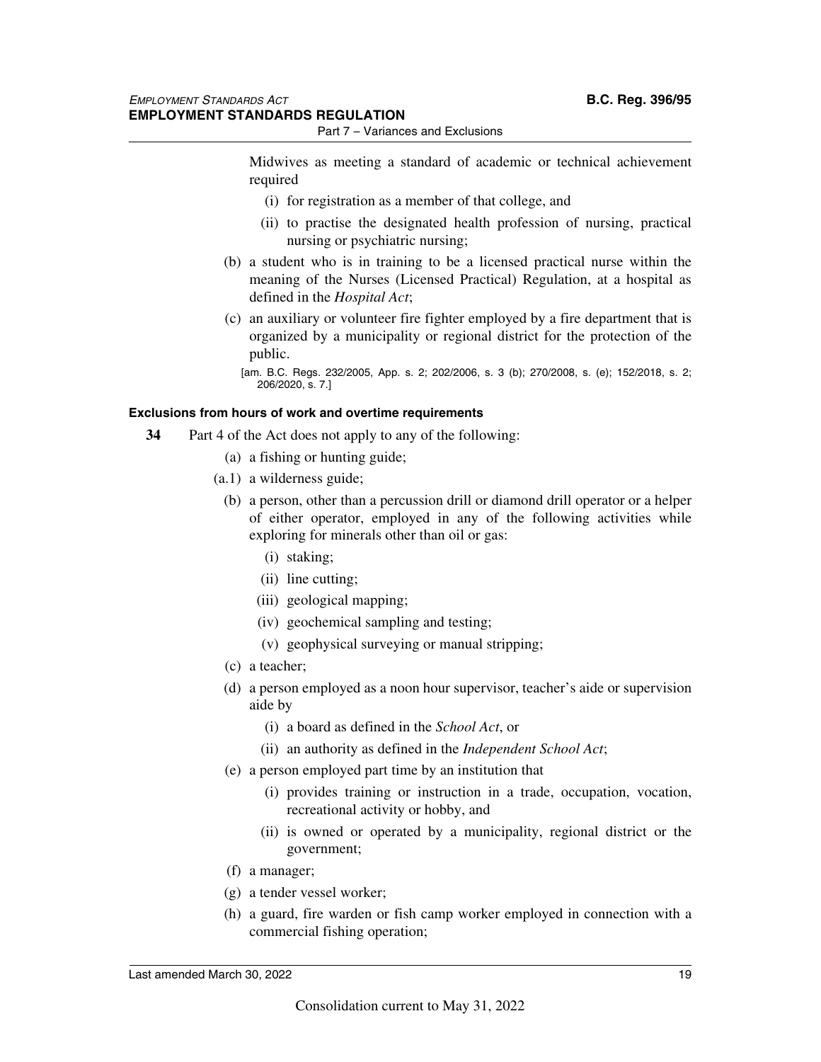Midwives as meeting a standard of academic or technical achievement required

(i) for registration as a member of that college, and

(ii) to practise the designated health profession of nursing, practical nursing or psychiatric nursing;

(b) a student who is in training to be a licensed practical nurse within the meaning of the Nurses (Licensed Practical) Regulation, at a hospital as defined in the *Hospital Act*;

(c) an auxiliary or volunteer fire fighter employed by a fire department that is organized by a municipality or regional district for the protection of the public.

[am. B.C. Regs. 232/2005, App. s. 2; 202/2006, s. 3 (b); 270/2008, s. (e); 152/2018, s. 2; 206/2020, s. 7.]

#### Exclusions from hours of work and overtime requirements

**34** Part 4 of the Act does not apply to any of the following:

(a) a fishing or hunting guide;

(a.1) a wilderness guide;

(b) a person, other than a percussion drill or diamond drill operator or a helper of either operator, employed in any of the following activities while exploring for minerals other than oil or gas:

(i) staking;

(ii) line cutting;

(iii) geological mapping;

(iv) geochemical sampling and testing;

(v) geophysical surveying or manual stripping;

(c) a teacher;

(d) a person employed as a noon hour supervisor, teacher's aide or supervision aide by

(i) a board as defined in the *School Act*, or

(ii) an authority as defined in the *Independent School Act*;

(e) a person employed part time by an institution that

(i) provides training or instruction in a trade, occupation, vocation, recreational activity or hobby, and

(ii) is owned or operated by a municipality, regional district or the government;

(f) a manager;

(g) a tender vessel worker;

(h) a guard, fire warden or fish camp worker employed in connection with a commercial fishing operation;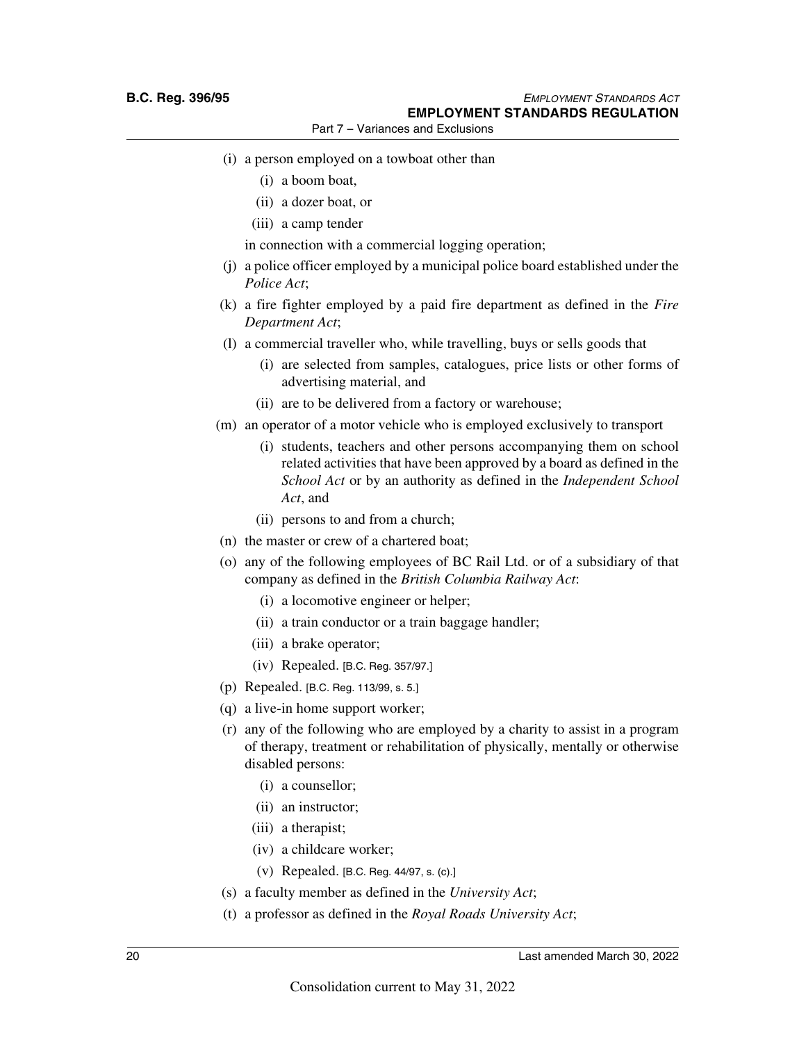(i) a person employed on a towboat other than

   (i) a boom boat,

   (ii) a dozer boat, or

   (iii) a camp tender

   in connection with a commercial logging operation;

(j) a police officer employed by a municipal police board established under the *Police Act*;

(k) a fire fighter employed by a paid fire department as defined in the *Fire Department Act*;

(l) a commercial traveller who, while travelling, buys or sells goods that

   (i) are selected from samples, catalogues, price lists or other forms of advertising material, and

   (ii) are to be delivered from a factory or warehouse;

(m) an operator of a motor vehicle who is employed exclusively to transport

   (i) students, teachers and other persons accompanying them on school related activities that have been approved by a board as defined in the *School Act* or by an authority as defined in the *Independent School Act*, and

   (ii) persons to and from a church;

(n) the master or crew of a chartered boat;

(o) any of the following employees of BC Rail Ltd. or of a subsidiary of that company as defined in the *British Columbia Railway Act*:

   (i) a locomotive engineer or helper;

   (ii) a train conductor or a train baggage handler;

   (iii) a brake operator;

   (iv) Repealed. [B.C. Reg. 357/97.]

(p) Repealed. [B.C. Reg. 113/99, s. 5.]

(q) a live-in home support worker;

(r) any of the following who are employed by a charity to assist in a program of therapy, treatment or rehabilitation of physically, mentally or otherwise disabled persons:

   (i) a counsellor;

   (ii) an instructor;

   (iii) a therapist;

   (iv) a childcare worker;

   (v) Repealed. [B.C. Reg. 44/97, s. (c).]

(s) a faculty member as defined in the *University Act*;

(t) a professor as defined in the *Royal Roads University Act*;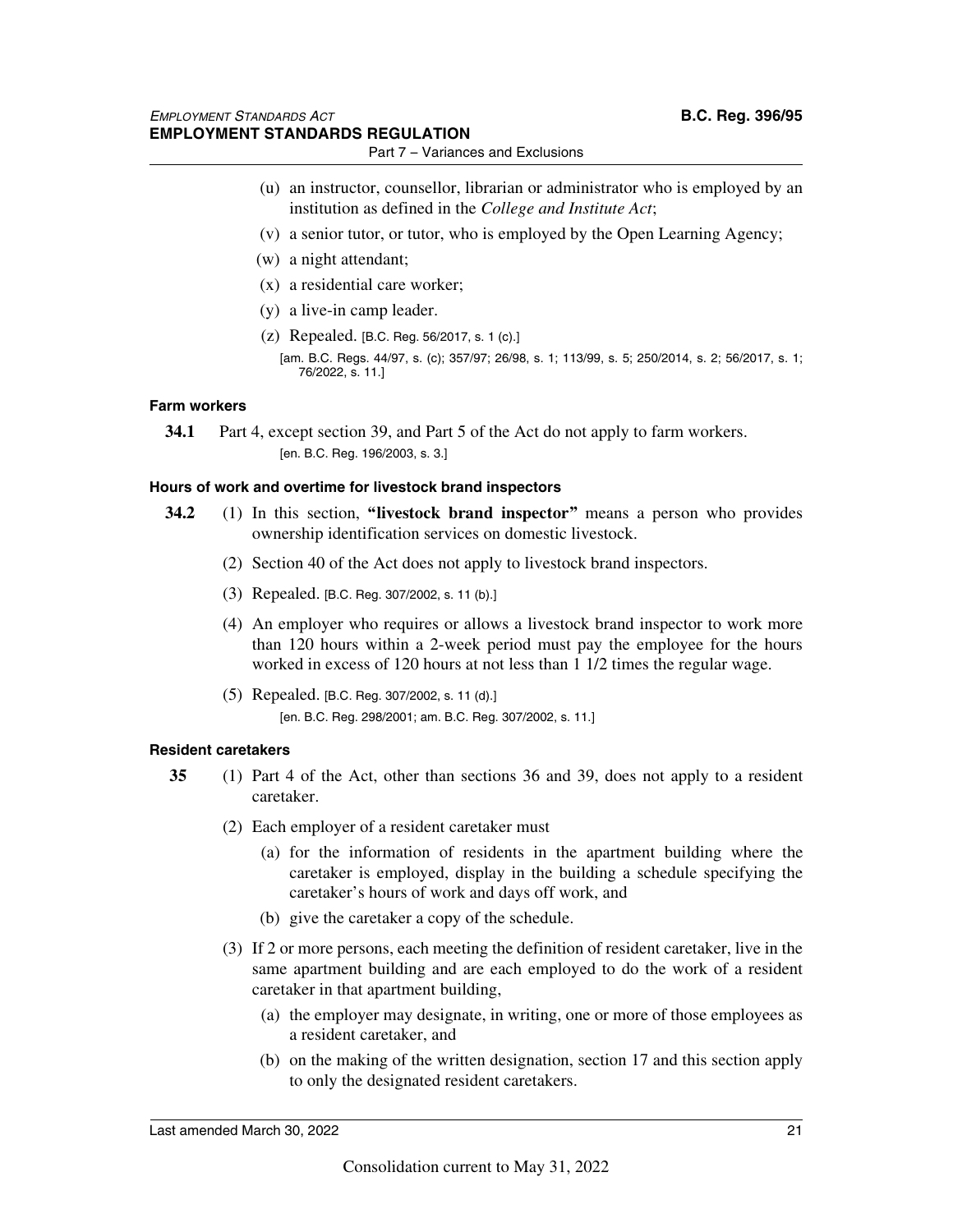(u) an instructor, counsellor, librarian or administrator who is employed by an institution as defined in the *College and Institute Act*;

(v) a senior tutor, or tutor, who is employed by the Open Learning Agency;

(w) a night attendant;

(x) a residential care worker;

(y) a live-in camp leader.

(z) Repealed. [B.C. Reg. 56/2017, s. 1 (c).]

[am. B.C. Regs. 44/97, s. (c); 357/97; 26/98, s. 1; 113/99, s. 5; 250/2014, s. 2; 56/2017, s. 1; 76/2022, s. 11.]

#### Farm workers

**34.1** Part 4, except section 39, and Part 5 of the Act do not apply to farm workers.

[en. B.C. Reg. 196/2003, s. 3.]

#### Hours of work and overtime for livestock brand inspectors

**34.2** (1) In this section, **"livestock brand inspector"** means a person who provides ownership identification services on domestic livestock.

(2) Section 40 of the Act does not apply to livestock brand inspectors.

(3) Repealed. [B.C. Reg. 307/2002, s. 11 (b).]

(4) An employer who requires or allows a livestock brand inspector to work more than 120 hours within a 2-week period must pay the employee for the hours worked in excess of 120 hours at not less than 1 1/2 times the regular wage.

(5) Repealed. [B.C. Reg. 307/2002, s. 11 (d).]

[en. B.C. Reg. 298/2001; am. B.C. Reg. 307/2002, s. 11.]

#### Resident caretakers

**35** (1) Part 4 of the Act, other than sections 36 and 39, does not apply to a resident caretaker.

(2) Each employer of a resident caretaker must

(a) for the information of residents in the apartment building where the caretaker is employed, display in the building a schedule specifying the caretaker's hours of work and days off work, and

(b) give the caretaker a copy of the schedule.

(3) If 2 or more persons, each meeting the definition of resident caretaker, live in the same apartment building and are each employed to do the work of a resident caretaker in that apartment building,

(a) the employer may designate, in writing, one or more of those employees as a resident caretaker, and

(b) on the making of the written designation, section 17 and this section apply to only the designated resident caretakers.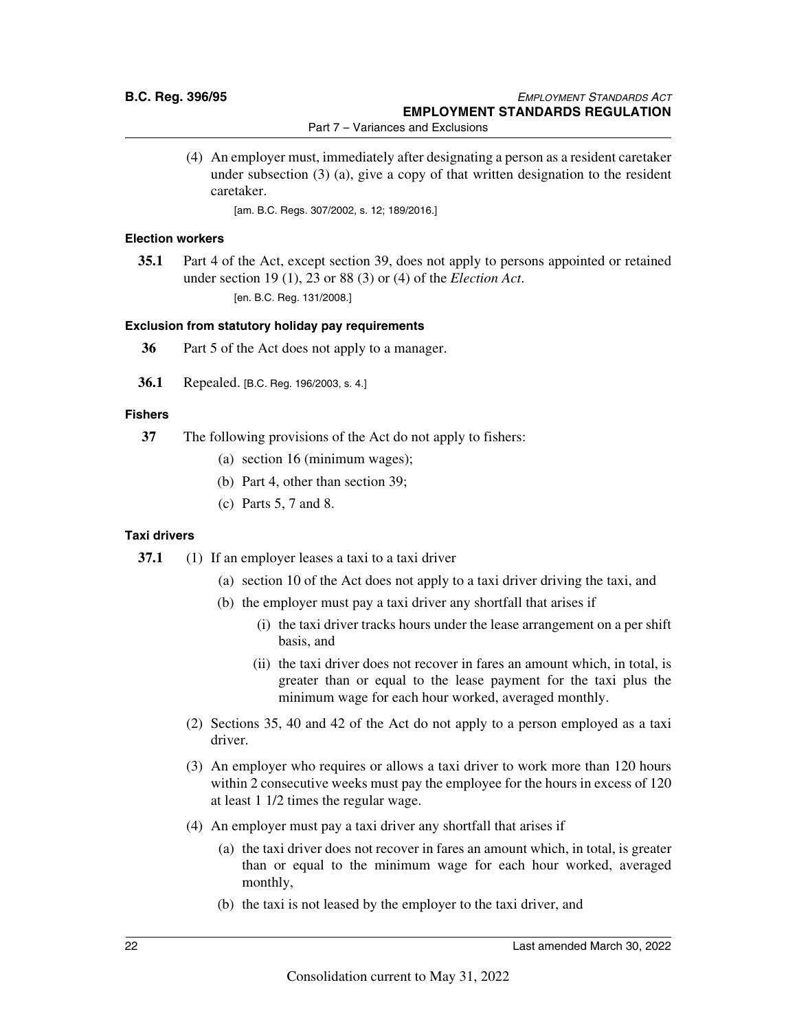(4) An employer must, immediately after designating a person as a resident caretaker under subsection (3) (a), give a copy of that written designation to the resident caretaker.

[am. B.C. Regs. 307/2002, s. 12; 189/2016.]

#### Election workers

**35.1** Part 4 of the Act, except section 39, does not apply to persons appointed or retained under section 19 (1), 23 or 88 (3) or (4) of the *Election Act*.

[en. B.C. Reg. 131/2008.]

#### Exclusion from statutory holiday pay requirements

**36** Part 5 of the Act does not apply to a manager.

**36.1** Repealed. [B.C. Reg. 196/2003, s. 4.]

#### Fishers

**37** The following provisions of the Act do not apply to fishers:

(a) section 16 (minimum wages);

(b) Part 4, other than section 39;

(c) Parts 5, 7 and 8.

#### Taxi drivers

**37.1** (1) If an employer leases a taxi to a taxi driver

(a) section 10 of the Act does not apply to a taxi driver driving the taxi, and

(b) the employer must pay a taxi driver any shortfall that arises if

(i) the taxi driver tracks hours under the lease arrangement on a per shift basis, and

(ii) the taxi driver does not recover in fares an amount which, in total, is greater than or equal to the lease payment for the taxi plus the minimum wage for each hour worked, averaged monthly.

(2) Sections 35, 40 and 42 of the Act do not apply to a person employed as a taxi driver.

(3) An employer who requires or allows a taxi driver to work more than 120 hours within 2 consecutive weeks must pay the employee for the hours in excess of 120 at least 1 1/2 times the regular wage.

(4) An employer must pay a taxi driver any shortfall that arises if

(a) the taxi driver does not recover in fares an amount which, in total, is greater than or equal to the minimum wage for each hour worked, averaged monthly,

(b) the taxi is not leased by the employer to the taxi driver, and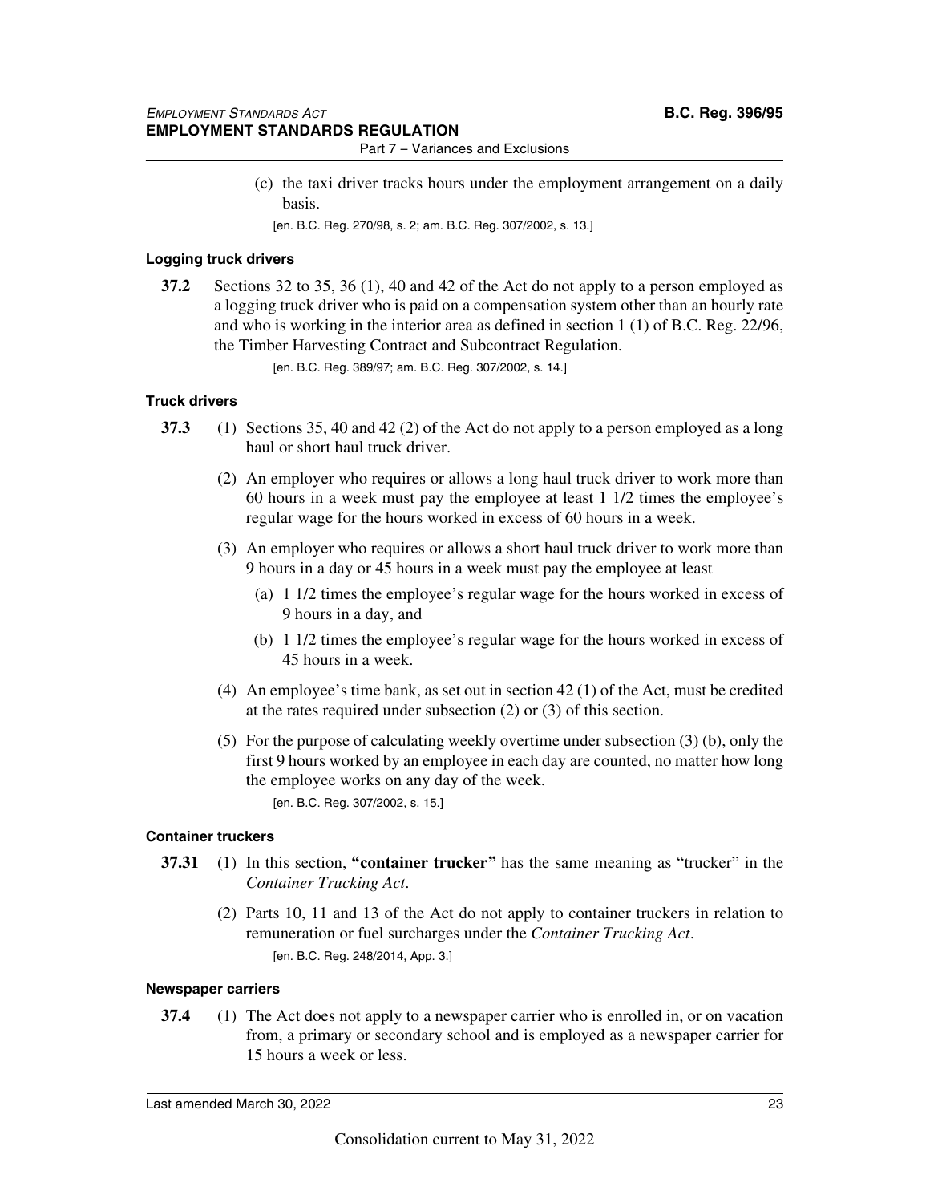(c) the taxi driver tracks hours under the employment arrangement on a daily basis.

[en. B.C. Reg. 270/98, s. 2; am. B.C. Reg. 307/2002, s. 13.]

#### Logging truck drivers

**37.2** Sections 32 to 35, 36 (1), 40 and 42 of the Act do not apply to a person employed as a logging truck driver who is paid on a compensation system other than an hourly rate and who is working in the interior area as defined in section 1 (1) of B.C. Reg. 22/96, the Timber Harvesting Contract and Subcontract Regulation.

[en. B.C. Reg. 389/97; am. B.C. Reg. 307/2002, s. 14.]

#### Truck drivers

**37.3** (1) Sections 35, 40 and 42 (2) of the Act do not apply to a person employed as a long haul or short haul truck driver.

(2) An employer who requires or allows a long haul truck driver to work more than 60 hours in a week must pay the employee at least 1 1/2 times the employee's regular wage for the hours worked in excess of 60 hours in a week.

(3) An employer who requires or allows a short haul truck driver to work more than 9 hours in a day or 45 hours in a week must pay the employee at least

(a) 1 1/2 times the employee's regular wage for the hours worked in excess of 9 hours in a day, and

(b) 1 1/2 times the employee's regular wage for the hours worked in excess of 45 hours in a week.

(4) An employee's time bank, as set out in section 42 (1) of the Act, must be credited at the rates required under subsection (2) or (3) of this section.

(5) For the purpose of calculating weekly overtime under subsection (3) (b), only the first 9 hours worked by an employee in each day are counted, no matter how long the employee works on any day of the week.

[en. B.C. Reg. 307/2002, s. 15.]

#### Container truckers

**37.31** (1) In this section, **"container trucker"** has the same meaning as "trucker" in the *Container Trucking Act*.

(2) Parts 10, 11 and 13 of the Act do not apply to container truckers in relation to remuneration or fuel surcharges under the *Container Trucking Act*.

[en. B.C. Reg. 248/2014, App. 3.]

#### Newspaper carriers

**37.4** (1) The Act does not apply to a newspaper carrier who is enrolled in, or on vacation from, a primary or secondary school and is employed as a newspaper carrier for 15 hours a week or less.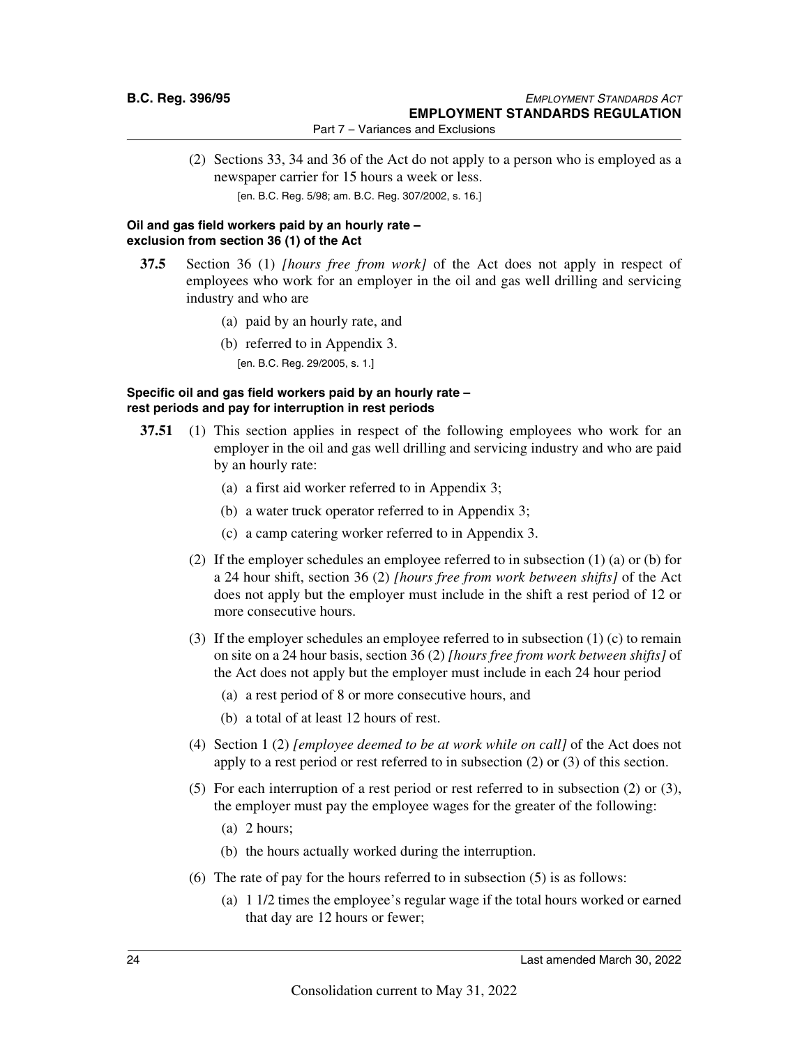(2) Sections 33, 34 and 36 of the Act do not apply to a person who is employed as a newspaper carrier for 15 hours a week or less.

[en. B.C. Reg. 5/98; am. B.C. Reg. 307/2002, s. 16.]

**Oil and gas field workers paid by an hourly rate – exclusion from section 36 (1) of the Act**

**37.5** Section 36 (1) *[hours free from work]* of the Act does not apply in respect of employees who work for an employer in the oil and gas well drilling and servicing industry and who are

(a) paid by an hourly rate, and

(b) referred to in Appendix 3.

[en. B.C. Reg. 29/2005, s. 1.]

**Specific oil and gas field workers paid by an hourly rate – rest periods and pay for interruption in rest periods**

**37.51** (1) This section applies in respect of the following employees who work for an employer in the oil and gas well drilling and servicing industry and who are paid by an hourly rate:

(a) a first aid worker referred to in Appendix 3;

(b) a water truck operator referred to in Appendix 3;

(c) a camp catering worker referred to in Appendix 3.

(2) If the employer schedules an employee referred to in subsection (1) (a) or (b) for a 24 hour shift, section 36 (2) *[hours free from work between shifts]* of the Act does not apply but the employer must include in the shift a rest period of 12 or more consecutive hours.

(3) If the employer schedules an employee referred to in subsection (1) (c) to remain on site on a 24 hour basis, section 36 (2) *[hours free from work between shifts]* of the Act does not apply but the employer must include in each 24 hour period

(a) a rest period of 8 or more consecutive hours, and

(b) a total of at least 12 hours of rest.

(4) Section 1 (2) *[employee deemed to be at work while on call]* of the Act does not apply to a rest period or rest referred to in subsection (2) or (3) of this section.

(5) For each interruption of a rest period or rest referred to in subsection (2) or (3), the employer must pay the employee wages for the greater of the following:

(a) 2 hours;

(b) the hours actually worked during the interruption.

(6) The rate of pay for the hours referred to in subsection (5) is as follows:

(a) 1 1/2 times the employee's regular wage if the total hours worked or earned that day are 12 hours or fewer;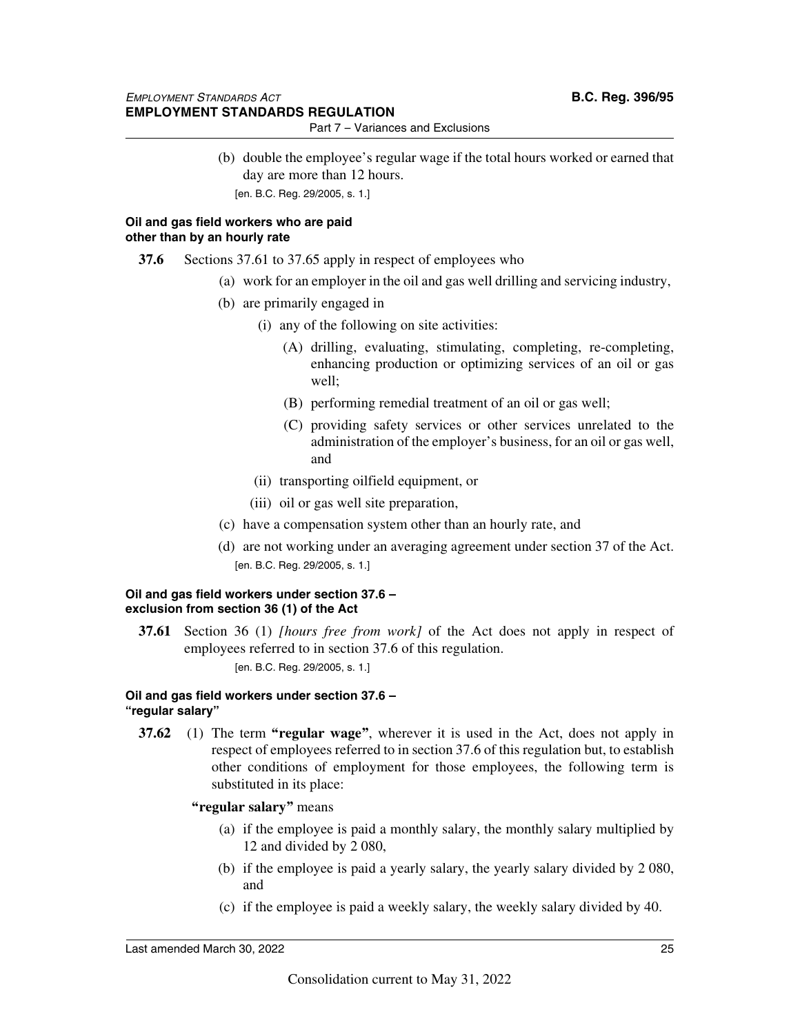(b) double the employee's regular wage if the total hours worked or earned that day are more than 12 hours.

[en. B.C. Reg. 29/2005, s. 1.]

**Oil and gas field workers who are paid other than by an hourly rate**

**37.6** Sections 37.61 to 37.65 apply in respect of employees who

(a) work for an employer in the oil and gas well drilling and servicing industry,

(b) are primarily engaged in

(i) any of the following on site activities:

(A) drilling, evaluating, stimulating, completing, re-completing, enhancing production or optimizing services of an oil or gas well;

(B) performing remedial treatment of an oil or gas well;

(C) providing safety services or other services unrelated to the administration of the employer's business, for an oil or gas well, and

(ii) transporting oilfield equipment, or

(iii) oil or gas well site preparation,

(c) have a compensation system other than an hourly rate, and

(d) are not working under an averaging agreement under section 37 of the Act.

[en. B.C. Reg. 29/2005, s. 1.]

**Oil and gas field workers under section 37.6 – exclusion from section 36 (1) of the Act**

**37.61** Section 36 (1) *[hours free from work]* of the Act does not apply in respect of employees referred to in section 37.6 of this regulation.

[en. B.C. Reg. 29/2005, s. 1.]

**Oil and gas field workers under section 37.6 – "regular salary"**

**37.62** (1) The term **"regular wage"**, wherever it is used in the Act, does not apply in respect of employees referred to in section 37.6 of this regulation but, to establish other conditions of employment for those employees, the following term is substituted in its place:

**"regular salary"** means

(a) if the employee is paid a monthly salary, the monthly salary multiplied by 12 and divided by 2 080,

(b) if the employee is paid a yearly salary, the yearly salary divided by 2 080, and

(c) if the employee is paid a weekly salary, the weekly salary divided by 40.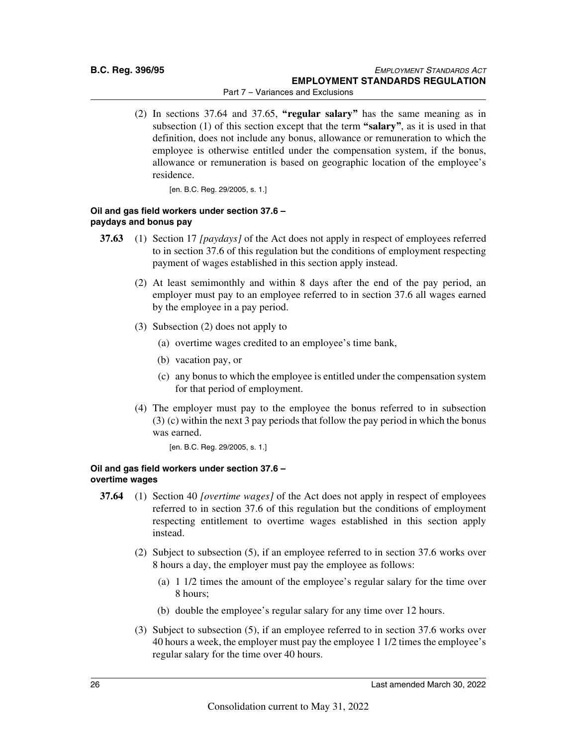(2) In sections 37.64 and 37.65, **"regular salary"** has the same meaning as in subsection (1) of this section except that the term **"salary"**, as it is used in that definition, does not include any bonus, allowance or remuneration to which the employee is otherwise entitled under the compensation system, if the bonus, allowance or remuneration is based on geographic location of the employee's residence.

[en. B.C. Reg. 29/2005, s. 1.]

#### Oil and gas field workers under section 37.6 – paydays and bonus pay

**37.63** (1) Section 17 *[paydays]* of the Act does not apply in respect of employees referred to in section 37.6 of this regulation but the conditions of employment respecting payment of wages established in this section apply instead.

(2) At least semimonthly and within 8 days after the end of the pay period, an employer must pay to an employee referred to in section 37.6 all wages earned by the employee in a pay period.

(3) Subsection (2) does not apply to

- (a) overtime wages credited to an employee's time bank,
- (b) vacation pay, or
- (c) any bonus to which the employee is entitled under the compensation system for that period of employment.

(4) The employer must pay to the employee the bonus referred to in subsection (3) (c) within the next 3 pay periods that follow the pay period in which the bonus was earned.

[en. B.C. Reg. 29/2005, s. 1.]

#### Oil and gas field workers under section 37.6 – overtime wages

**37.64** (1) Section 40 *[overtime wages]* of the Act does not apply in respect of employees referred to in section 37.6 of this regulation but the conditions of employment respecting entitlement to overtime wages established in this section apply instead.

(2) Subject to subsection (5), if an employee referred to in section 37.6 works over 8 hours a day, the employer must pay the employee as follows:

- (a) 1 1/2 times the amount of the employee's regular salary for the time over 8 hours;
- (b) double the employee's regular salary for any time over 12 hours.

(3) Subject to subsection (5), if an employee referred to in section 37.6 works over 40 hours a week, the employer must pay the employee 1 1/2 times the employee's regular salary for the time over 40 hours.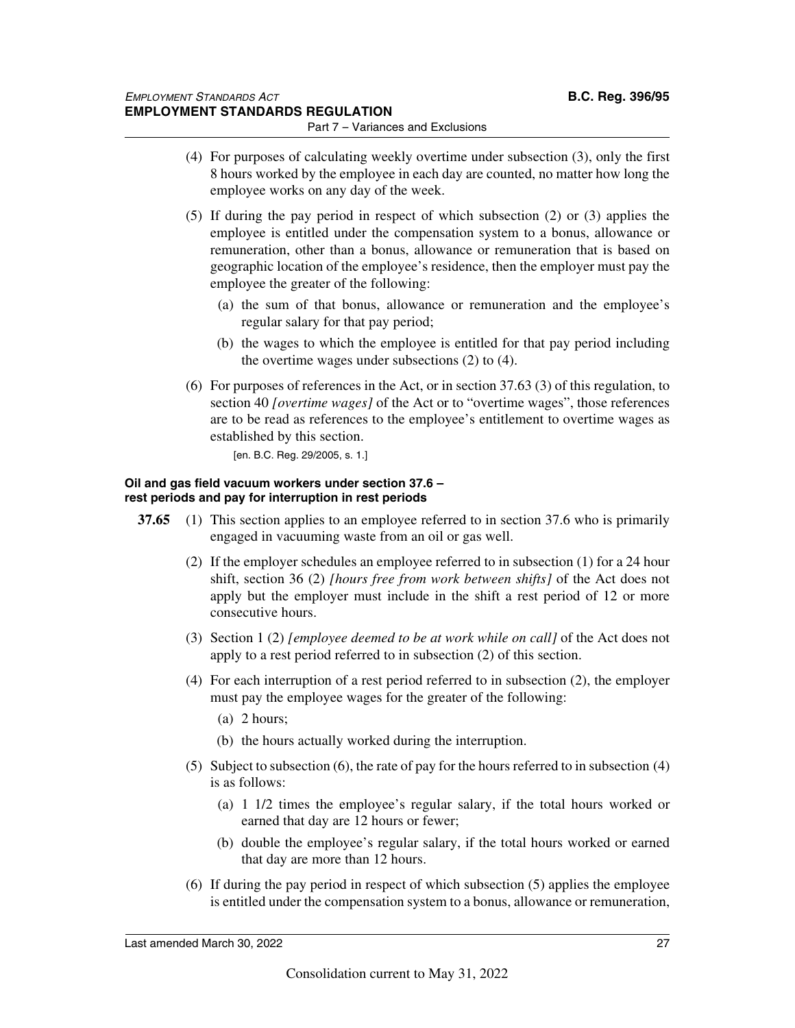(4) For purposes of calculating weekly overtime under subsection (3), only the first 8 hours worked by the employee in each day are counted, no matter how long the employee works on any day of the week.

(5) If during the pay period in respect of which subsection (2) or (3) applies the employee is entitled under the compensation system to a bonus, allowance or remuneration, other than a bonus, allowance or remuneration that is based on geographic location of the employee's residence, then the employer must pay the employee the greater of the following:

(a) the sum of that bonus, allowance or remuneration and the employee's regular salary for that pay period;

(b) the wages to which the employee is entitled for that pay period including the overtime wages under subsections (2) to (4).

(6) For purposes of references in the Act, or in section 37.63 (3) of this regulation, to section 40 *[overtime wages]* of the Act or to "overtime wages", those references are to be read as references to the employee's entitlement to overtime wages as established by this section.

[en. B.C. Reg. 29/2005, s. 1.]

**Oil and gas field vacuum workers under section 37.6 – rest periods and pay for interruption in rest periods**

**37.65** (1) This section applies to an employee referred to in section 37.6 who is primarily engaged in vacuuming waste from an oil or gas well.

(2) If the employer schedules an employee referred to in subsection (1) for a 24 hour shift, section 36 (2) *[hours free from work between shifts]* of the Act does not apply but the employer must include in the shift a rest period of 12 or more consecutive hours.

(3) Section 1 (2) *[employee deemed to be at work while on call]* of the Act does not apply to a rest period referred to in subsection (2) of this section.

(4) For each interruption of a rest period referred to in subsection (2), the employer must pay the employee wages for the greater of the following:

(a) 2 hours;

(b) the hours actually worked during the interruption.

(5) Subject to subsection (6), the rate of pay for the hours referred to in subsection (4) is as follows:

(a) 1 1/2 times the employee's regular salary, if the total hours worked or earned that day are 12 hours or fewer;

(b) double the employee's regular salary, if the total hours worked or earned that day are more than 12 hours.

(6) If during the pay period in respect of which subsection (5) applies the employee is entitled under the compensation system to a bonus, allowance or remuneration,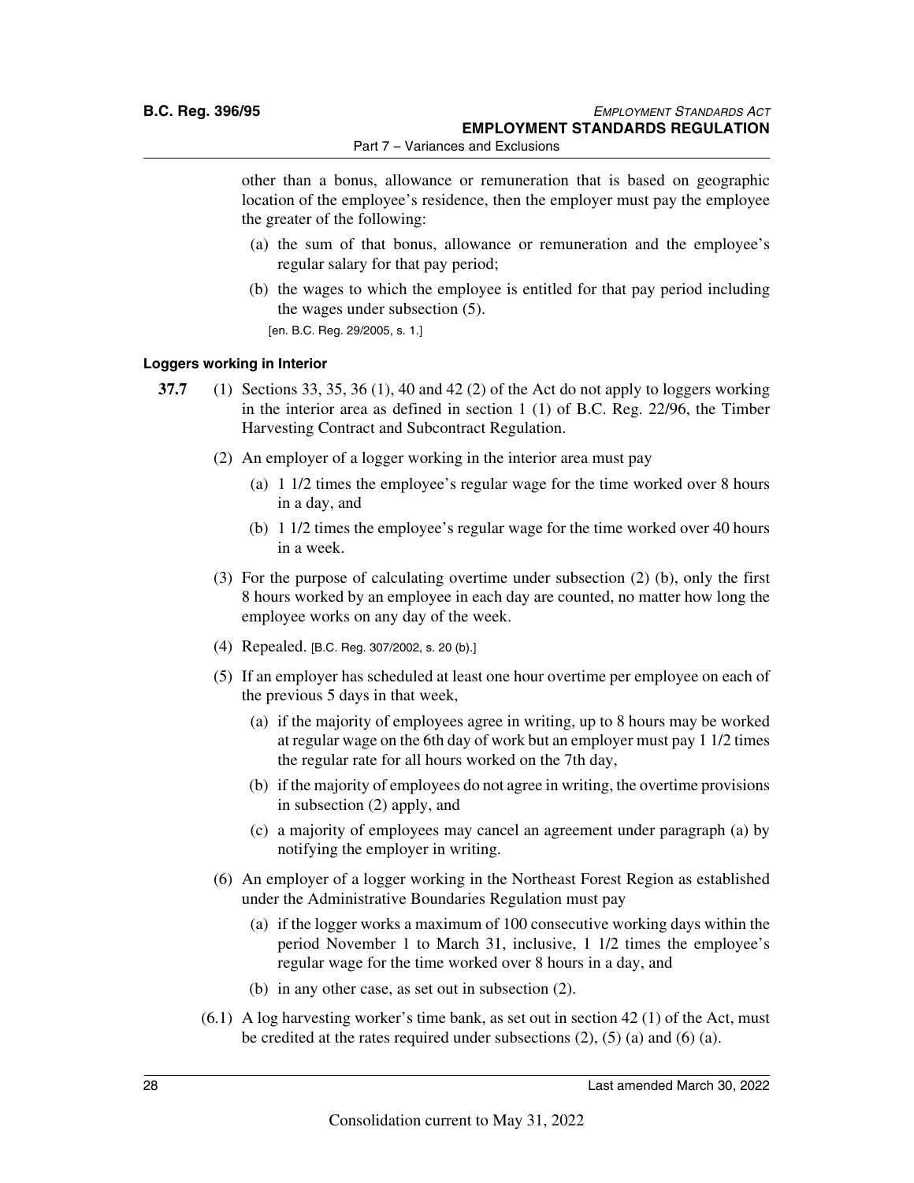other than a bonus, allowance or remuneration that is based on geographic location of the employee's residence, then the employer must pay the employee the greater of the following:

(a) the sum of that bonus, allowance or remuneration and the employee's regular salary for that pay period;

(b) the wages to which the employee is entitled for that pay period including the wages under subsection (5).

[en. B.C. Reg. 29/2005, s. 1.]

#### Loggers working in Interior

**37.7** (1) Sections 33, 35, 36 (1), 40 and 42 (2) of the Act do not apply to loggers working in the interior area as defined in section 1 (1) of B.C. Reg. 22/96, the Timber Harvesting Contract and Subcontract Regulation.

(2) An employer of a logger working in the interior area must pay

(a) 1 1/2 times the employee's regular wage for the time worked over 8 hours in a day, and

(b) 1 1/2 times the employee's regular wage for the time worked over 40 hours in a week.

(3) For the purpose of calculating overtime under subsection (2) (b), only the first 8 hours worked by an employee in each day are counted, no matter how long the employee works on any day of the week.

(4) Repealed. [B.C. Reg. 307/2002, s. 20 (b).]

(5) If an employer has scheduled at least one hour overtime per employee on each of the previous 5 days in that week,

(a) if the majority of employees agree in writing, up to 8 hours may be worked at regular wage on the 6th day of work but an employer must pay 1 1/2 times the regular rate for all hours worked on the 7th day,

(b) if the majority of employees do not agree in writing, the overtime provisions in subsection (2) apply, and

(c) a majority of employees may cancel an agreement under paragraph (a) by notifying the employer in writing.

(6) An employer of a logger working in the Northeast Forest Region as established under the Administrative Boundaries Regulation must pay

(a) if the logger works a maximum of 100 consecutive working days within the period November 1 to March 31, inclusive, 1 1/2 times the employee's regular wage for the time worked over 8 hours in a day, and

(b) in any other case, as set out in subsection (2).

(6.1) A log harvesting worker's time bank, as set out in section 42 (1) of the Act, must be credited at the rates required under subsections (2), (5) (a) and (6) (a).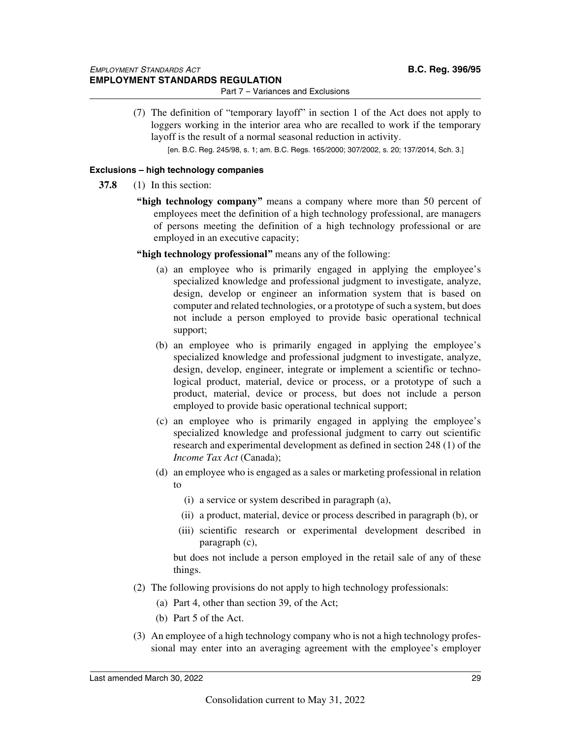(7) The definition of "temporary layoff" in section 1 of the Act does not apply to loggers working in the interior area who are recalled to work if the temporary layoff is the result of a normal seasonal reduction in activity.

[en. B.C. Reg. 245/98, s. 1; am. B.C. Regs. 165/2000; 307/2002, s. 20; 137/2014, Sch. 3.]

#### Exclusions – high technology companies

**37.8** (1) In this section:

**"high technology company"** means a company where more than 50 percent of employees meet the definition of a high technology professional, are managers of persons meeting the definition of a high technology professional or are employed in an executive capacity;

**"high technology professional"** means any of the following:

(a) an employee who is primarily engaged in applying the employee's specialized knowledge and professional judgment to investigate, analyze, design, develop or engineer an information system that is based on computer and related technologies, or a prototype of such a system, but does not include a person employed to provide basic operational technical support;

(b) an employee who is primarily engaged in applying the employee's specialized knowledge and professional judgment to investigate, analyze, design, develop, engineer, integrate or implement a scientific or technological product, material, device or process, or a prototype of such a product, material, device or process, but does not include a person employed to provide basic operational technical support;

(c) an employee who is primarily engaged in applying the employee's specialized knowledge and professional judgment to carry out scientific research and experimental development as defined in section 248 (1) of the *Income Tax Act* (Canada);

(d) an employee who is engaged as a sales or marketing professional in relation to

(i) a service or system described in paragraph (a),

(ii) a product, material, device or process described in paragraph (b), or

(iii) scientific research or experimental development described in paragraph (c),

but does not include a person employed in the retail sale of any of these things.

(2) The following provisions do not apply to high technology professionals:

(a) Part 4, other than section 39, of the Act;

(b) Part 5 of the Act.

(3) An employee of a high technology company who is not a high technology professional may enter into an averaging agreement with the employee's employer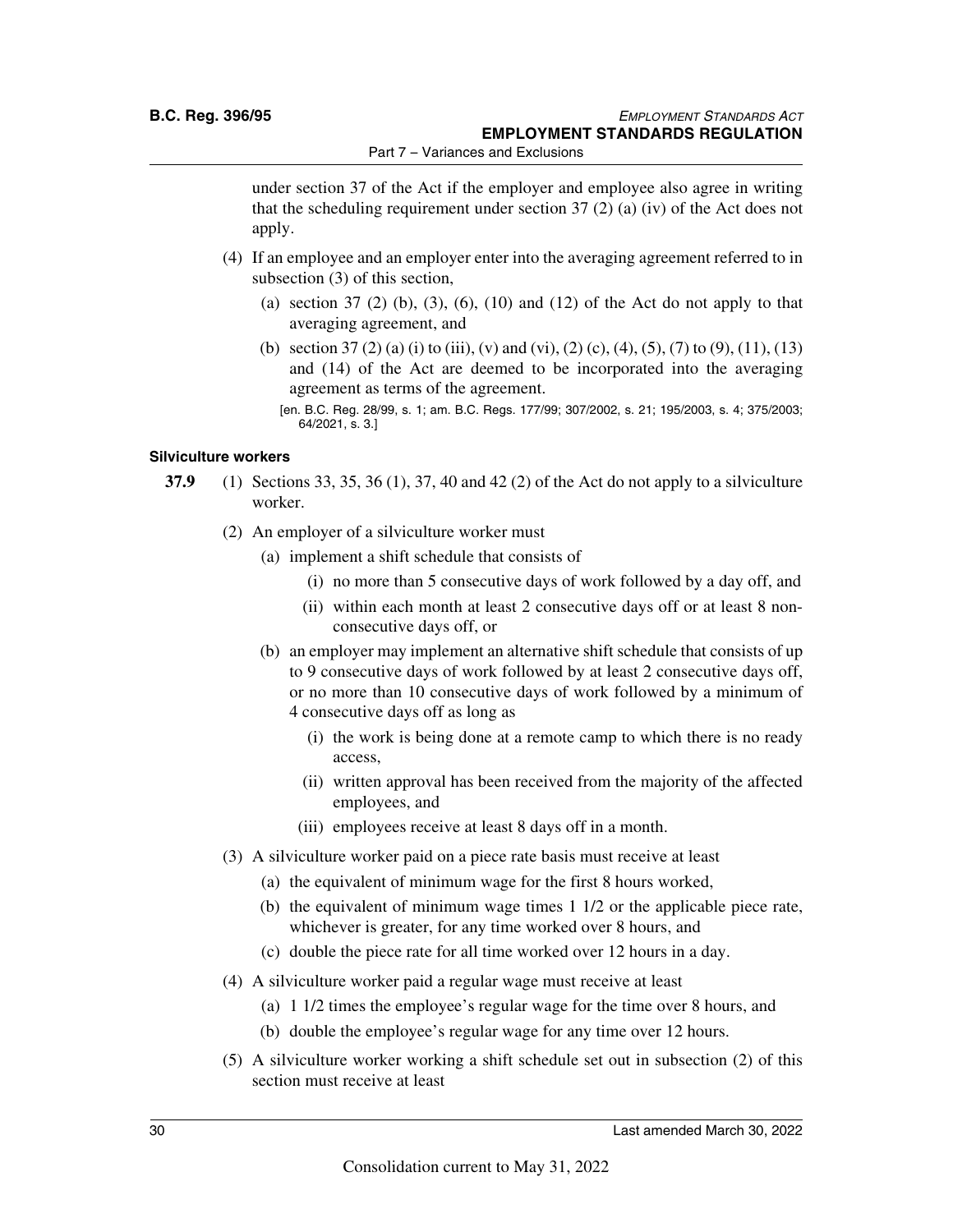under section 37 of the Act if the employer and employee also agree in writing that the scheduling requirement under section 37 (2) (a) (iv) of the Act does not apply.

(4) If an employee and an employer enter into the averaging agreement referred to in subsection (3) of this section,

(a) section 37 (2) (b), (3), (6), (10) and (12) of the Act do not apply to that averaging agreement, and

(b) section 37 (2) (a) (i) to (iii), (v) and (vi), (2) (c), (4), (5), (7) to (9), (11), (13) and (14) of the Act are deemed to be incorporated into the averaging agreement as terms of the agreement.

[en. B.C. Reg. 28/99, s. 1; am. B.C. Regs. 177/99; 307/2002, s. 21; 195/2003, s. 4; 375/2003; 64/2021, s. 3.]

#### Silviculture workers

**37.9** (1) Sections 33, 35, 36 (1), 37, 40 and 42 (2) of the Act do not apply to a silviculture worker.

(2) An employer of a silviculture worker must

(a) implement a shift schedule that consists of

(i) no more than 5 consecutive days of work followed by a day off, and

(ii) within each month at least 2 consecutive days off or at least 8 non-consecutive days off, or

(b) an employer may implement an alternative shift schedule that consists of up to 9 consecutive days of work followed by at least 2 consecutive days off, or no more than 10 consecutive days of work followed by a minimum of 4 consecutive days off as long as

(i) the work is being done at a remote camp to which there is no ready access,

(ii) written approval has been received from the majority of the affected employees, and

(iii) employees receive at least 8 days off in a month.

(3) A silviculture worker paid on a piece rate basis must receive at least

(a) the equivalent of minimum wage for the first 8 hours worked,

(b) the equivalent of minimum wage times 1 1/2 or the applicable piece rate, whichever is greater, for any time worked over 8 hours, and

(c) double the piece rate for all time worked over 12 hours in a day.

(4) A silviculture worker paid a regular wage must receive at least

(a) 1 1/2 times the employee's regular wage for the time over 8 hours, and

(b) double the employee's regular wage for any time over 12 hours.

(5) A silviculture worker working a shift schedule set out in subsection (2) of this section must receive at least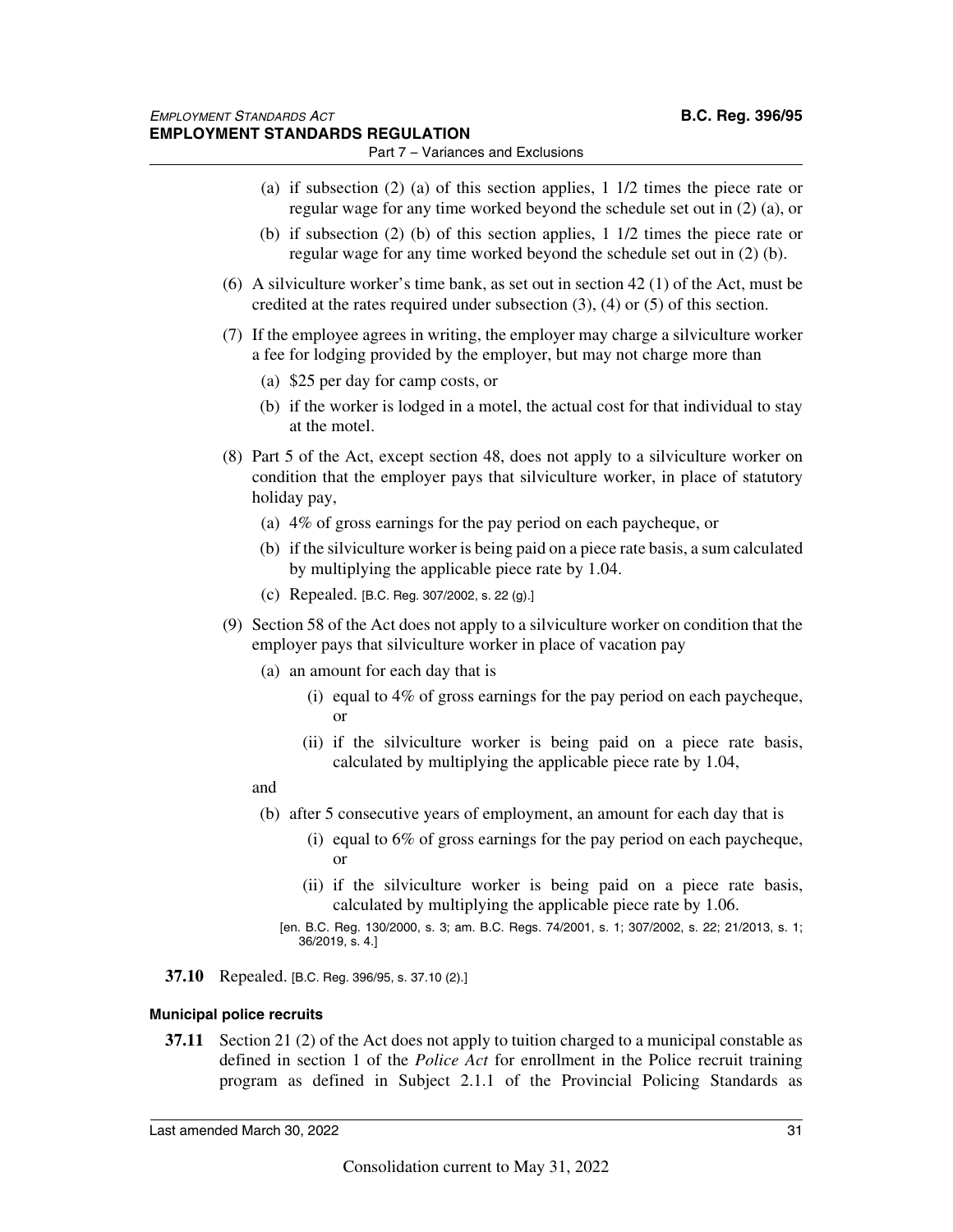(a) if subsection (2) (a) of this section applies, 1 1/2 times the piece rate or regular wage for any time worked beyond the schedule set out in (2) (a), or

(b) if subsection (2) (b) of this section applies, 1 1/2 times the piece rate or regular wage for any time worked beyond the schedule set out in (2) (b).

(6) A silviculture worker's time bank, as set out in section 42 (1) of the Act, must be credited at the rates required under subsection (3), (4) or (5) of this section.

(7) If the employee agrees in writing, the employer may charge a silviculture worker a fee for lodging provided by the employer, but may not charge more than

(a) $25 per day for camp costs, or

(b) if the worker is lodged in a motel, the actual cost for that individual to stay at the motel.

(8) Part 5 of the Act, except section 48, does not apply to a silviculture worker on condition that the employer pays that silviculture worker, in place of statutory holiday pay,

(a) 4% of gross earnings for the pay period on each paycheque, or

(b) if the silviculture worker is being paid on a piece rate basis, a sum calculated by multiplying the applicable piece rate by 1.04.

(c) Repealed. [B.C. Reg. 307/2002, s. 22 (g).]

(9) Section 58 of the Act does not apply to a silviculture worker on condition that the employer pays that silviculture worker in place of vacation pay

(a) an amount for each day that is

(i) equal to 4% of gross earnings for the pay period on each paycheque, or

(ii) if the silviculture worker is being paid on a piece rate basis, calculated by multiplying the applicable piece rate by 1.04,

and

(b) after 5 consecutive years of employment, an amount for each day that is

(i) equal to 6% of gross earnings for the pay period on each paycheque, or

(ii) if the silviculture worker is being paid on a piece rate basis, calculated by multiplying the applicable piece rate by 1.06.

[en. B.C. Reg. 130/2000, s. 3; am. B.C. Regs. 74/2001, s. 1; 307/2002, s. 22; 21/2013, s. 1; 36/2019, s. 4.]

**37.10** Repealed. [B.C. Reg. 396/95, s. 37.10 (2).]

#### Municipal police recruits

**37.11** Section 21 (2) of the Act does not apply to tuition charged to a municipal constable as defined in section 1 of the *Police Act* for enrollment in the Police recruit training program as defined in Subject 2.1.1 of the Provincial Policing Standards as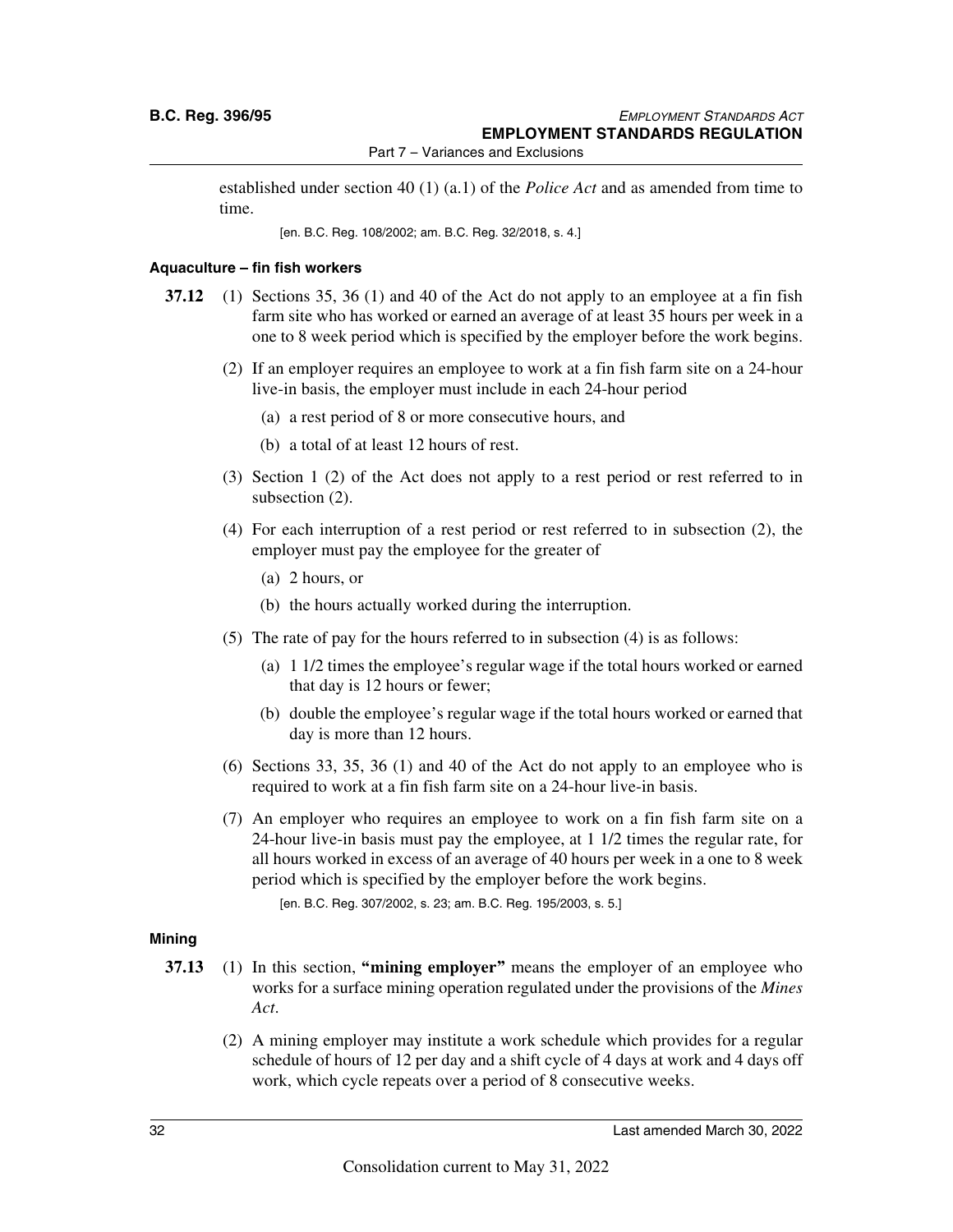established under section 40 (1) (a.1) of the *Police Act* and as amended from time to time.

[en. B.C. Reg. 108/2002; am. B.C. Reg. 32/2018, s. 4.]

#### Aquaculture – fin fish workers

**37.12** (1) Sections 35, 36 (1) and 40 of the Act do not apply to an employee at a fin fish farm site who has worked or earned an average of at least 35 hours per week in a one to 8 week period which is specified by the employer before the work begins.

(2) If an employer requires an employee to work at a fin fish farm site on a 24-hour live-in basis, the employer must include in each 24-hour period

(a) a rest period of 8 or more consecutive hours, and

(b) a total of at least 12 hours of rest.

(3) Section 1 (2) of the Act does not apply to a rest period or rest referred to in subsection (2).

(4) For each interruption of a rest period or rest referred to in subsection (2), the employer must pay the employee for the greater of

(a) 2 hours, or

(b) the hours actually worked during the interruption.

(5) The rate of pay for the hours referred to in subsection (4) is as follows:

(a) 1 1/2 times the employee's regular wage if the total hours worked or earned that day is 12 hours or fewer;

(b) double the employee's regular wage if the total hours worked or earned that day is more than 12 hours.

(6) Sections 33, 35, 36 (1) and 40 of the Act do not apply to an employee who is required to work at a fin fish farm site on a 24-hour live-in basis.

(7) An employer who requires an employee to work on a fin fish farm site on a 24-hour live-in basis must pay the employee, at 1 1/2 times the regular rate, for all hours worked in excess of an average of 40 hours per week in a one to 8 week period which is specified by the employer before the work begins.

[en. B.C. Reg. 307/2002, s. 23; am. B.C. Reg. 195/2003, s. 5.]

#### Mining

**37.13** (1) In this section, **"mining employer"** means the employer of an employee who works for a surface mining operation regulated under the provisions of the *Mines Act*.

(2) A mining employer may institute a work schedule which provides for a regular schedule of hours of 12 per day and a shift cycle of 4 days at work and 4 days off work, which cycle repeats over a period of 8 consecutive weeks.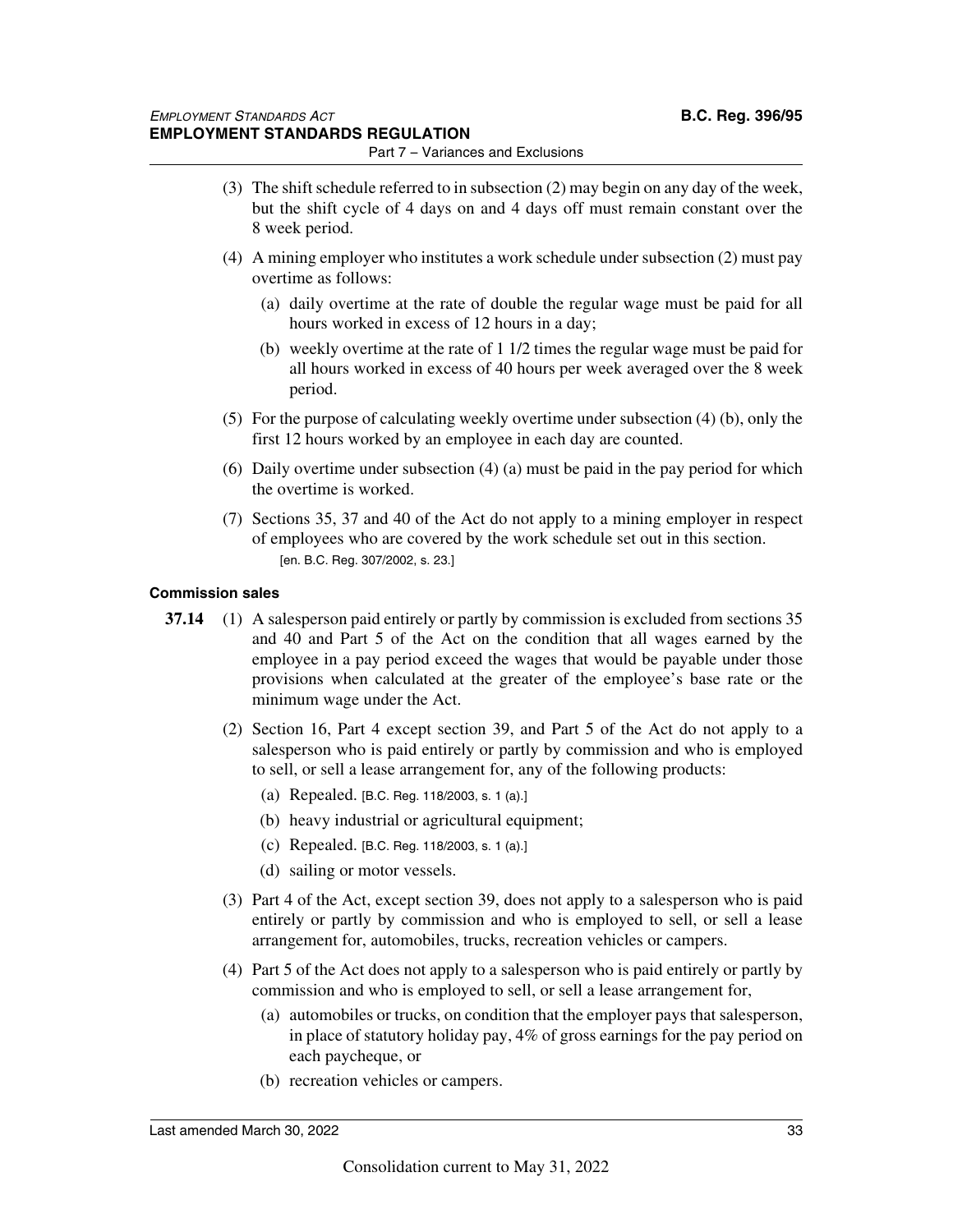(3) The shift schedule referred to in subsection (2) may begin on any day of the week, but the shift cycle of 4 days on and 4 days off must remain constant over the 8 week period.

(4) A mining employer who institutes a work schedule under subsection (2) must pay overtime as follows:

(a) daily overtime at the rate of double the regular wage must be paid for all hours worked in excess of 12 hours in a day;

(b) weekly overtime at the rate of 1 1/2 times the regular wage must be paid for all hours worked in excess of 40 hours per week averaged over the 8 week period.

(5) For the purpose of calculating weekly overtime under subsection (4) (b), only the first 12 hours worked by an employee in each day are counted.

(6) Daily overtime under subsection (4) (a) must be paid in the pay period for which the overtime is worked.

(7) Sections 35, 37 and 40 of the Act do not apply to a mining employer in respect of employees who are covered by the work schedule set out in this section.

[en. B.C. Reg. 307/2002, s. 23.]

### Commission sales

**37.14** (1) A salesperson paid entirely or partly by commission is excluded from sections 35 and 40 and Part 5 of the Act on the condition that all wages earned by the employee in a pay period exceed the wages that would be payable under those provisions when calculated at the greater of the employee's base rate or the minimum wage under the Act.

(2) Section 16, Part 4 except section 39, and Part 5 of the Act do not apply to a salesperson who is paid entirely or partly by commission and who is employed to sell, or sell a lease arrangement for, any of the following products:

(a) Repealed. [B.C. Reg. 118/2003, s. 1 (a).]

(b) heavy industrial or agricultural equipment;

(c) Repealed. [B.C. Reg. 118/2003, s. 1 (a).]

(d) sailing or motor vessels.

(3) Part 4 of the Act, except section 39, does not apply to a salesperson who is paid entirely or partly by commission and who is employed to sell, or sell a lease arrangement for, automobiles, trucks, recreation vehicles or campers.

(4) Part 5 of the Act does not apply to a salesperson who is paid entirely or partly by commission and who is employed to sell, or sell a lease arrangement for,

(a) automobiles or trucks, on condition that the employer pays that salesperson, in place of statutory holiday pay, 4% of gross earnings for the pay period on each paycheque, or

(b) recreation vehicles or campers.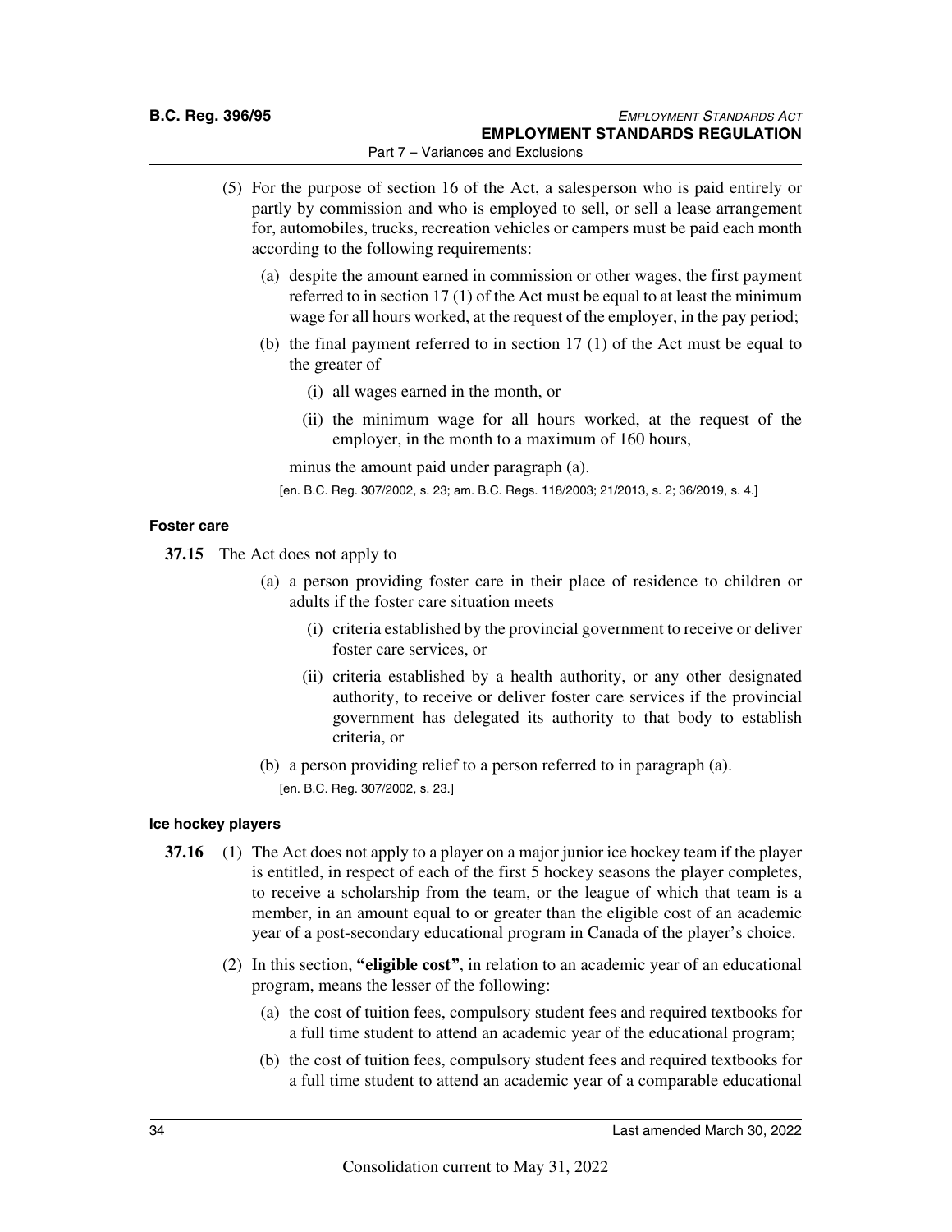(5) For the purpose of section 16 of the Act, a salesperson who is paid entirely or partly by commission and who is employed to sell, or sell a lease arrangement for, automobiles, trucks, recreation vehicles or campers must be paid each month according to the following requirements:

(a) despite the amount earned in commission or other wages, the first payment referred to in section 17 (1) of the Act must be equal to at least the minimum wage for all hours worked, at the request of the employer, in the pay period;

(b) the final payment referred to in section 17 (1) of the Act must be equal to the greater of

(i) all wages earned in the month, or

(ii) the minimum wage for all hours worked, at the request of the employer, in the month to a maximum of 160 hours,

minus the amount paid under paragraph (a).

[en. B.C. Reg. 307/2002, s. 23; am. B.C. Regs. 118/2003; 21/2013, s. 2; 36/2019, s. 4.]

#### Foster care

**37.15** The Act does not apply to

(a) a person providing foster care in their place of residence to children or adults if the foster care situation meets

(i) criteria established by the provincial government to receive or deliver foster care services, or

(ii) criteria established by a health authority, or any other designated authority, to receive or deliver foster care services if the provincial government has delegated its authority to that body to establish criteria, or

(b) a person providing relief to a person referred to in paragraph (a).

[en. B.C. Reg. 307/2002, s. 23.]

#### Ice hockey players

**37.16** (1) The Act does not apply to a player on a major junior ice hockey team if the player is entitled, in respect of each of the first 5 hockey seasons the player completes, to receive a scholarship from the team, or the league of which that team is a member, in an amount equal to or greater than the eligible cost of an academic year of a post-secondary educational program in Canada of the player's choice.

(2) In this section, **"eligible cost"**, in relation to an academic year of an educational program, means the lesser of the following:

(a) the cost of tuition fees, compulsory student fees and required textbooks for a full time student to attend an academic year of the educational program;

(b) the cost of tuition fees, compulsory student fees and required textbooks for a full time student to attend an academic year of a comparable educational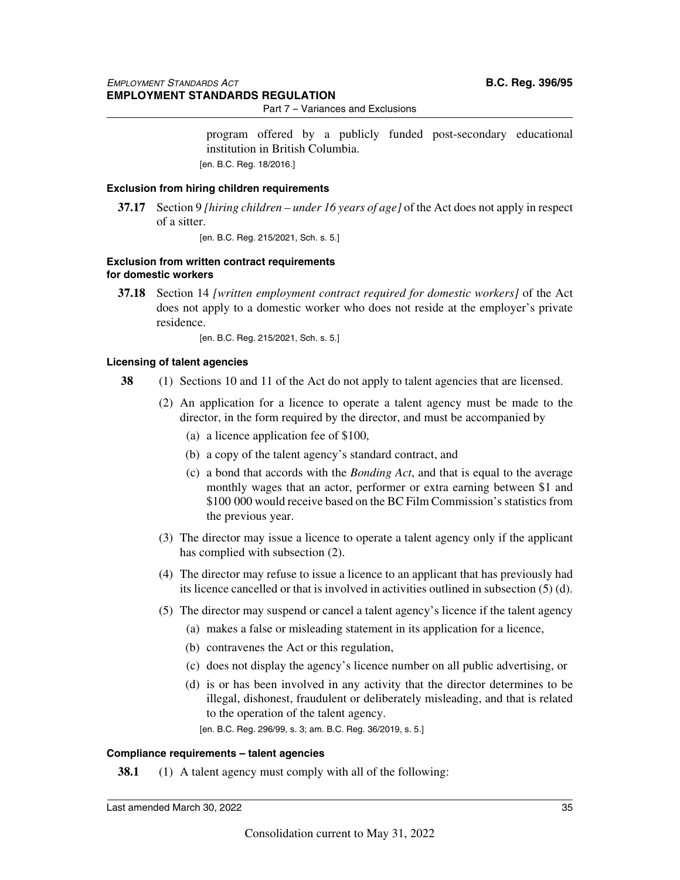program offered by a publicly funded post-secondary educational institution in British Columbia.

[en. B.C. Reg. 18/2016.]

#### Exclusion from hiring children requirements

**37.17** Section 9 *[hiring children – under 16 years of age]* of the Act does not apply in respect of a sitter.

[en. B.C. Reg. 215/2021, Sch. s. 5.]

#### Exclusion from written contract requirements for domestic workers

**37.18** Section 14 *[written employment contract required for domestic workers]* of the Act does not apply to a domestic worker who does not reside at the employer's private residence.

[en. B.C. Reg. 215/2021, Sch. s. 5.]

#### Licensing of talent agencies

**38** (1) Sections 10 and 11 of the Act do not apply to talent agencies that are licensed.

(2) An application for a licence to operate a talent agency must be made to the director, in the form required by the director, and must be accompanied by

(a) a licence application fee of $100,

(b) a copy of the talent agency's standard contract, and

(c) a bond that accords with the *Bonding Act*, and that is equal to the average monthly wages that an actor, performer or extra earning between $1 and $100 000 would receive based on the BC Film Commission's statistics from the previous year.

(3) The director may issue a licence to operate a talent agency only if the applicant has complied with subsection (2).

(4) The director may refuse to issue a licence to an applicant that has previously had its licence cancelled or that is involved in activities outlined in subsection (5) (d).

(5) The director may suspend or cancel a talent agency's licence if the talent agency

(a) makes a false or misleading statement in its application for a licence,

(b) contravenes the Act or this regulation,

(c) does not display the agency's licence number on all public advertising, or

(d) is or has been involved in any activity that the director determines to be illegal, dishonest, fraudulent or deliberately misleading, and that is related to the operation of the talent agency.

[en. B.C. Reg. 296/99, s. 3; am. B.C. Reg. 36/2019, s. 5.]

#### Compliance requirements – talent agencies

**38.1** (1) A talent agency must comply with all of the following: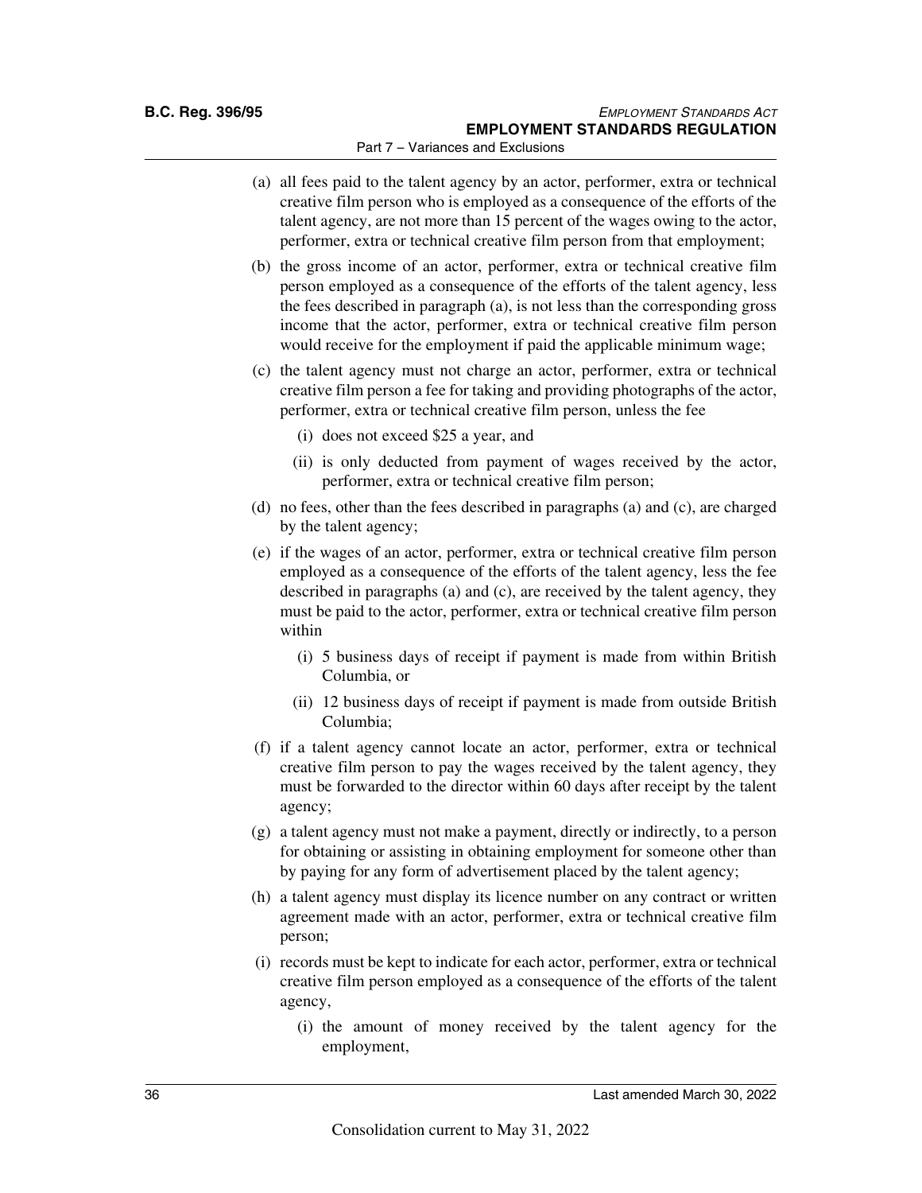(a) all fees paid to the talent agency by an actor, performer, extra or technical creative film person who is employed as a consequence of the efforts of the talent agency, are not more than 15 percent of the wages owing to the actor, performer, extra or technical creative film person from that employment;

(b) the gross income of an actor, performer, extra or technical creative film person employed as a consequence of the efforts of the talent agency, less the fees described in paragraph (a), is not less than the corresponding gross income that the actor, performer, extra or technical creative film person would receive for the employment if paid the applicable minimum wage;

(c) the talent agency must not charge an actor, performer, extra or technical creative film person a fee for taking and providing photographs of the actor, performer, extra or technical creative film person, unless the fee

  (i) does not exceed $25 a year, and

  (ii) is only deducted from payment of wages received by the actor, performer, extra or technical creative film person;

(d) no fees, other than the fees described in paragraphs (a) and (c), are charged by the talent agency;

(e) if the wages of an actor, performer, extra or technical creative film person employed as a consequence of the efforts of the talent agency, less the fee described in paragraphs (a) and (c), are received by the talent agency, they must be paid to the actor, performer, extra or technical creative film person within

  (i) 5 business days of receipt if payment is made from within British Columbia, or

  (ii) 12 business days of receipt if payment is made from outside British Columbia;

(f) if a talent agency cannot locate an actor, performer, extra or technical creative film person to pay the wages received by the talent agency, they must be forwarded to the director within 60 days after receipt by the talent agency;

(g) a talent agency must not make a payment, directly or indirectly, to a person for obtaining or assisting in obtaining employment for someone other than by paying for any form of advertisement placed by the talent agency;

(h) a talent agency must display its licence number on any contract or written agreement made with an actor, performer, extra or technical creative film person;

(i) records must be kept to indicate for each actor, performer, extra or technical creative film person employed as a consequence of the efforts of the talent agency,

  (i) the amount of money received by the talent agency for the employment,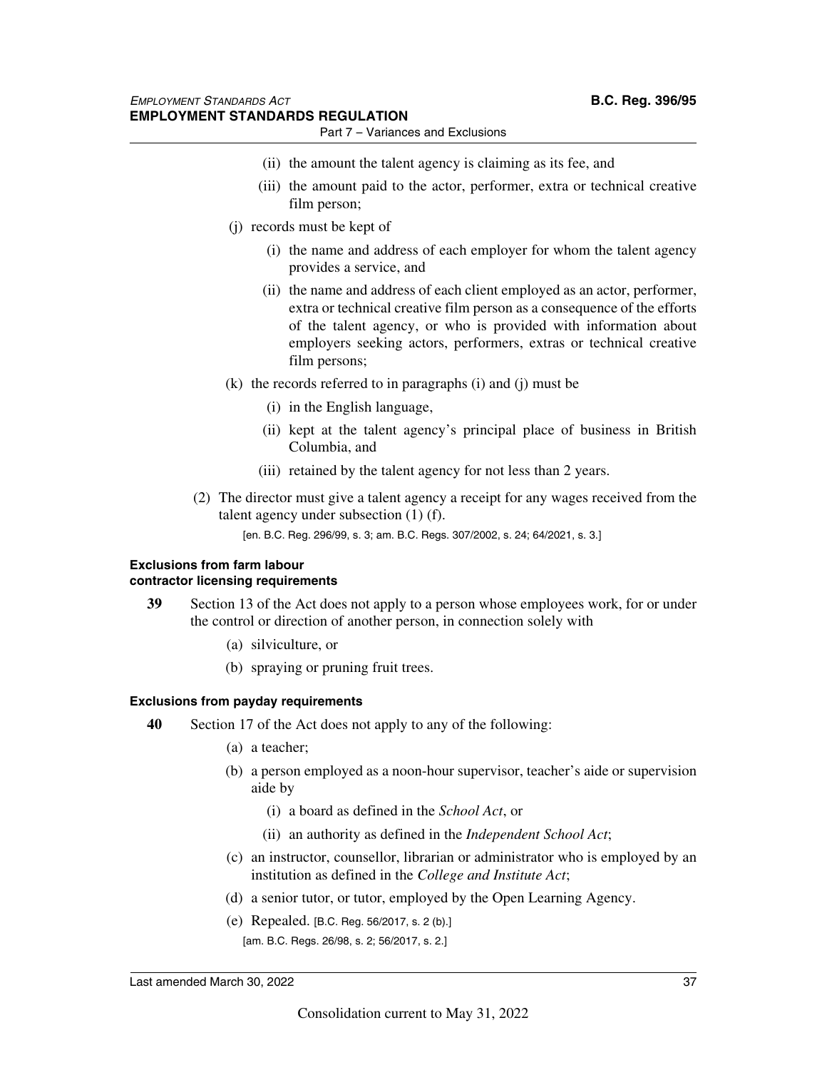(ii) the amount the talent agency is claiming as its fee, and

(iii) the amount paid to the actor, performer, extra or technical creative film person;

(j) records must be kept of

(i) the name and address of each employer for whom the talent agency provides a service, and

(ii) the name and address of each client employed as an actor, performer, extra or technical creative film person as a consequence of the efforts of the talent agency, or who is provided with information about employers seeking actors, performers, extras or technical creative film persons;

(k) the records referred to in paragraphs (i) and (j) must be

(i) in the English language,

(ii) kept at the talent agency's principal place of business in British Columbia, and

(iii) retained by the talent agency for not less than 2 years.

(2) The director must give a talent agency a receipt for any wages received from the talent agency under subsection (1) (f).

[en. B.C. Reg. 296/99, s. 3; am. B.C. Regs. 307/2002, s. 24; 64/2021, s. 3.]

#### Exclusions from farm labour contractor licensing requirements

**39** Section 13 of the Act does not apply to a person whose employees work, for or under the control or direction of another person, in connection solely with

(a) silviculture, or

(b) spraying or pruning fruit trees.

#### Exclusions from payday requirements

**40** Section 17 of the Act does not apply to any of the following:

(a) a teacher;

(b) a person employed as a noon-hour supervisor, teacher's aide or supervision aide by

(i) a board as defined in the *School Act*, or

(ii) an authority as defined in the *Independent School Act*;

(c) an instructor, counsellor, librarian or administrator who is employed by an institution as defined in the *College and Institute Act*;

(d) a senior tutor, or tutor, employed by the Open Learning Agency.

(e) Repealed. [B.C. Reg. 56/2017, s. 2 (b).]

[am. B.C. Regs. 26/98, s. 2; 56/2017, s. 2.]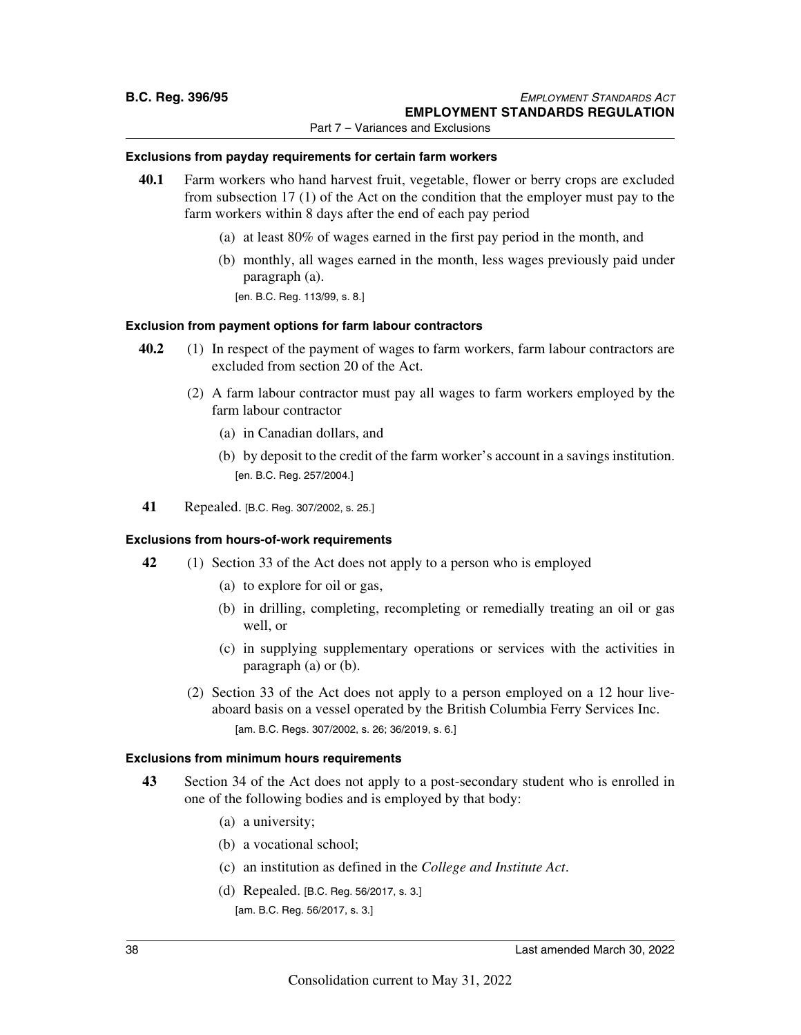#### Exclusions from payday requirements for certain farm workers

**40.1** Farm workers who hand harvest fruit, vegetable, flower or berry crops are excluded from subsection 17 (1) of the Act on the condition that the employer must pay to the farm workers within 8 days after the end of each pay period

(a) at least 80% of wages earned in the first pay period in the month, and

(b) monthly, all wages earned in the month, less wages previously paid under paragraph (a).

[en. B.C. Reg. 113/99, s. 8.]

#### Exclusion from payment options for farm labour contractors

**40.2** (1) In respect of the payment of wages to farm workers, farm labour contractors are excluded from section 20 of the Act.

(2) A farm labour contractor must pay all wages to farm workers employed by the farm labour contractor

(a) in Canadian dollars, and

(b) by deposit to the credit of the farm worker's account in a savings institution.

[en. B.C. Reg. 257/2004.]

**41** Repealed. [B.C. Reg. 307/2002, s. 25.]

#### Exclusions from hours-of-work requirements

**42** (1) Section 33 of the Act does not apply to a person who is employed

(a) to explore for oil or gas,

(b) in drilling, completing, recompleting or remedially treating an oil or gas well, or

(c) in supplying supplementary operations or services with the activities in paragraph (a) or (b).

(2) Section 33 of the Act does not apply to a person employed on a 12 hour live-aboard basis on a vessel operated by the British Columbia Ferry Services Inc.

[am. B.C. Regs. 307/2002, s. 26; 36/2019, s. 6.]

#### Exclusions from minimum hours requirements

**43** Section 34 of the Act does not apply to a post-secondary student who is enrolled in one of the following bodies and is employed by that body:

(a) a university;

(b) a vocational school;

(c) an institution as defined in the *College and Institute Act*.

(d) Repealed. [B.C. Reg. 56/2017, s. 3.]

[am. B.C. Reg. 56/2017, s. 3.]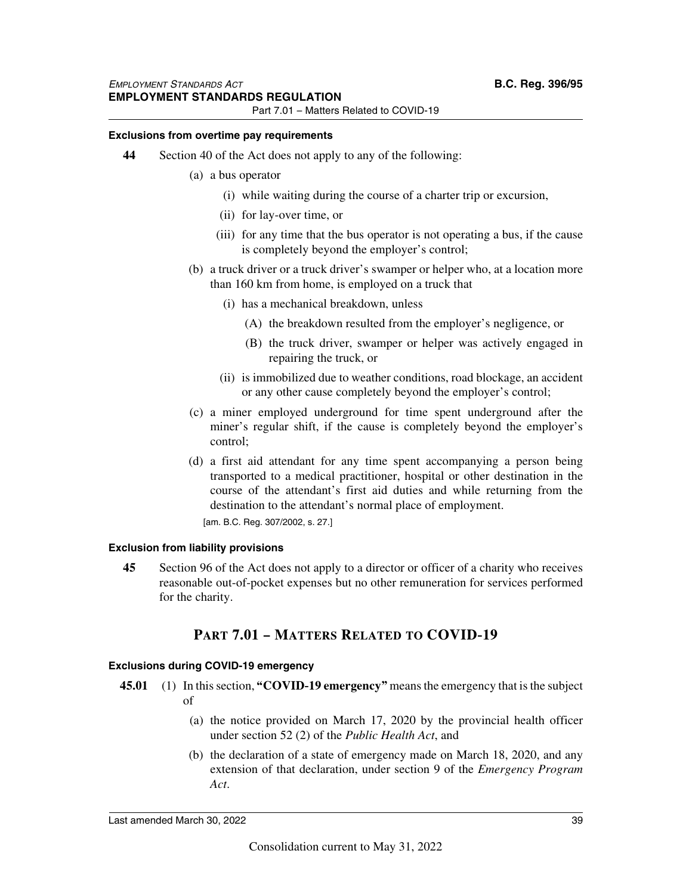#### Exclusions from overtime pay requirements

**44** Section 40 of the Act does not apply to any of the following:

(a) a bus operator

(i) while waiting during the course of a charter trip or excursion,

(ii) for lay-over time, or

(iii) for any time that the bus operator is not operating a bus, if the cause is completely beyond the employer's control;

(b) a truck driver or a truck driver's swamper or helper who, at a location more than 160 km from home, is employed on a truck that

(i) has a mechanical breakdown, unless

(A) the breakdown resulted from the employer's negligence, or

(B) the truck driver, swamper or helper was actively engaged in repairing the truck, or

(ii) is immobilized due to weather conditions, road blockage, an accident or any other cause completely beyond the employer's control;

(c) a miner employed underground for time spent underground after the miner's regular shift, if the cause is completely beyond the employer's control;

(d) a first aid attendant for any time spent accompanying a person being transported to a medical practitioner, hospital or other destination in the course of the attendant's first aid duties and while returning from the destination to the attendant's normal place of employment.

[am. B.C. Reg. 307/2002, s. 27.]

#### Exclusion from liability provisions

**45** Section 96 of the Act does not apply to a director or officer of a charity who receives reasonable out-of-pocket expenses but no other remuneration for services performed for the charity.

## PART 7.01 – MATTERS RELATED TO COVID-19

#### Exclusions during COVID-19 emergency

**45.01** (1) In this section, **"COVID-19 emergency"** means the emergency that is the subject of

(a) the notice provided on March 17, 2020 by the provincial health officer under section 52 (2) of the *Public Health Act*, and

(b) the declaration of a state of emergency made on March 18, 2020, and any extension of that declaration, under section 9 of the *Emergency Program Act*.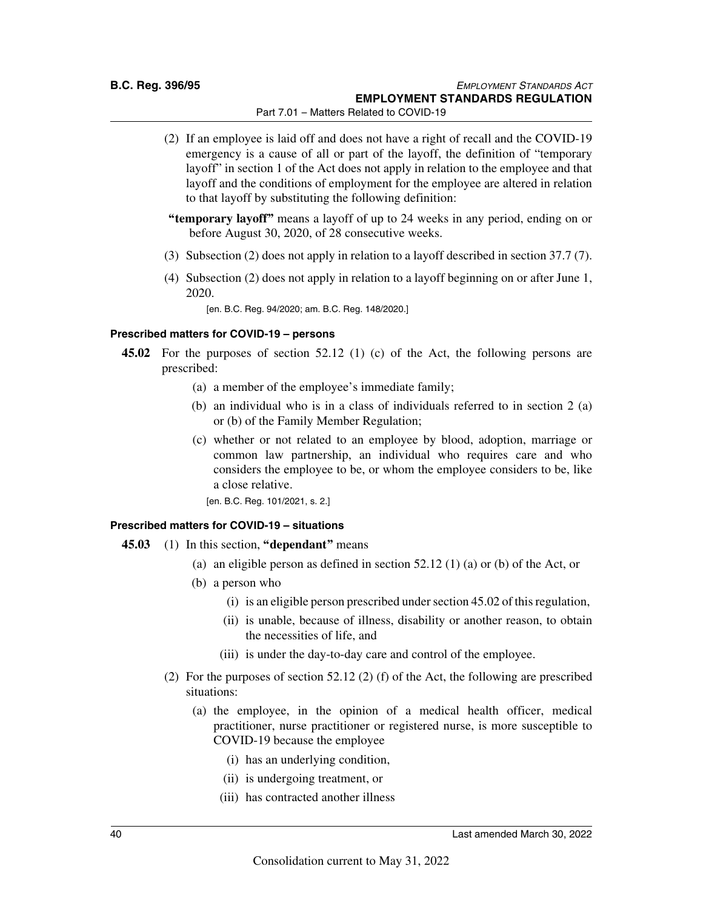(2) If an employee is laid off and does not have a right of recall and the COVID-19 emergency is a cause of all or part of the layoff, the definition of "temporary layoff" in section 1 of the Act does not apply in relation to the employee and that layoff and the conditions of employment for the employee are altered in relation to that layoff by substituting the following definition:

**"temporary layoff"** means a layoff of up to 24 weeks in any period, ending on or before August 30, 2020, of 28 consecutive weeks.

(3) Subsection (2) does not apply in relation to a layoff described in section 37.7 (7).

(4) Subsection (2) does not apply in relation to a layoff beginning on or after June 1, 2020.

[en. B.C. Reg. 94/2020; am. B.C. Reg. 148/2020.]

#### Prescribed matters for COVID-19 – persons

**45.02** For the purposes of section 52.12 (1) (c) of the Act, the following persons are prescribed:

(a) a member of the employee's immediate family;

(b) an individual who is in a class of individuals referred to in section 2 (a) or (b) of the Family Member Regulation;

(c) whether or not related to an employee by blood, adoption, marriage or common law partnership, an individual who requires care and who considers the employee to be, or whom the employee considers to be, like a close relative.

[en. B.C. Reg. 101/2021, s. 2.]

#### Prescribed matters for COVID-19 – situations

**45.03** (1) In this section, **"dependant"** means

(a) an eligible person as defined in section 52.12 (1) (a) or (b) of the Act, or

(b) a person who

(i) is an eligible person prescribed under section 45.02 of this regulation,

(ii) is unable, because of illness, disability or another reason, to obtain the necessities of life, and

(iii) is under the day-to-day care and control of the employee.

(2) For the purposes of section 52.12 (2) (f) of the Act, the following are prescribed situations:

(a) the employee, in the opinion of a medical health officer, medical practitioner, nurse practitioner or registered nurse, is more susceptible to COVID-19 because the employee

(i) has an underlying condition,

(ii) is undergoing treatment, or

(iii) has contracted another illness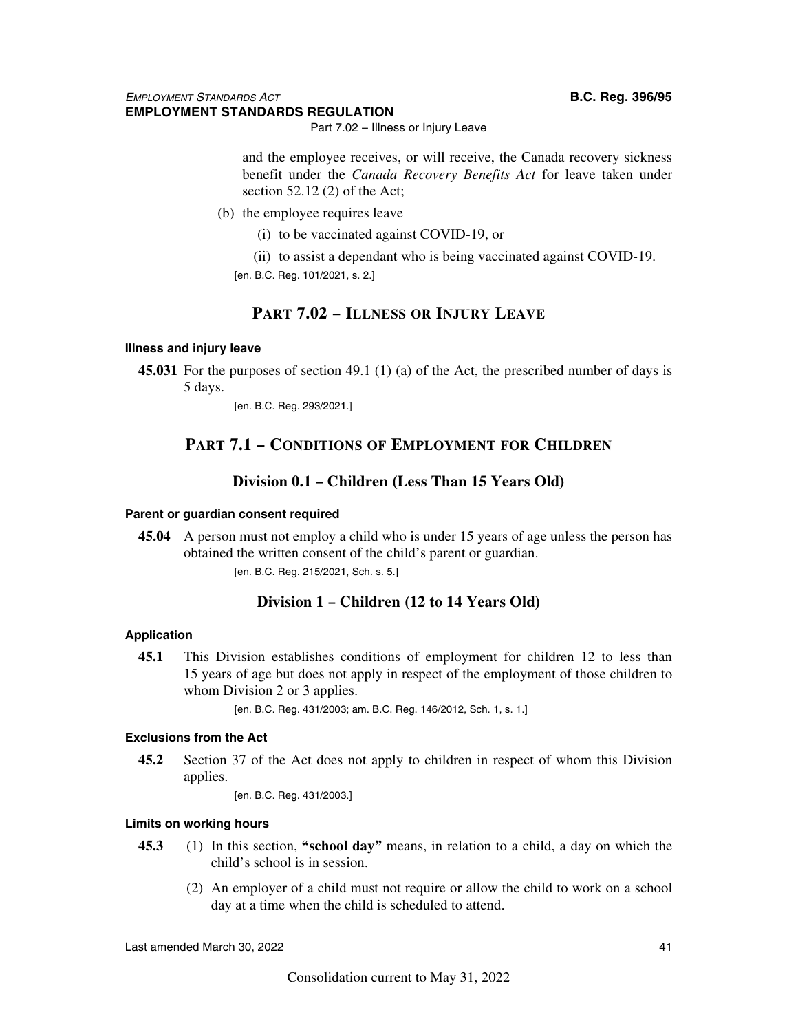and the employee receives, or will receive, the Canada recovery sickness benefit under the *Canada Recovery Benefits Act* for leave taken under section 52.12 (2) of the Act;

(b) the employee requires leave

(i) to be vaccinated against COVID-19, or

(ii) to assist a dependant who is being vaccinated against COVID-19.

[en. B.C. Reg. 101/2021, s. 2.]

## PART 7.02 – ILLNESS OR INJURY LEAVE

#### Illness and injury leave

**45.031** For the purposes of section 49.1 (1) (a) of the Act, the prescribed number of days is 5 days.

[en. B.C. Reg. 293/2021.]

## PART 7.1 – CONDITIONS OF EMPLOYMENT FOR CHILDREN

### Division 0.1 – Children (Less Than 15 Years Old)

#### Parent or guardian consent required

**45.04** A person must not employ a child who is under 15 years of age unless the person has obtained the written consent of the child's parent or guardian.

[en. B.C. Reg. 215/2021, Sch. s. 5.]

### Division 1 – Children (12 to 14 Years Old)

#### Application

**45.1** This Division establishes conditions of employment for children 12 to less than 15 years of age but does not apply in respect of the employment of those children to whom Division 2 or 3 applies.

[en. B.C. Reg. 431/2003; am. B.C. Reg. 146/2012, Sch. 1, s. 1.]

#### Exclusions from the Act

**45.2** Section 37 of the Act does not apply to children in respect of whom this Division applies.

[en. B.C. Reg. 431/2003.]

#### Limits on working hours

**45.3** (1) In this section, **"school day"** means, in relation to a child, a day on which the child's school is in session.

(2) An employer of a child must not require or allow the child to work on a school day at a time when the child is scheduled to attend.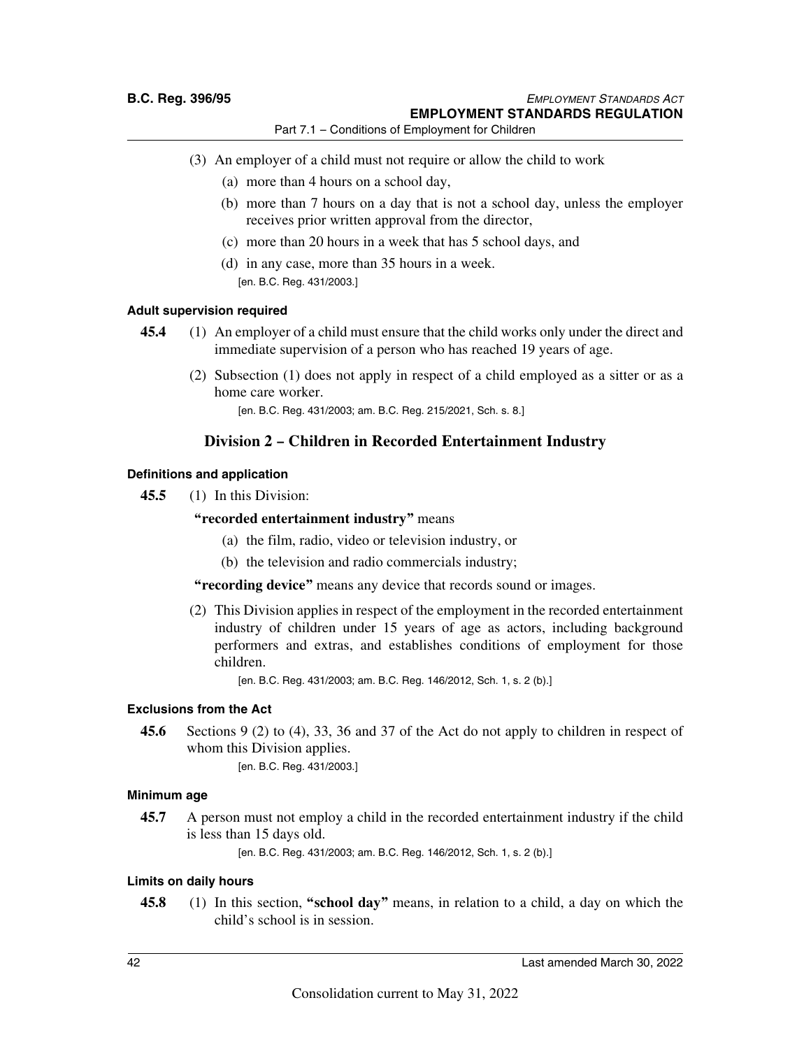(3) An employer of a child must not require or allow the child to work

(a) more than 4 hours on a school day,

(b) more than 7 hours on a day that is not a school day, unless the employer receives prior written approval from the director,

(c) more than 20 hours in a week that has 5 school days, and

(d) in any case, more than 35 hours in a week.

[en. B.C. Reg. 431/2003.]

#### Adult supervision required

**45.4** (1) An employer of a child must ensure that the child works only under the direct and immediate supervision of a person who has reached 19 years of age.

(2) Subsection (1) does not apply in respect of a child employed as a sitter or as a home care worker.

[en. B.C. Reg. 431/2003; am. B.C. Reg. 215/2021, Sch. s. 8.]

## Division 2 – Children in Recorded Entertainment Industry

#### Definitions and application

**45.5** (1) In this Division:

**"recorded entertainment industry"** means

(a) the film, radio, video or television industry, or

(b) the television and radio commercials industry;

**"recording device"** means any device that records sound or images.

(2) This Division applies in respect of the employment in the recorded entertainment industry of children under 15 years of age as actors, including background performers and extras, and establishes conditions of employment for those children.

[en. B.C. Reg. 431/2003; am. B.C. Reg. 146/2012, Sch. 1, s. 2 (b).]

#### Exclusions from the Act

**45.6** Sections 9 (2) to (4), 33, 36 and 37 of the Act do not apply to children in respect of whom this Division applies.

[en. B.C. Reg. 431/2003.]

#### Minimum age

**45.7** A person must not employ a child in the recorded entertainment industry if the child is less than 15 days old.

[en. B.C. Reg. 431/2003; am. B.C. Reg. 146/2012, Sch. 1, s. 2 (b).]

#### Limits on daily hours

**45.8** (1) In this section, **"school day"** means, in relation to a child, a day on which the child's school is in session.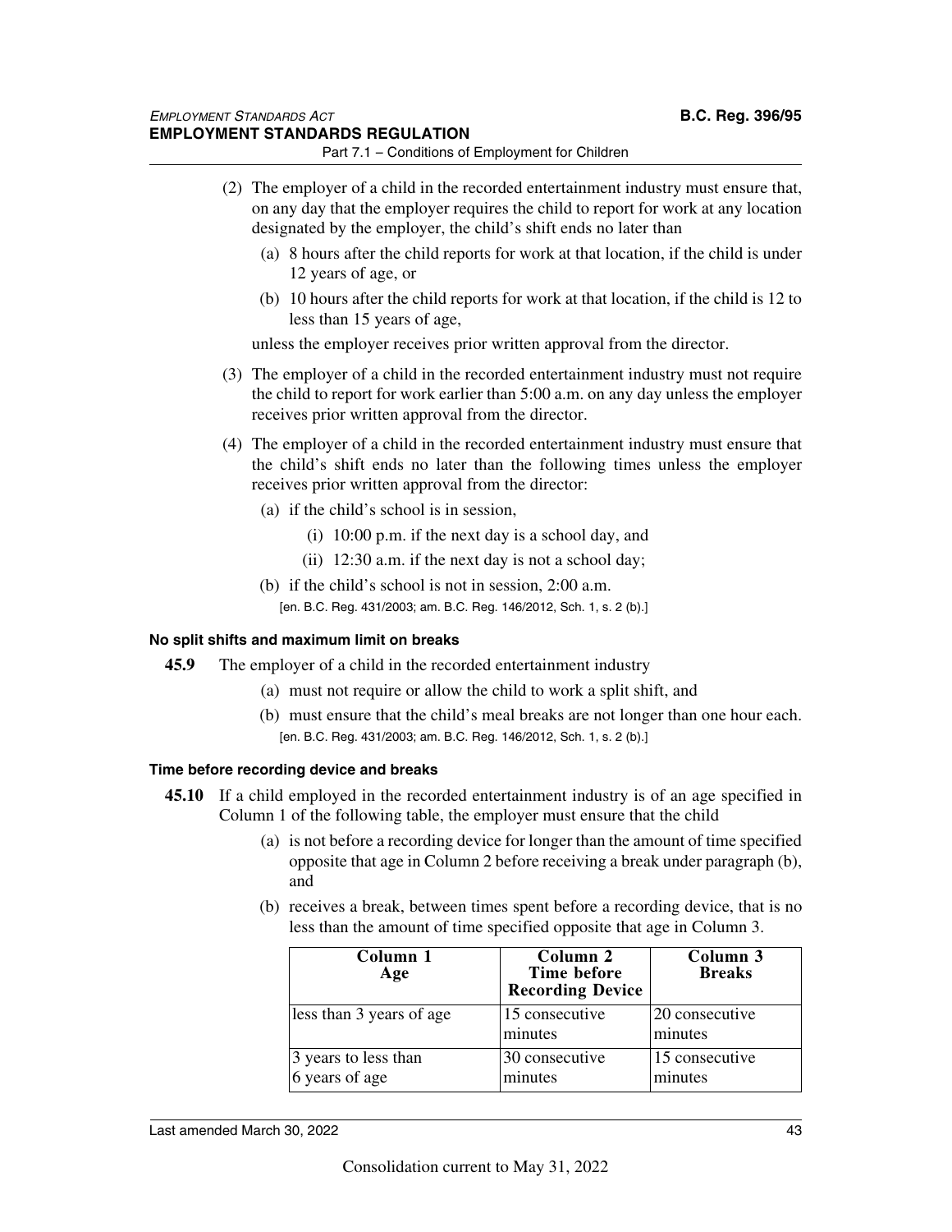(2) The employer of a child in the recorded entertainment industry must ensure that, on any day that the employer requires the child to report for work at any location designated by the employer, the child's shift ends no later than

(a) 8 hours after the child reports for work at that location, if the child is under 12 years of age, or

(b) 10 hours after the child reports for work at that location, if the child is 12 to less than 15 years of age,

unless the employer receives prior written approval from the director.

(3) The employer of a child in the recorded entertainment industry must not require the child to report for work earlier than 5:00 a.m. on any day unless the employer receives prior written approval from the director.

(4) The employer of a child in the recorded entertainment industry must ensure that the child's shift ends no later than the following times unless the employer receives prior written approval from the director:

(a) if the child's school is in session,

(i) 10:00 p.m. if the next day is a school day, and

(ii) 12:30 a.m. if the next day is not a school day;

(b) if the child's school is not in session, 2:00 a.m.

[en. B.C. Reg. 431/2003; am. B.C. Reg. 146/2012, Sch. 1, s. 2 (b).]

#### No split shifts and maximum limit on breaks

**45.9** The employer of a child in the recorded entertainment industry

(a) must not require or allow the child to work a split shift, and

(b) must ensure that the child's meal breaks are not longer than one hour each.

[en. B.C. Reg. 431/2003; am. B.C. Reg. 146/2012, Sch. 1, s. 2 (b).]

#### Time before recording device and breaks

**45.10** If a child employed in the recorded entertainment industry is of an age specified in Column 1 of the following table, the employer must ensure that the child

(a) is not before a recording device for longer than the amount of time specified opposite that age in Column 2 before receiving a break under paragraph (b), and

(b) receives a break, between times spent before a recording device, that is no less than the amount of time specified opposite that age in Column 3.

| Column 1 Age | Column 2 Time before Recording Device | Column 3 Breaks |
|---|---|---|
| less than 3 years of age | 15 consecutive minutes | 20 consecutive minutes |
| 3 years to less than 6 years of age | 30 consecutive minutes | 15 consecutive minutes |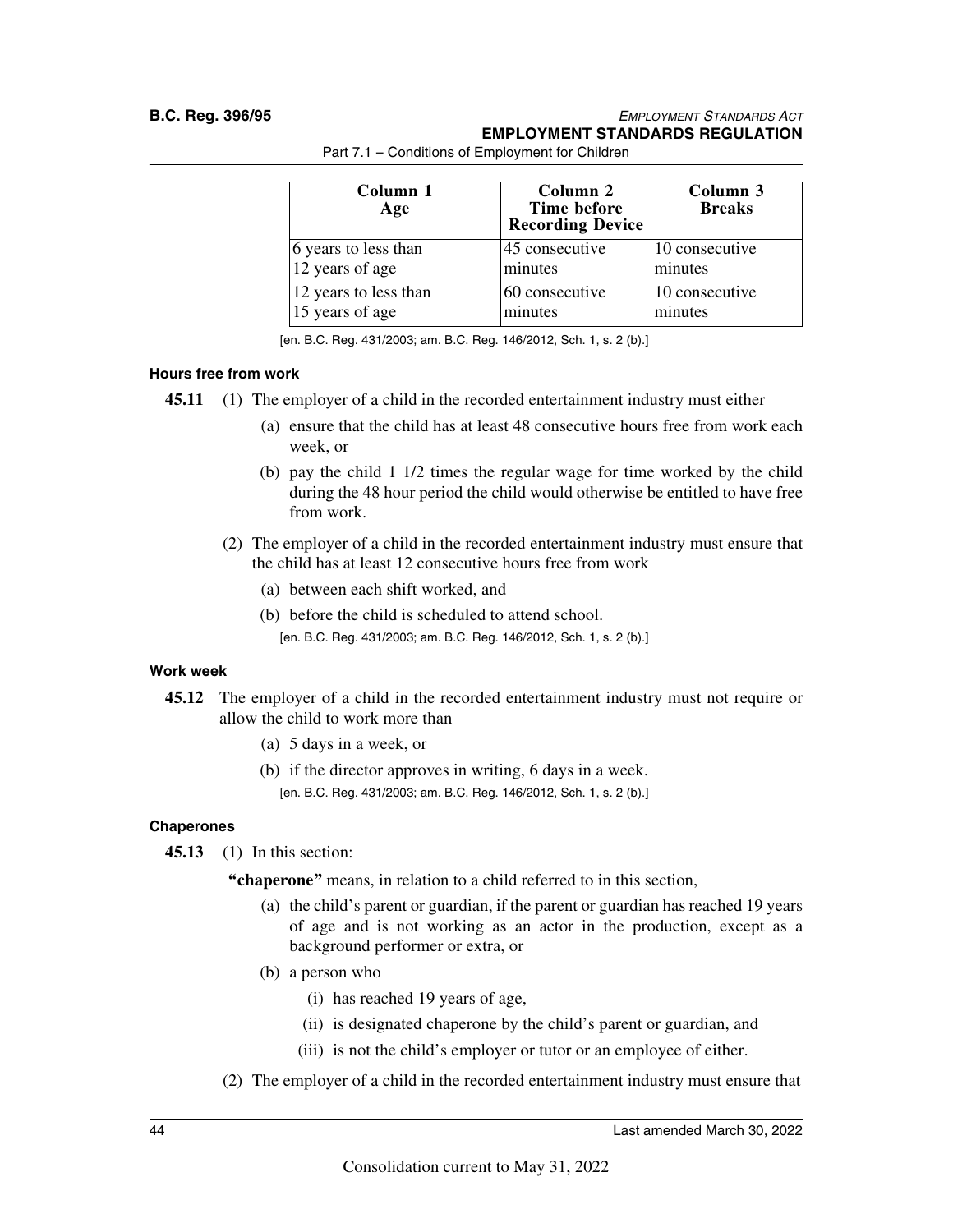| Column 1<br>Age | Column 2<br>Time before Recording Device | Column 3<br>Breaks |
|---|---|---|
| 6 years to less than 12 years of age | 45 consecutive minutes | 10 consecutive minutes |
| 12 years to less than 15 years of age | 60 consecutive minutes | 10 consecutive minutes |

[en. B.C. Reg. 431/2003; am. B.C. Reg. 146/2012, Sch. 1, s. 2 (b).]

#### Hours free from work

**45.11** (1) The employer of a child in the recorded entertainment industry must either

(a) ensure that the child has at least 48 consecutive hours free from work each week, or

(b) pay the child 1 1/2 times the regular wage for time worked by the child during the 48 hour period the child would otherwise be entitled to have free from work.

(2) The employer of a child in the recorded entertainment industry must ensure that the child has at least 12 consecutive hours free from work

(a) between each shift worked, and

(b) before the child is scheduled to attend school.

[en. B.C. Reg. 431/2003; am. B.C. Reg. 146/2012, Sch. 1, s. 2 (b).]

#### Work week

**45.12** The employer of a child in the recorded entertainment industry must not require or allow the child to work more than

(a) 5 days in a week, or

(b) if the director approves in writing, 6 days in a week.

[en. B.C. Reg. 431/2003; am. B.C. Reg. 146/2012, Sch. 1, s. 2 (b).]

#### Chaperones

**45.13** (1) In this section:

**"chaperone"** means, in relation to a child referred to in this section,

(a) the child's parent or guardian, if the parent or guardian has reached 19 years of age and is not working as an actor in the production, except as a background performer or extra, or

(b) a person who

(i) has reached 19 years of age,

(ii) is designated chaperone by the child's parent or guardian, and

(iii) is not the child's employer or tutor or an employee of either.

(2) The employer of a child in the recorded entertainment industry must ensure that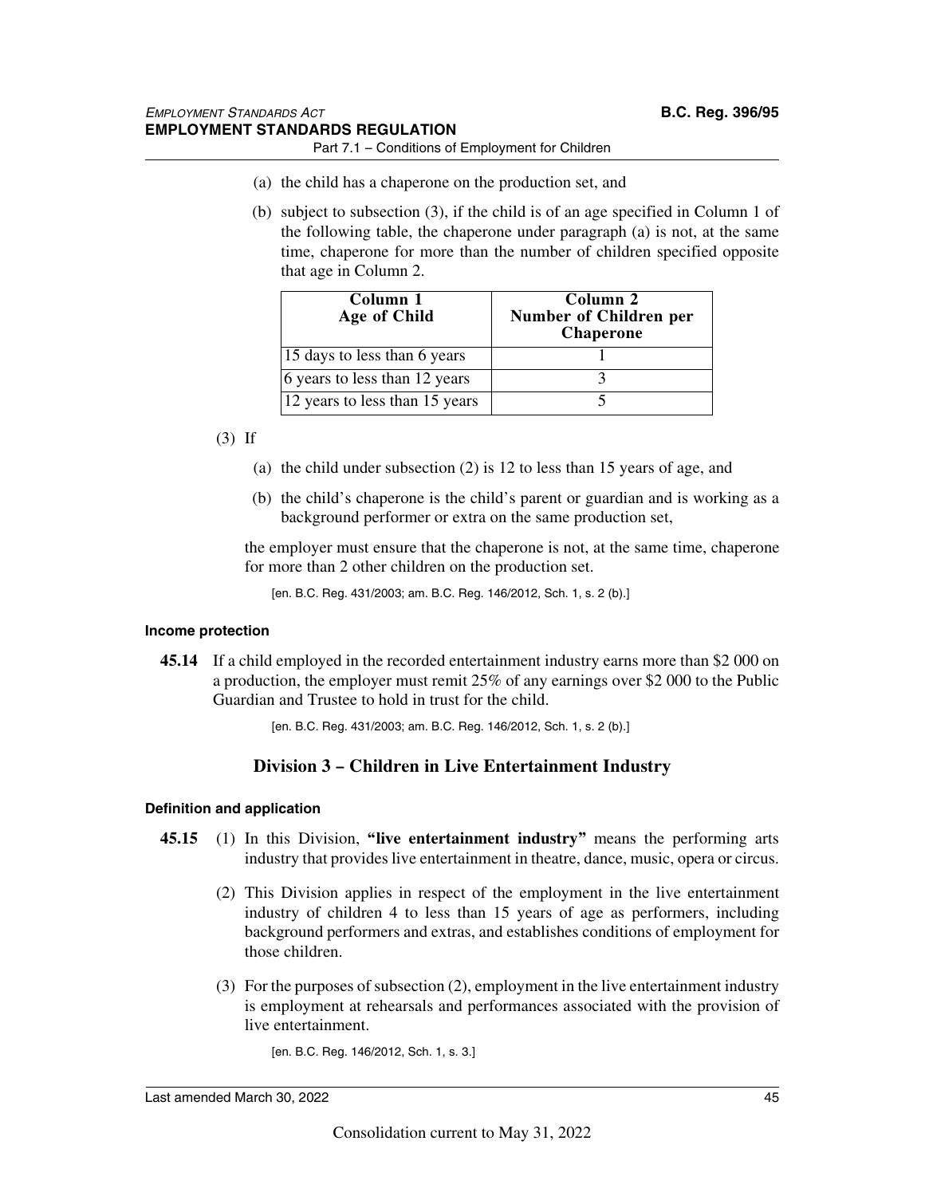(a) the child has a chaperone on the production set, and

(b) subject to subsection (3), if the child is of an age specified in Column 1 of the following table, the chaperone under paragraph (a) is not, at the same time, chaperone for more than the number of children specified opposite that age in Column 2.

| Column 1<br>Age of Child | Column 2<br>Number of Children per Chaperone |
|---|---|
| 15 days to less than 6 years | 1 |
| 6 years to less than 12 years | 3 |
| 12 years to less than 15 years | 5 |

(3) If

(a) the child under subsection (2) is 12 to less than 15 years of age, and

(b) the child's chaperone is the child's parent or guardian and is working as a background performer or extra on the same production set,

the employer must ensure that the chaperone is not, at the same time, chaperone for more than 2 other children on the production set.

[en. B.C. Reg. 431/2003; am. B.C. Reg. 146/2012, Sch. 1, s. 2 (b).]

#### Income protection

**45.14** If a child employed in the recorded entertainment industry earns more than $2 000 on a production, the employer must remit 25% of any earnings over $2 000 to the Public Guardian and Trustee to hold in trust for the child.

[en. B.C. Reg. 431/2003; am. B.C. Reg. 146/2012, Sch. 1, s. 2 (b).]

### Division 3 – Children in Live Entertainment Industry

#### Definition and application

**45.15** (1) In this Division, **"live entertainment industry"** means the performing arts industry that provides live entertainment in theatre, dance, music, opera or circus.

(2) This Division applies in respect of the employment in the live entertainment industry of children 4 to less than 15 years of age as performers, including background performers and extras, and establishes conditions of employment for those children.

(3) For the purposes of subsection (2), employment in the live entertainment industry is employment at rehearsals and performances associated with the provision of live entertainment.

[en. B.C. Reg. 146/2012, Sch. 1, s. 3.]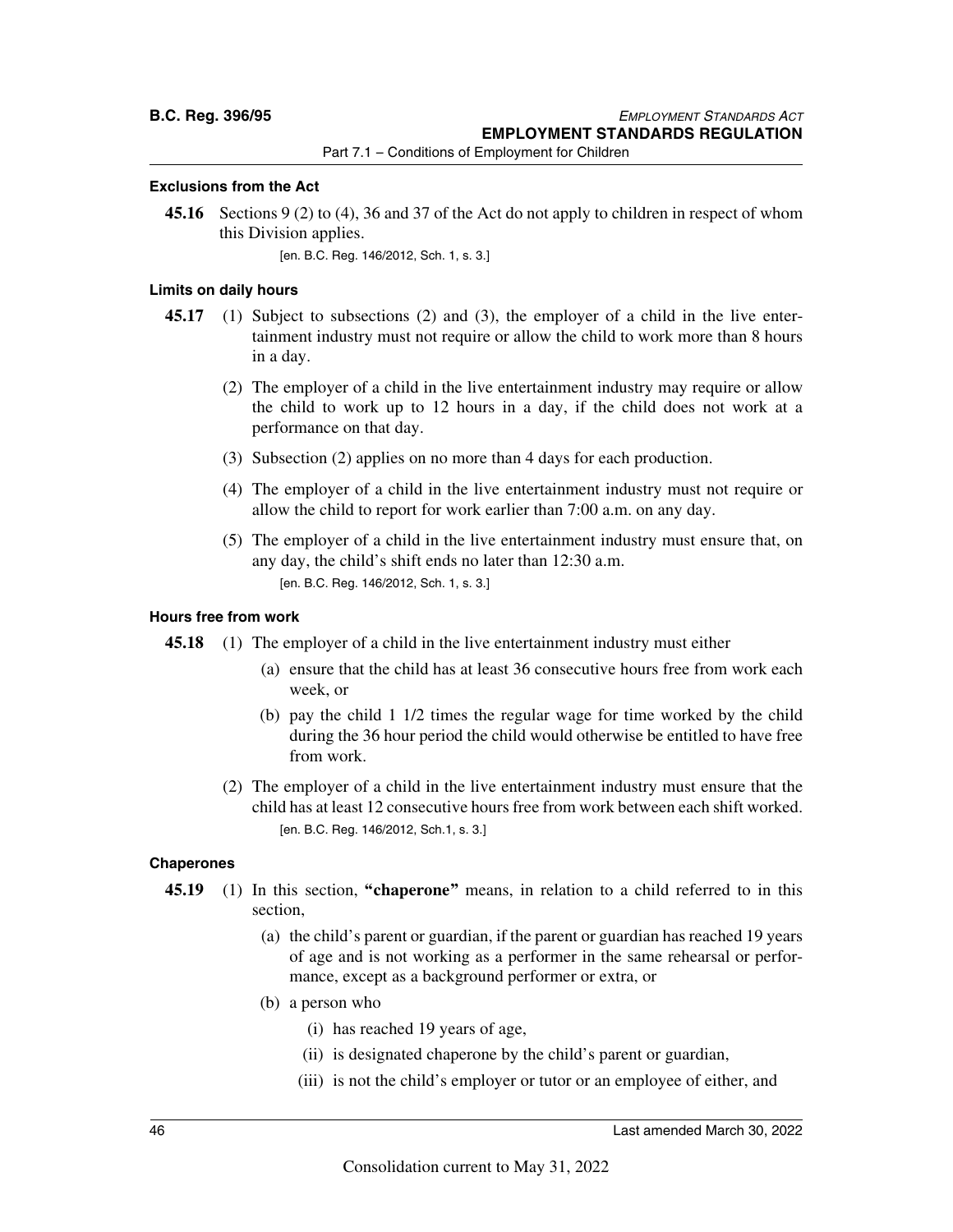### Exclusions from the Act

**45.16** Sections 9 (2) to (4), 36 and 37 of the Act do not apply to children in respect of whom this Division applies.

[en. B.C. Reg. 146/2012, Sch. 1, s. 3.]

### Limits on daily hours

**45.17** (1) Subject to subsections (2) and (3), the employer of a child in the live entertainment industry must not require or allow the child to work more than 8 hours in a day.

(2) The employer of a child in the live entertainment industry may require or allow the child to work up to 12 hours in a day, if the child does not work at a performance on that day.

(3) Subsection (2) applies on no more than 4 days for each production.

(4) The employer of a child in the live entertainment industry must not require or allow the child to report for work earlier than 7:00 a.m. on any day.

(5) The employer of a child in the live entertainment industry must ensure that, on any day, the child's shift ends no later than 12:30 a.m.

[en. B.C. Reg. 146/2012, Sch. 1, s. 3.]

### Hours free from work

**45.18** (1) The employer of a child in the live entertainment industry must either

(a) ensure that the child has at least 36 consecutive hours free from work each week, or

(b) pay the child 1 1/2 times the regular wage for time worked by the child during the 36 hour period the child would otherwise be entitled to have free from work.

(2) The employer of a child in the live entertainment industry must ensure that the child has at least 12 consecutive hours free from work between each shift worked.

[en. B.C. Reg. 146/2012, Sch.1, s. 3.]

### Chaperones

**45.19** (1) In this section, **"chaperone"** means, in relation to a child referred to in this section,

(a) the child's parent or guardian, if the parent or guardian has reached 19 years of age and is not working as a performer in the same rehearsal or performance, except as a background performer or extra, or

(b) a person who

(i) has reached 19 years of age,

(ii) is designated chaperone by the child's parent or guardian,

(iii) is not the child's employer or tutor or an employee of either, and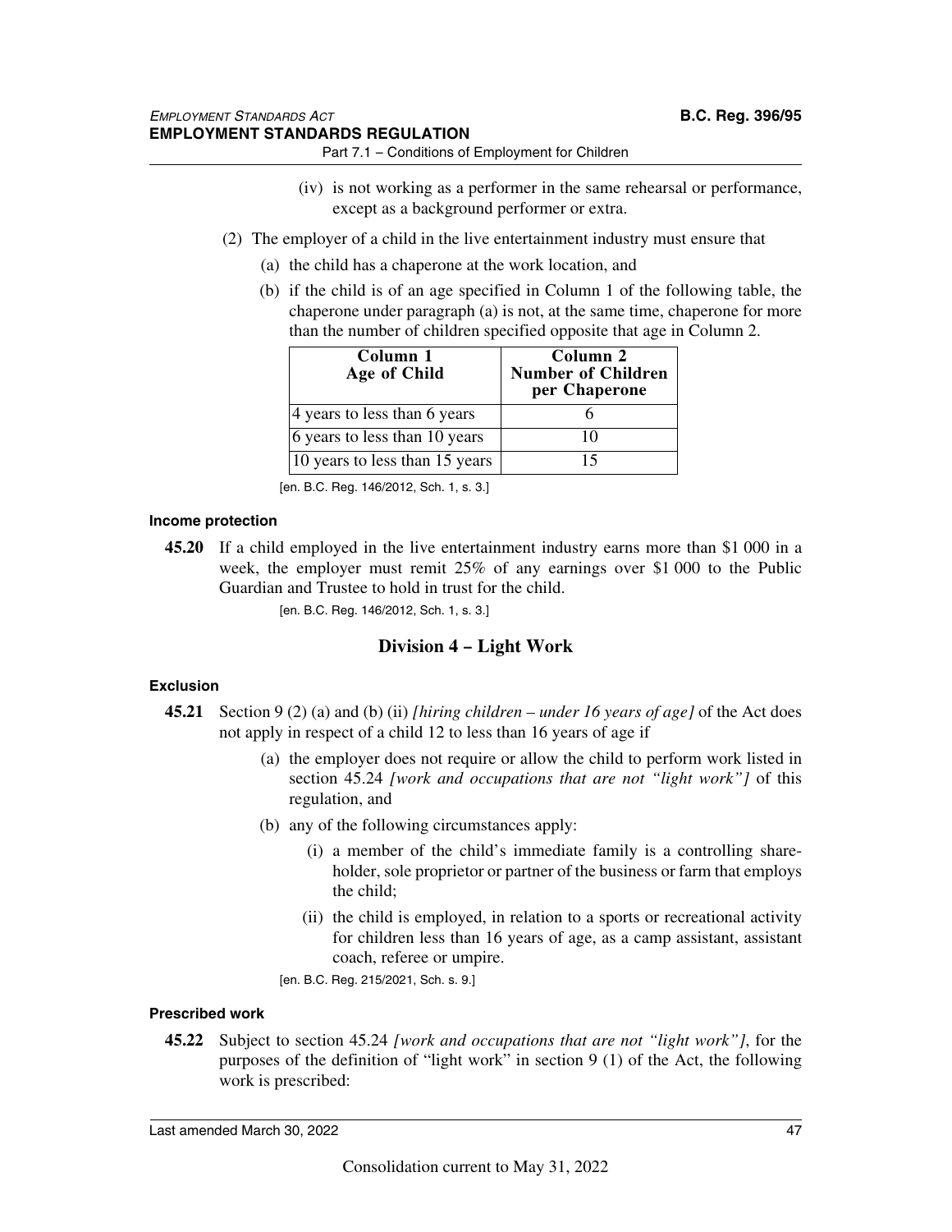(iv) is not working as a performer in the same rehearsal or performance, except as a background performer or extra.

(2) The employer of a child in the live entertainment industry must ensure that

(a) the child has a chaperone at the work location, and

(b) if the child is of an age specified in Column 1 of the following table, the chaperone under paragraph (a) is not, at the same time, chaperone for more than the number of children specified opposite that age in Column 2.

| Column 1<br>Age of Child | Column 2<br>Number of Children per Chaperone |
|---|---|
| 4 years to less than 6 years | 6 |
| 6 years to less than 10 years | 10 |
| 10 years to less than 15 years | 15 |

[en. B.C. Reg. 146/2012, Sch. 1, s. 3.]

#### Income protection

**45.20** If a child employed in the live entertainment industry earns more than $1 000 in a week, the employer must remit 25% of any earnings over $1 000 to the Public Guardian and Trustee to hold in trust for the child.

[en. B.C. Reg. 146/2012, Sch. 1, s. 3.]

## Division 4 – Light Work

#### Exclusion

**45.21** Section 9 (2) (a) and (b) (ii) *[hiring children – under 16 years of age]* of the Act does not apply in respect of a child 12 to less than 16 years of age if

(a) the employer does not require or allow the child to perform work listed in section 45.24 *[work and occupations that are not "light work"]* of this regulation, and

(b) any of the following circumstances apply:

(i) a member of the child's immediate family is a controlling shareholder, sole proprietor or partner of the business or farm that employs the child;

(ii) the child is employed, in relation to a sports or recreational activity for children less than 16 years of age, as a camp assistant, assistant coach, referee or umpire.

[en. B.C. Reg. 215/2021, Sch. s. 9.]

#### Prescribed work

**45.22** Subject to section 45.24 *[work and occupations that are not "light work"]*, for the purposes of the definition of "light work" in section 9 (1) of the Act, the following work is prescribed: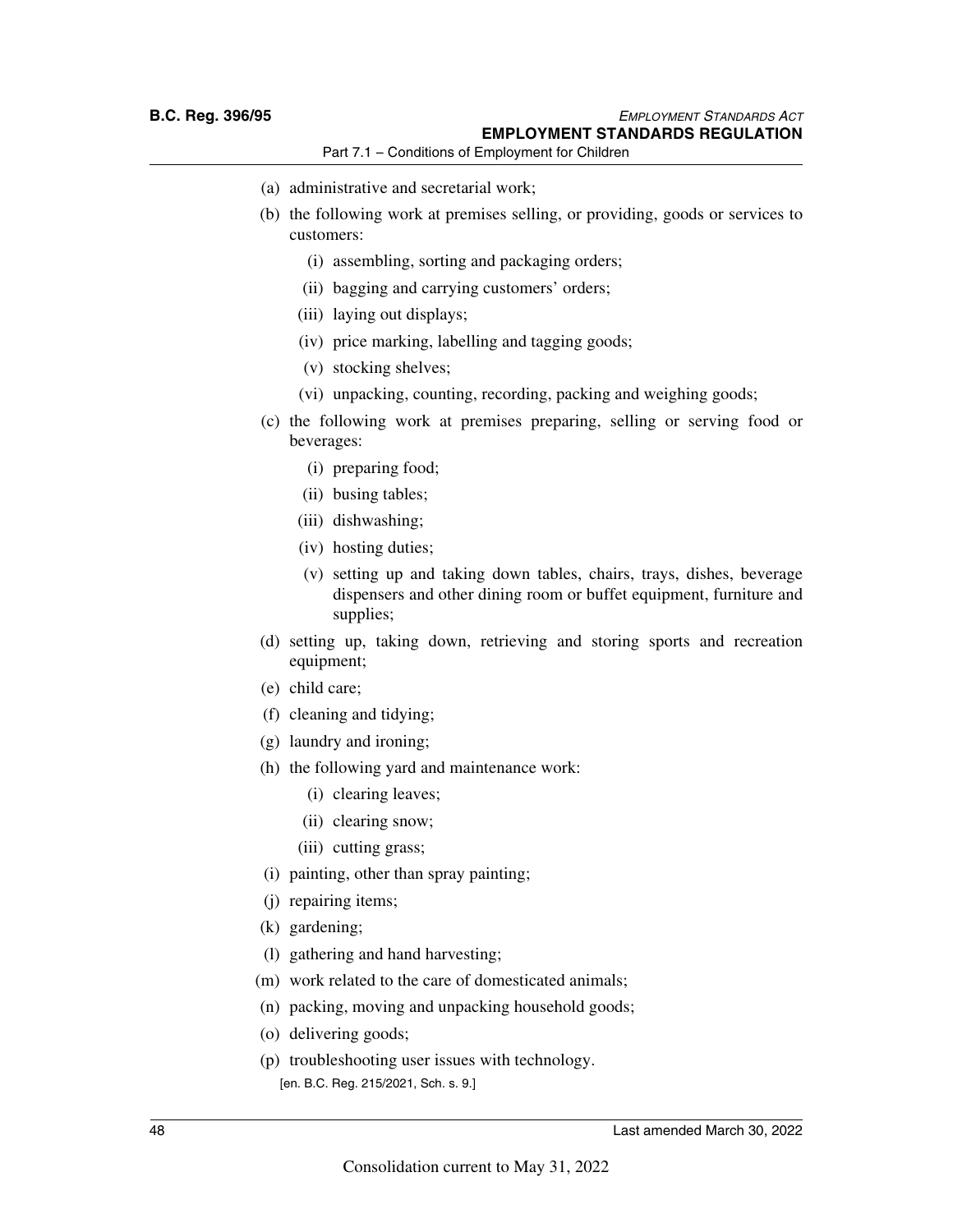(a) administrative and secretarial work;

(b) the following work at premises selling, or providing, goods or services to customers:

   (i) assembling, sorting and packaging orders;

   (ii) bagging and carrying customers' orders;

   (iii) laying out displays;

   (iv) price marking, labelling and tagging goods;

   (v) stocking shelves;

   (vi) unpacking, counting, recording, packing and weighing goods;

(c) the following work at premises preparing, selling or serving food or beverages:

   (i) preparing food;

   (ii) busing tables;

   (iii) dishwashing;

   (iv) hosting duties;

   (v) setting up and taking down tables, chairs, trays, dishes, beverage dispensers and other dining room or buffet equipment, furniture and supplies;

(d) setting up, taking down, retrieving and storing sports and recreation equipment;

(e) child care;

(f) cleaning and tidying;

(g) laundry and ironing;

(h) the following yard and maintenance work:

   (i) clearing leaves;

   (ii) clearing snow;

   (iii) cutting grass;

(i) painting, other than spray painting;

(j) repairing items;

(k) gardening;

(l) gathering and hand harvesting;

(m) work related to the care of domesticated animals;

(n) packing, moving and unpacking household goods;

(o) delivering goods;

(p) troubleshooting user issues with technology.

[en. B.C. Reg. 215/2021, Sch. s. 9.]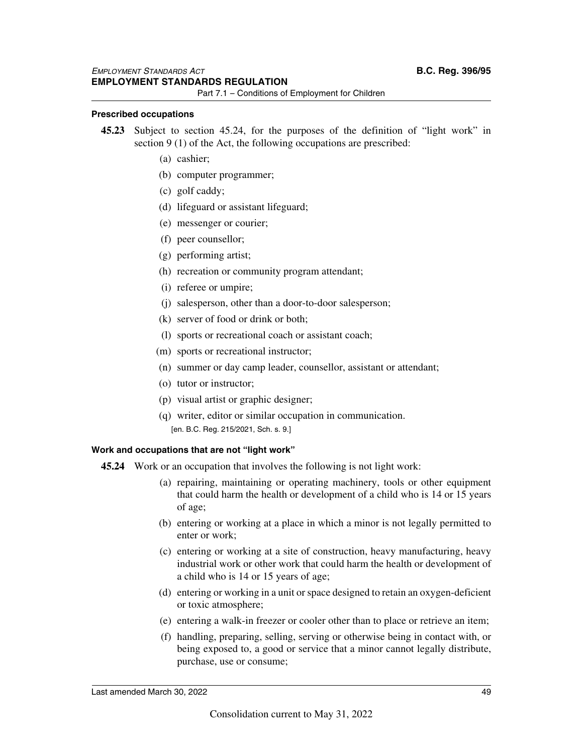#### Prescribed occupations

**45.23** Subject to section 45.24, for the purposes of the definition of "light work" in section 9 (1) of the Act, the following occupations are prescribed:

(a) cashier;

(b) computer programmer;

(c) golf caddy;

(d) lifeguard or assistant lifeguard;

(e) messenger or courier;

(f) peer counsellor;

(g) performing artist;

(h) recreation or community program attendant;

(i) referee or umpire;

(j) salesperson, other than a door-to-door salesperson;

(k) server of food or drink or both;

(l) sports or recreational coach or assistant coach;

(m) sports or recreational instructor;

(n) summer or day camp leader, counsellor, assistant or attendant;

(o) tutor or instructor;

(p) visual artist or graphic designer;

(q) writer, editor or similar occupation in communication.

[en. B.C. Reg. 215/2021, Sch. s. 9.]

#### Work and occupations that are not "light work"

**45.24** Work or an occupation that involves the following is not light work:

(a) repairing, maintaining or operating machinery, tools or other equipment that could harm the health or development of a child who is 14 or 15 years of age;

(b) entering or working at a place in which a minor is not legally permitted to enter or work;

(c) entering or working at a site of construction, heavy manufacturing, heavy industrial work or other work that could harm the health or development of a child who is 14 or 15 years of age;

(d) entering or working in a unit or space designed to retain an oxygen-deficient or toxic atmosphere;

(e) entering a walk-in freezer or cooler other than to place or retrieve an item;

(f) handling, preparing, selling, serving or otherwise being in contact with, or being exposed to, a good or service that a minor cannot legally distribute, purchase, use or consume;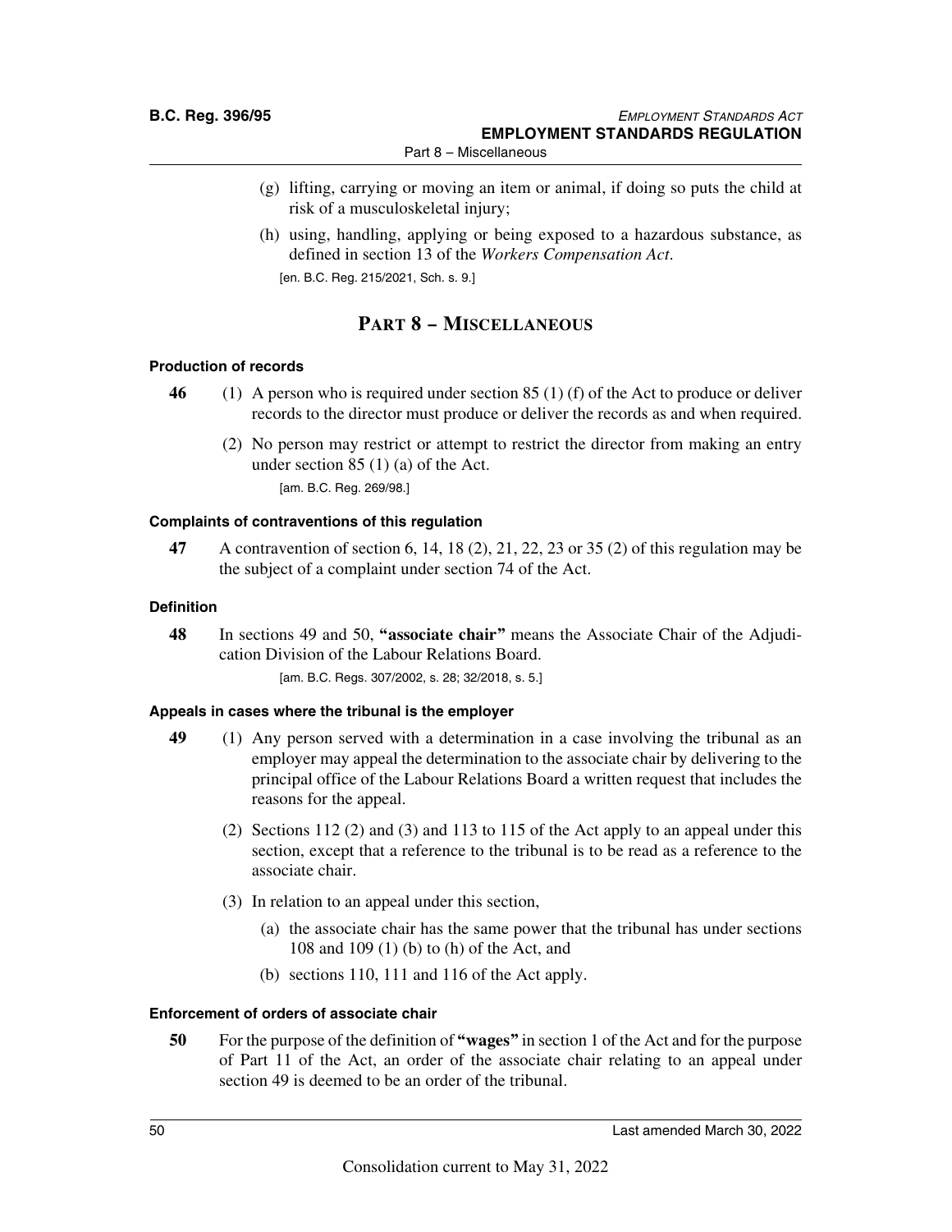(g) lifting, carrying or moving an item or animal, if doing so puts the child at risk of a musculoskeletal injury;

(h) using, handling, applying or being exposed to a hazardous substance, as defined in section 13 of the *Workers Compensation Act*.

[en. B.C. Reg. 215/2021, Sch. s. 9.]

## PART 8 – MISCELLANEOUS

#### Production of records

**46** (1) A person who is required under section 85 (1) (f) of the Act to produce or deliver records to the director must produce or deliver the records as and when required.

(2) No person may restrict or attempt to restrict the director from making an entry under section 85 (1) (a) of the Act.

[am. B.C. Reg. 269/98.]

#### Complaints of contraventions of this regulation

**47** A contravention of section 6, 14, 18 (2), 21, 22, 23 or 35 (2) of this regulation may be the subject of a complaint under section 74 of the Act.

#### Definition

**48** In sections 49 and 50, **"associate chair"** means the Associate Chair of the Adjudication Division of the Labour Relations Board.

[am. B.C. Regs. 307/2002, s. 28; 32/2018, s. 5.]

#### Appeals in cases where the tribunal is the employer

**49** (1) Any person served with a determination in a case involving the tribunal as an employer may appeal the determination to the associate chair by delivering to the principal office of the Labour Relations Board a written request that includes the reasons for the appeal.

(2) Sections 112 (2) and (3) and 113 to 115 of the Act apply to an appeal under this section, except that a reference to the tribunal is to be read as a reference to the associate chair.

(3) In relation to an appeal under this section,

(a) the associate chair has the same power that the tribunal has under sections 108 and 109 (1) (b) to (h) of the Act, and

(b) sections 110, 111 and 116 of the Act apply.

#### Enforcement of orders of associate chair

**50** For the purpose of the definition of **"wages"** in section 1 of the Act and for the purpose of Part 11 of the Act, an order of the associate chair relating to an appeal under section 49 is deemed to be an order of the tribunal.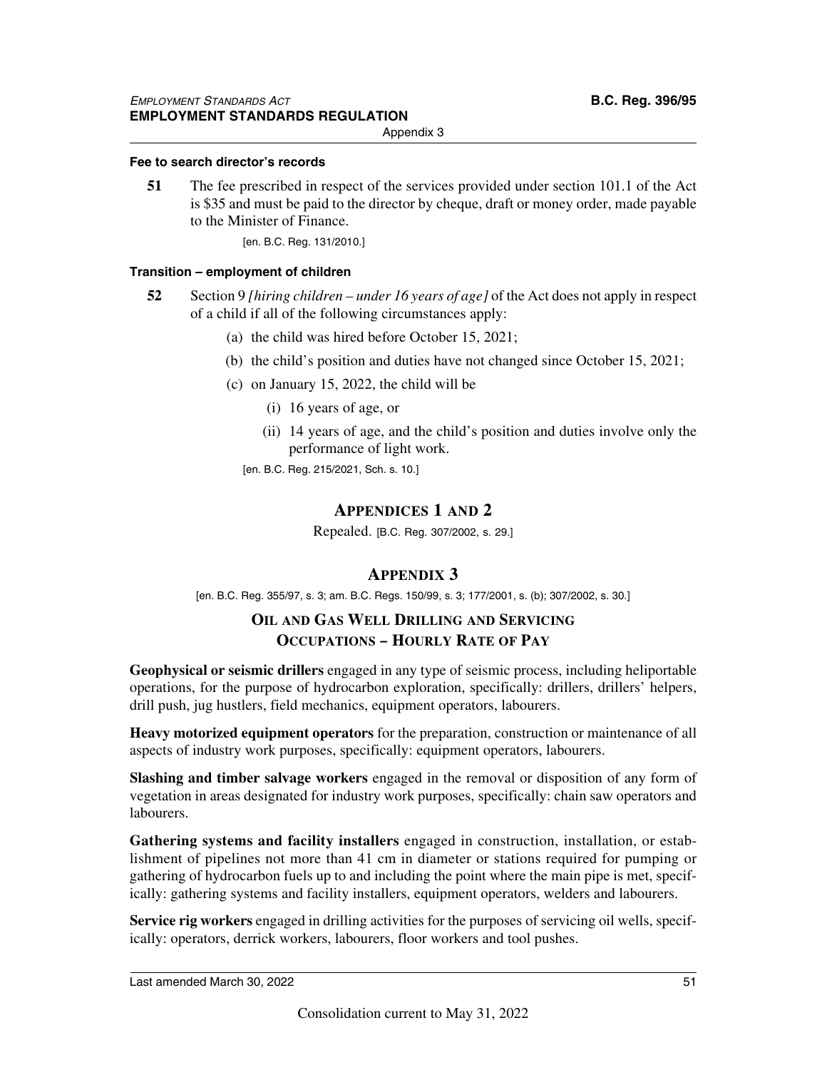#### Fee to search director's records

**51** The fee prescribed in respect of the services provided under section 101.1 of the Act is $35 and must be paid to the director by cheque, draft or money order, made payable to the Minister of Finance.

[en. B.C. Reg. 131/2010.]

#### Transition – employment of children

**52** Section 9 *[hiring children – under 16 years of age]* of the Act does not apply in respect of a child if all of the following circumstances apply:

(a) the child was hired before October 15, 2021;

(b) the child's position and duties have not changed since October 15, 2021;

(c) on January 15, 2022, the child will be

(i) 16 years of age, or

(ii) 14 years of age, and the child's position and duties involve only the performance of light work.

[en. B.C. Reg. 215/2021, Sch. s. 10.]

## APPENDICES 1 AND 2

Repealed. [B.C. Reg. 307/2002, s. 29.]

## APPENDIX 3

[en. B.C. Reg. 355/97, s. 3; am. B.C. Regs. 150/99, s. 3; 177/2001, s. (b); 307/2002, s. 30.]

### OIL AND GAS WELL DRILLING AND SERVICING OCCUPATIONS – HOURLY RATE OF PAY

**Geophysical or seismic drillers** engaged in any type of seismic process, including heliportable operations, for the purpose of hydrocarbon exploration, specifically: drillers, drillers' helpers, drill push, jug hustlers, field mechanics, equipment operators, labourers.

**Heavy motorized equipment operators** for the preparation, construction or maintenance of all aspects of industry work purposes, specifically: equipment operators, labourers.

**Slashing and timber salvage workers** engaged in the removal or disposition of any form of vegetation in areas designated for industry work purposes, specifically: chain saw operators and labourers.

**Gathering systems and facility installers** engaged in construction, installation, or establishment of pipelines not more than 41 cm in diameter or stations required for pumping or gathering of hydrocarbon fuels up to and including the point where the main pipe is met, specifically: gathering systems and facility installers, equipment operators, welders and labourers.

**Service rig workers** engaged in drilling activities for the purposes of servicing oil wells, specifically: operators, derrick workers, labourers, floor workers and tool pushes.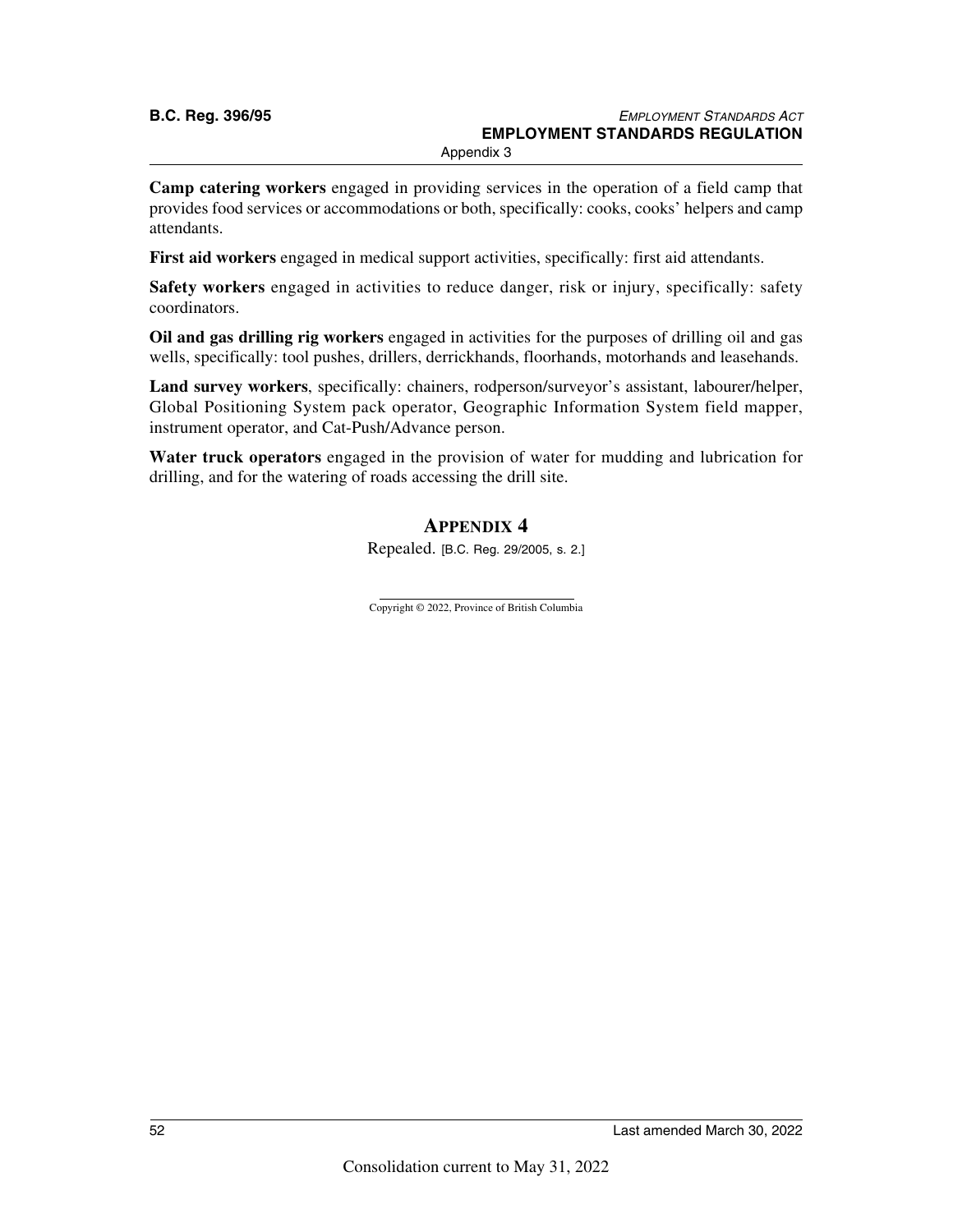**Camp catering workers** engaged in providing services in the operation of a field camp that provides food services or accommodations or both, specifically: cooks, cooks' helpers and camp attendants.

**First aid workers** engaged in medical support activities, specifically: first aid attendants.

**Safety workers** engaged in activities to reduce danger, risk or injury, specifically: safety coordinators.

**Oil and gas drilling rig workers** engaged in activities for the purposes of drilling oil and gas wells, specifically: tool pushes, drillers, derrickhands, floorhands, motorhands and leasehands.

**Land survey workers**, specifically: chainers, rodperson/surveyor's assistant, labourer/helper, Global Positioning System pack operator, Geographic Information System field mapper, instrument operator, and Cat-Push/Advance person.

**Water truck operators** engaged in the provision of water for mudding and lubrication for drilling, and for the watering of roads accessing the drill site.

## APPENDIX 4

Repealed. [B.C. Reg. 29/2005, s. 2.]

Copyright © 2022, Province of British Columbia